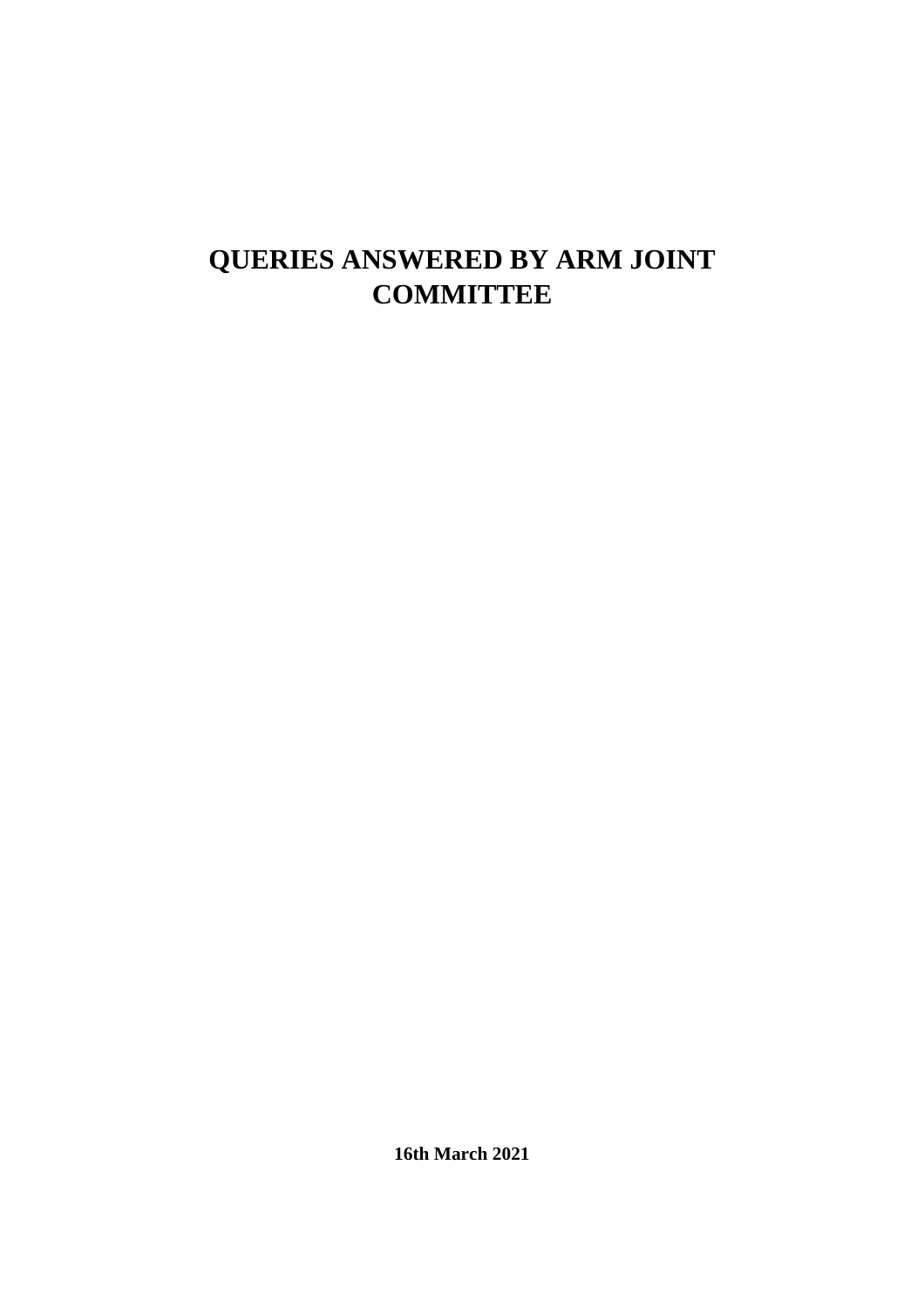# QUERIES ANSWERED BY ARM JOINT COMMITTEE

**16th March 2021**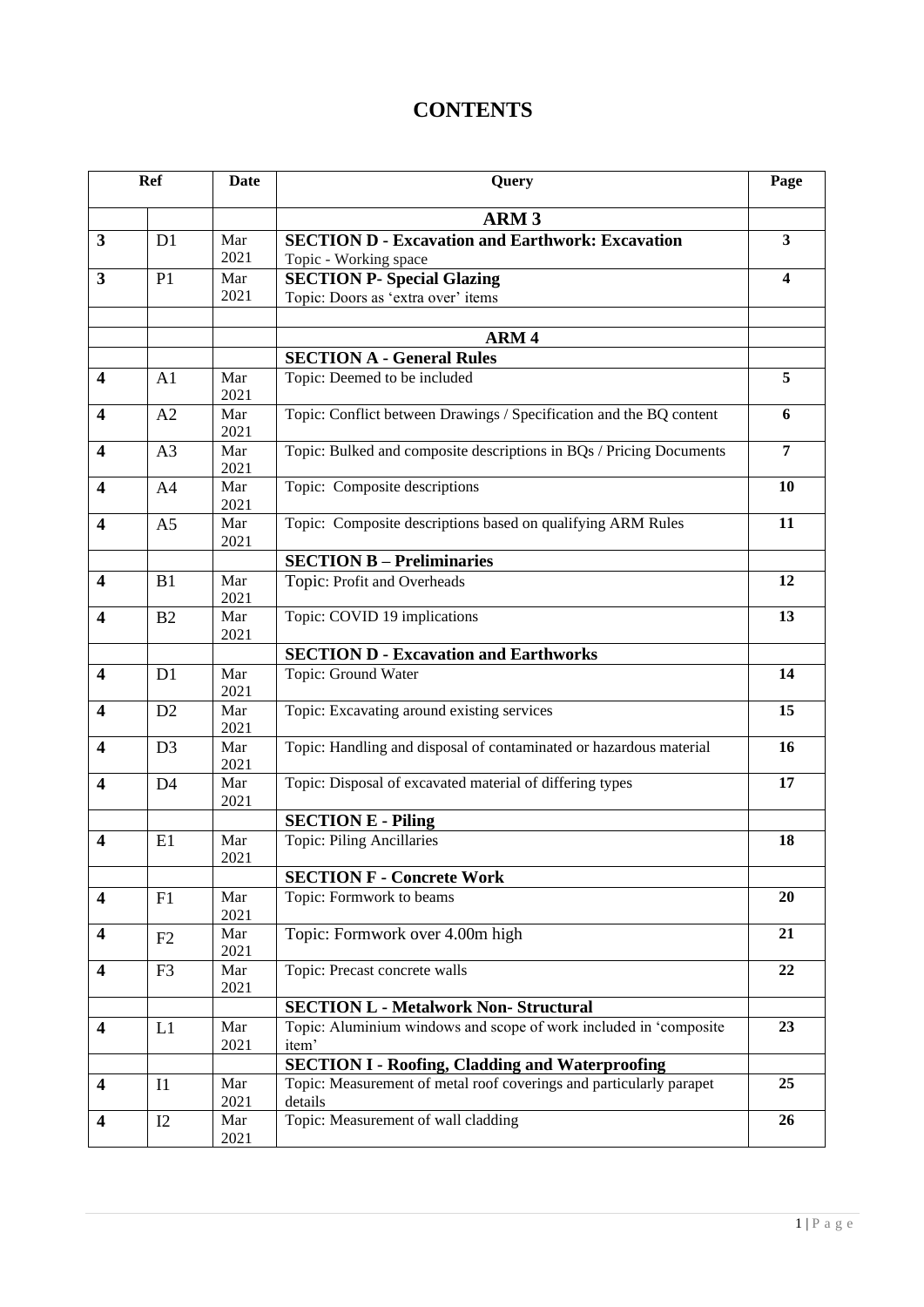# CONTENTS

| Ref | | Date | Query | Page |
|---|---|---|---|---|
| | | | **ARM 3** | |
| **3** | D1 | Mar 2021 | **SECTION D - Excavation and Earthwork: Excavation** Topic - Working space | **3** |
| **3** | P1 | Mar 2021 | **SECTION P- Special Glazing** Topic: Doors as 'extra over' items | **4** |
| | | | | |
| | | | **ARM 4** | |
| | | | **SECTION A - General Rules** | |
| **4** | A1 | Mar 2021 | Topic: Deemed to be included | **5** |
| **4** | A2 | Mar 2021 | Topic: Conflict between Drawings / Specification and the BQ content | **6** |
| **4** | A3 | Mar 2021 | Topic: Bulked and composite descriptions in BQs / Pricing Documents | **7** |
| **4** | A4 | Mar 2021 | Topic: Composite descriptions | **10** |
| **4** | A5 | Mar 2021 | Topic: Composite descriptions based on qualifying ARM Rules | **11** |
| | | | **SECTION B – Preliminaries** | |
| **4** | B1 | Mar 2021 | Topic: Profit and Overheads | **12** |
| **4** | B2 | Mar 2021 | Topic: COVID 19 implications | **13** |
| | | | **SECTION D - Excavation and Earthworks** | |
| **4** | D1 | Mar 2021 | Topic: Ground Water | **14** |
| **4** | D2 | Mar 2021 | Topic: Excavating around existing services | **15** |
| **4** | D3 | Mar 2021 | Topic: Handling and disposal of contaminated or hazardous material | **16** |
| **4** | D4 | Mar 2021 | Topic: Disposal of excavated material of differing types | **17** |
| | | | **SECTION E - Piling** | |
| **4** | E1 | Mar 2021 | Topic: Piling Ancillaries | **18** |
| | | | **SECTION F - Concrete Work** | |
| **4** | F1 | Mar 2021 | Topic: Formwork to beams | **20** |
| **4** | F2 | Mar 2021 | Topic: Formwork over 4.00m high | **21** |
| **4** | F3 | Mar 2021 | Topic: Precast concrete walls | **22** |
| | | | **SECTION L - Metalwork Non- Structural** | |
| **4** | L1 | Mar 2021 | Topic: Aluminium windows and scope of work included in 'composite item' | **23** |
| | | | **SECTION I - Roofing, Cladding and Waterproofing** | |
| **4** | I1 | Mar 2021 | Topic: Measurement of metal roof coverings and particularly parapet details | **25** |
| **4** | I2 | Mar 2021 | Topic: Measurement of wall cladding | **26** |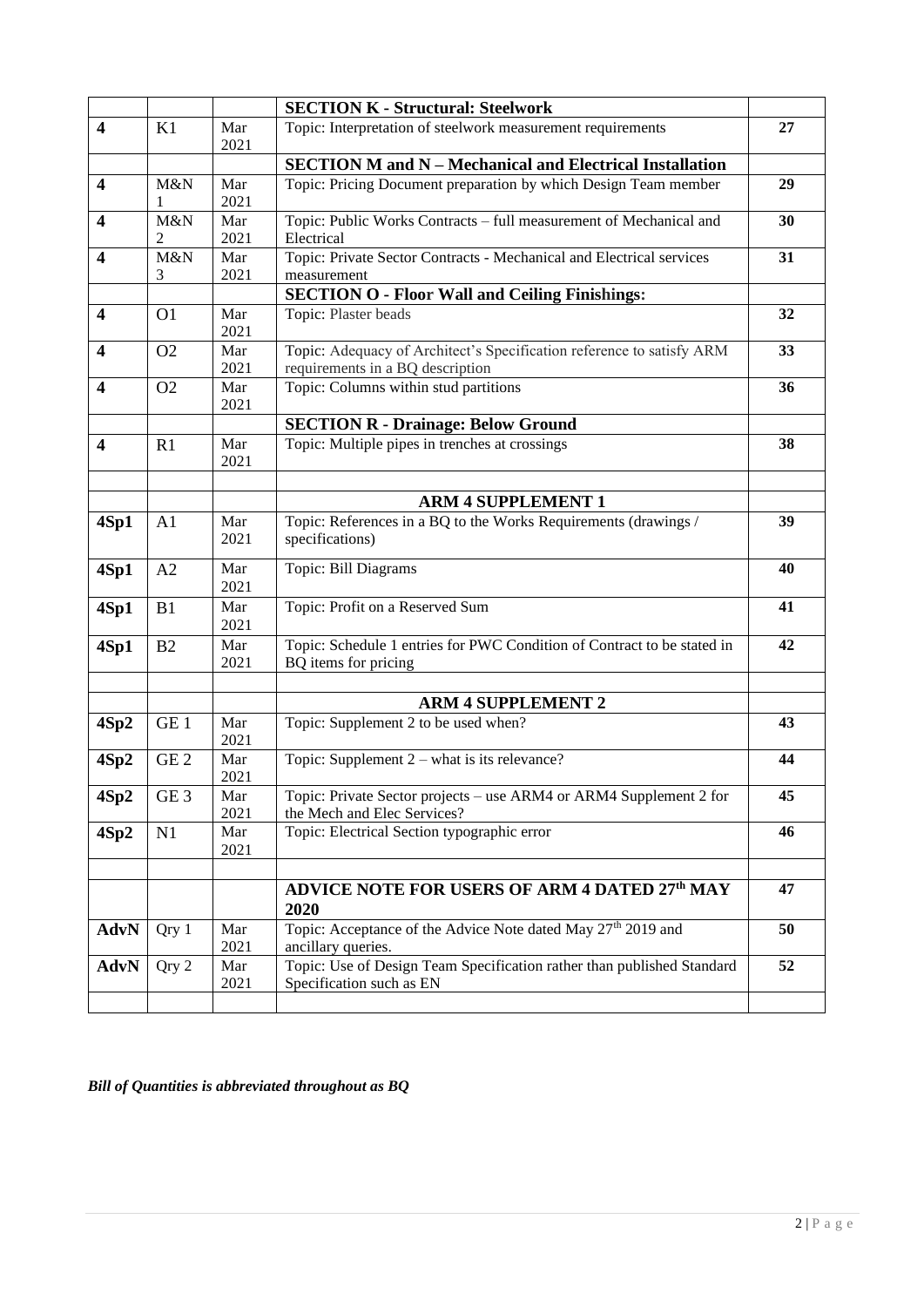| | | | | |
|---|---|---|---|---|
| | | | **SECTION K - Structural: Steelwork** | |
| **4** | K1 | Mar 2021 | Topic: Interpretation of steelwork measurement requirements | **27** |
| | | | **SECTION M and N – Mechanical and Electrical Installation** | |
| **4** | M&N 1 | Mar 2021 | Topic: Pricing Document preparation by which Design Team member | **29** |
| **4** | M&N 2 | Mar 2021 | Topic: Public Works Contracts – full measurement of Mechanical and Electrical | **30** |
| **4** | M&N 3 | Mar 2021 | Topic: Private Sector Contracts - Mechanical and Electrical services measurement | **31** |
| | | | **SECTION O - Floor Wall and Ceiling Finishings:** | |
| **4** | O1 | Mar 2021 | Topic: Plaster beads | **32** |
| **4** | O2 | Mar 2021 | Topic: Adequacy of Architect's Specification reference to satisfy ARM requirements in a BQ description | **33** |
| **4** | O2 | Mar 2021 | Topic: Columns within stud partitions | **36** |
| | | | **SECTION R - Drainage: Below Ground** | |
| **4** | R1 | Mar 2021 | Topic: Multiple pipes in trenches at crossings | **38** |
| | | | | |
| | | | **ARM 4 SUPPLEMENT 1** | |
| **4Sp1** | A1 | Mar 2021 | Topic: References in a BQ to the Works Requirements (drawings / specifications) | **39** |
| **4Sp1** | A2 | Mar 2021 | Topic: Bill Diagrams | **40** |
| **4Sp1** | B1 | Mar 2021 | Topic: Profit on a Reserved Sum | **41** |
| **4Sp1** | B2 | Mar 2021 | Topic: Schedule 1 entries for PWC Condition of Contract to be stated in BQ items for pricing | **42** |
| | | | | |
| | | | **ARM 4 SUPPLEMENT 2** | |
| **4Sp2** | GE 1 | Mar 2021 | Topic: Supplement 2 to be used when? | **43** |
| **4Sp2** | GE 2 | Mar 2021 | Topic: Supplement 2 – what is its relevance? | **44** |
| **4Sp2** | GE 3 | Mar 2021 | Topic: Private Sector projects – use ARM4 or ARM4 Supplement 2 for the Mech and Elec Services? | **45** |
| **4Sp2** | N1 | Mar 2021 | Topic: Electrical Section typographic error | **46** |
| | | | | |
| | | | **ADVICE NOTE FOR USERS OF ARM 4 DATED 27th MAY 2020** | **47** |
| **AdvN** | Qry 1 | Mar 2021 | Topic: Acceptance of the Advice Note dated May 27th 2019 and ancillary queries. | **50** |
| **AdvN** | Qry 2 | Mar 2021 | Topic: Use of Design Team Specification rather than published Standard Specification such as EN | **52** |

***Bill of Quantities is abbreviated throughout as BQ***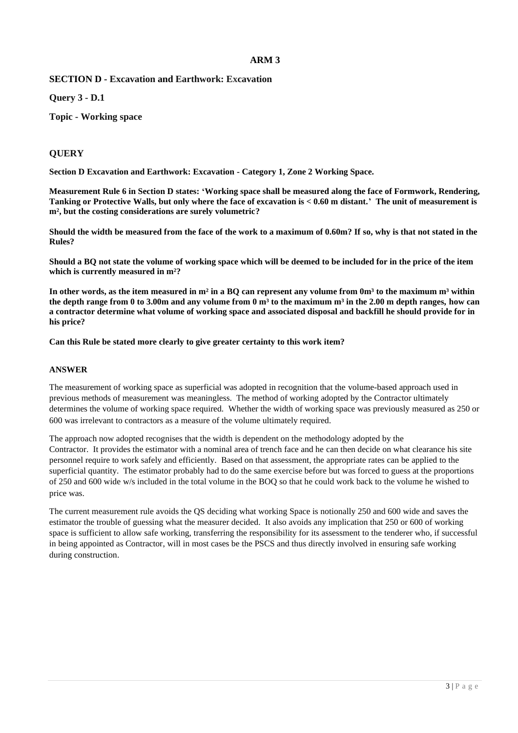# ARM 3

## SECTION D - Excavation and Earthwork: Excavation

**Query 3 - D.1**

**Topic - Working space**

### QUERY

**Section D Excavation and Earthwork: Excavation - Category 1, Zone 2 Working Space.**

**Measurement Rule 6 in Section D states: 'Working space shall be measured along the face of Formwork, Rendering, Tanking or Protective Walls, but only where the face of excavation is < 0.60 m distant.' The unit of measurement is m², but the costing considerations are surely volumetric?**

**Should the width be measured from the face of the work to a maximum of 0.60m? If so, why is that not stated in the Rules?**

**Should a BQ not state the volume of working space which will be deemed to be included for in the price of the item which is currently measured in m²?**

**In other words, as the item measured in m² in a BQ can represent any volume from 0m³ to the maximum m³ within the depth range from 0 to 3.00m and any volume from 0 m³ to the maximum m³ in the 2.00 m depth ranges, how can a contractor determine what volume of working space and associated disposal and backfill he should provide for in his price?**

**Can this Rule be stated more clearly to give greater certainty to this work item?**

### ANSWER

The measurement of working space as superficial was adopted in recognition that the volume-based approach used in previous methods of measurement was meaningless. The method of working adopted by the Contractor ultimately determines the volume of working space required. Whether the width of working space was previously measured as 250 or 600 was irrelevant to contractors as a measure of the volume ultimately required.

The approach now adopted recognises that the width is dependent on the methodology adopted by the Contractor. It provides the estimator with a nominal area of trench face and he can then decide on what clearance his site personnel require to work safely and efficiently. Based on that assessment, the appropriate rates can be applied to the superficial quantity. The estimator probably had to do the same exercise before but was forced to guess at the proportions of 250 and 600 wide w/s included in the total volume in the BOQ so that he could work back to the volume he wished to price was.

The current measurement rule avoids the QS deciding what working Space is notionally 250 and 600 wide and saves the estimator the trouble of guessing what the measurer decided. It also avoids any implication that 250 or 600 of working space is sufficient to allow safe working, transferring the responsibility for its assessment to the tenderer who, if successful in being appointed as Contractor, will in most cases be the PSCS and thus directly involved in ensuring safe working during construction.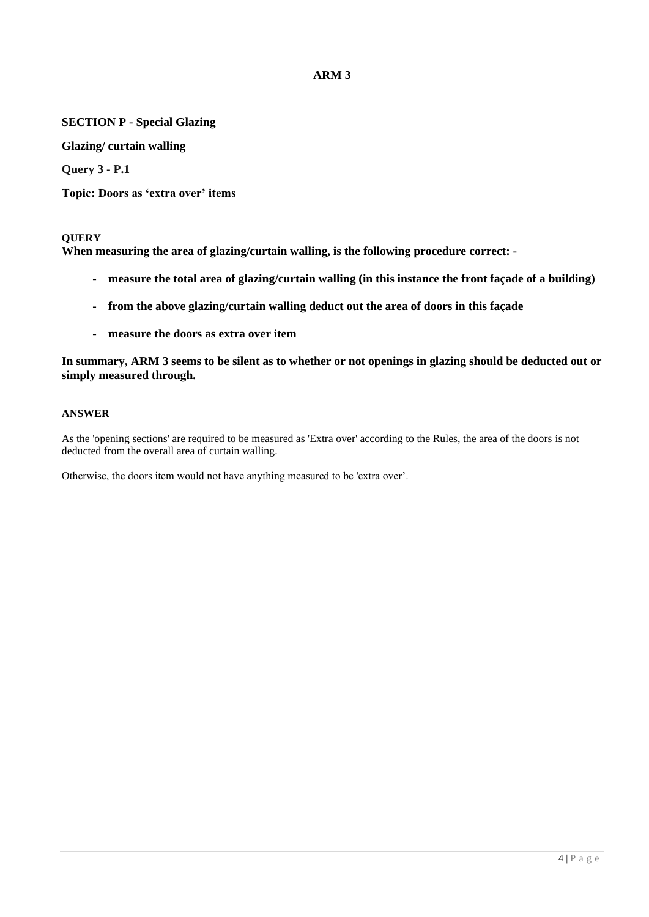# ARM 3

**SECTION P - Special Glazing**

**Glazing/ curtain walling**

**Query 3 - P.1**

**Topic: Doors as 'extra over' items**

**QUERY**

**When measuring the area of glazing/curtain walling, is the following procedure correct: -**

- **measure the total area of glazing/curtain walling (in this instance the front façade of a building)**
- **from the above glazing/curtain walling deduct out the area of doors in this façade**
- **measure the doors as extra over item**

**In summary, ARM 3 seems to be silent as to whether or not openings in glazing should be deducted out or simply measured through.**

**ANSWER**

As the 'opening sections' are required to be measured as 'Extra over' according to the Rules, the area of the doors is not deducted from the overall area of curtain walling.

Otherwise, the doors item would not have anything measured to be 'extra over'.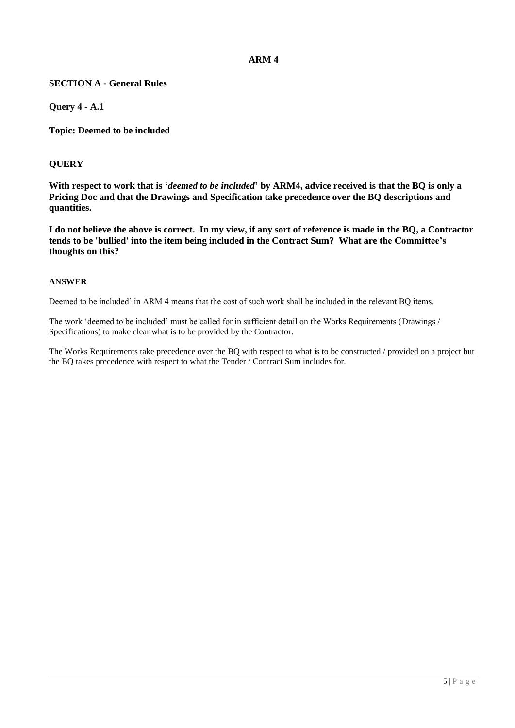# ARM 4

## SECTION A - General Rules

**Query 4 - A.1**

**Topic: Deemed to be included**

### QUERY

**With respect to work that is '*deemed to be included*' by ARM4, advice received is that the BQ is only a Pricing Doc and that the Drawings and Specification take precedence over the BQ descriptions and quantities.**

**I do not believe the above is correct. In my view, if any sort of reference is made in the BQ, a Contractor tends to be 'bullied' into the item being included in the Contract Sum? What are the Committee's thoughts on this?**

### ANSWER

Deemed to be included' in ARM 4 means that the cost of such work shall be included in the relevant BQ items.

The work 'deemed to be included' must be called for in sufficient detail on the Works Requirements (Drawings / Specifications) to make clear what is to be provided by the Contractor.

The Works Requirements take precedence over the BQ with respect to what is to be constructed / provided on a project but the BQ takes precedence with respect to what the Tender / Contract Sum includes for.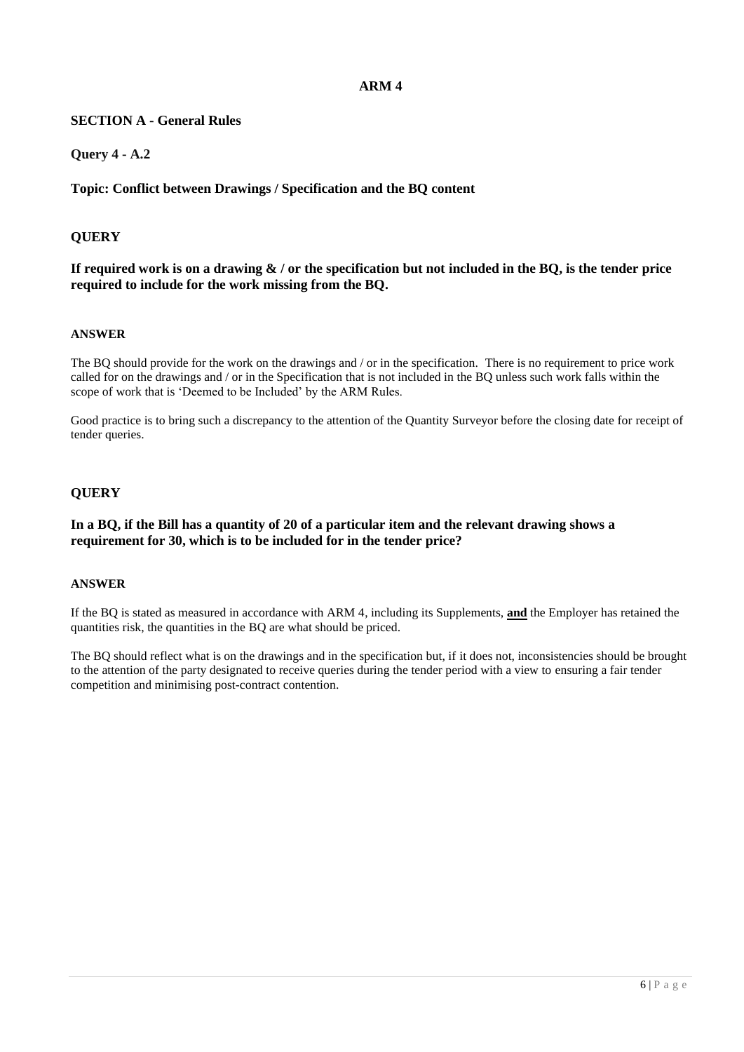# ARM 4

## SECTION A - General Rules

### Query 4 - A.2

### Topic: Conflict between Drawings / Specification and the BQ content

### QUERY

**If required work is on a drawing & / or the specification but not included in the BQ, is the tender price required to include for the work missing from the BQ.**

#### ANSWER

The BQ should provide for the work on the drawings and / or in the specification. There is no requirement to price work called for on the drawings and / or in the Specification that is not included in the BQ unless such work falls within the scope of work that is 'Deemed to be Included' by the ARM Rules.

Good practice is to bring such a discrepancy to the attention of the Quantity Surveyor before the closing date for receipt of tender queries.

### QUERY

**In a BQ, if the Bill has a quantity of 20 of a particular item and the relevant drawing shows a requirement for 30, which is to be included for in the tender price?**

#### ANSWER

If the BQ is stated as measured in accordance with ARM 4, including its Supplements, **and** the Employer has retained the quantities risk, the quantities in the BQ are what should be priced.

The BQ should reflect what is on the drawings and in the specification but, if it does not, inconsistencies should be brought to the attention of the party designated to receive queries during the tender period with a view to ensuring a fair tender competition and minimising post-contract contention.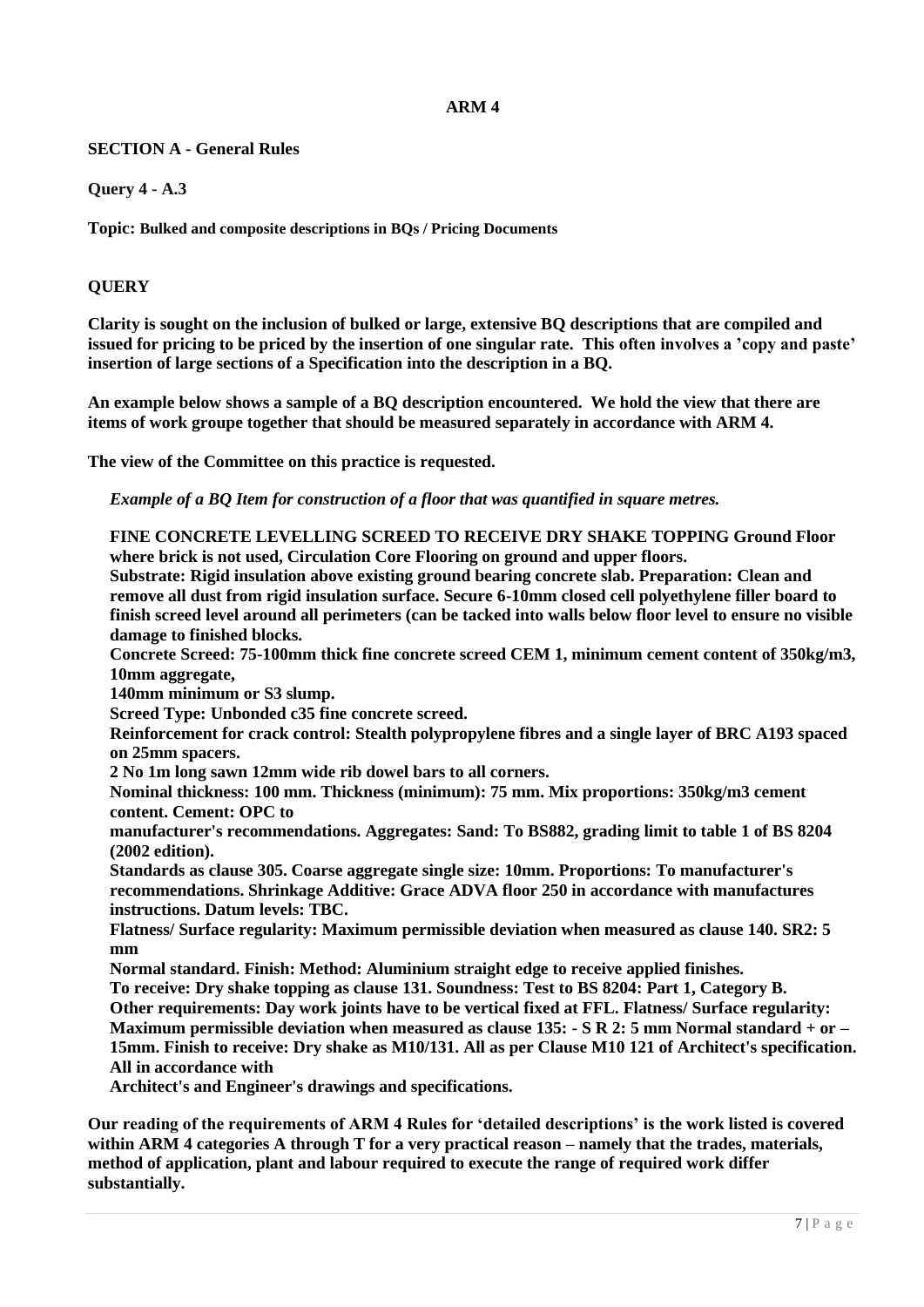**ARM 4**

**SECTION A - General Rules**

**Query 4 - A.3**

**Topic: Bulked and composite descriptions in BQs / Pricing Documents**

**QUERY**

**Clarity is sought on the inclusion of bulked or large, extensive BQ descriptions that are compiled and issued for pricing to be priced by the insertion of one singular rate. This often involves a 'copy and paste' insertion of large sections of a Specification into the description in a BQ.**

**An example below shows a sample of a BQ description encountered. We hold the view that there are items of work groupe together that should be measured separately in accordance with ARM 4.**

**The view of the Committee on this practice is requested.**

*Example of a BQ Item for construction of a floor that was quantified in square metres.*

**FINE CONCRETE LEVELLING SCREED TO RECEIVE DRY SHAKE TOPPING Ground Floor where brick is not used, Circulation Core Flooring on ground and upper floors.**
**Substrate: Rigid insulation above existing ground bearing concrete slab. Preparation: Clean and remove all dust from rigid insulation surface. Secure 6-10mm closed cell polyethylene filler board to finish screed level around all perimeters (can be tacked into walls below floor level to ensure no visible damage to finished blocks.**
**Concrete Screed: 75-100mm thick fine concrete screed CEM 1, minimum cement content of 350kg/m3, 10mm aggregate,**
**140mm minimum or S3 slump.**
**Screed Type: Unbonded c35 fine concrete screed.**
**Reinforcement for crack control: Stealth polypropylene fibres and a single layer of BRC A193 spaced on 25mm spacers.**
**2 No 1m long sawn 12mm wide rib dowel bars to all corners.**
**Nominal thickness: 100 mm. Thickness (minimum): 75 mm. Mix proportions: 350kg/m3 cement content. Cement: OPC to**
**manufacturer's recommendations. Aggregates: Sand: To BS882, grading limit to table 1 of BS 8204 (2002 edition).**
**Standards as clause 305. Coarse aggregate single size: 10mm. Proportions: To manufacturer's recommendations. Shrinkage Additive: Grace ADVA floor 250 in accordance with manufactures instructions. Datum levels: TBC.**
**Flatness/ Surface regularity: Maximum permissible deviation when measured as clause 140. SR2: 5 mm**
**Normal standard. Finish: Method: Aluminium straight edge to receive applied finishes.**
**To receive: Dry shake topping as clause 131. Soundness: Test to BS 8204: Part 1, Category B.**
**Other requirements: Day work joints have to be vertical fixed at FFL. Flatness/ Surface regularity: Maximum permissible deviation when measured as clause 135: - S R 2: 5 mm Normal standard + or – 15mm. Finish to receive: Dry shake as M10/131. All as per Clause M10 121 of Architect's specification. All in accordance with**
**Architect's and Engineer's drawings and specifications.**

**Our reading of the requirements of ARM 4 Rules for 'detailed descriptions' is the work listed is covered within ARM 4 categories A through T for a very practical reason – namely that the trades, materials, method of application, plant and labour required to execute the range of required work differ substantially.**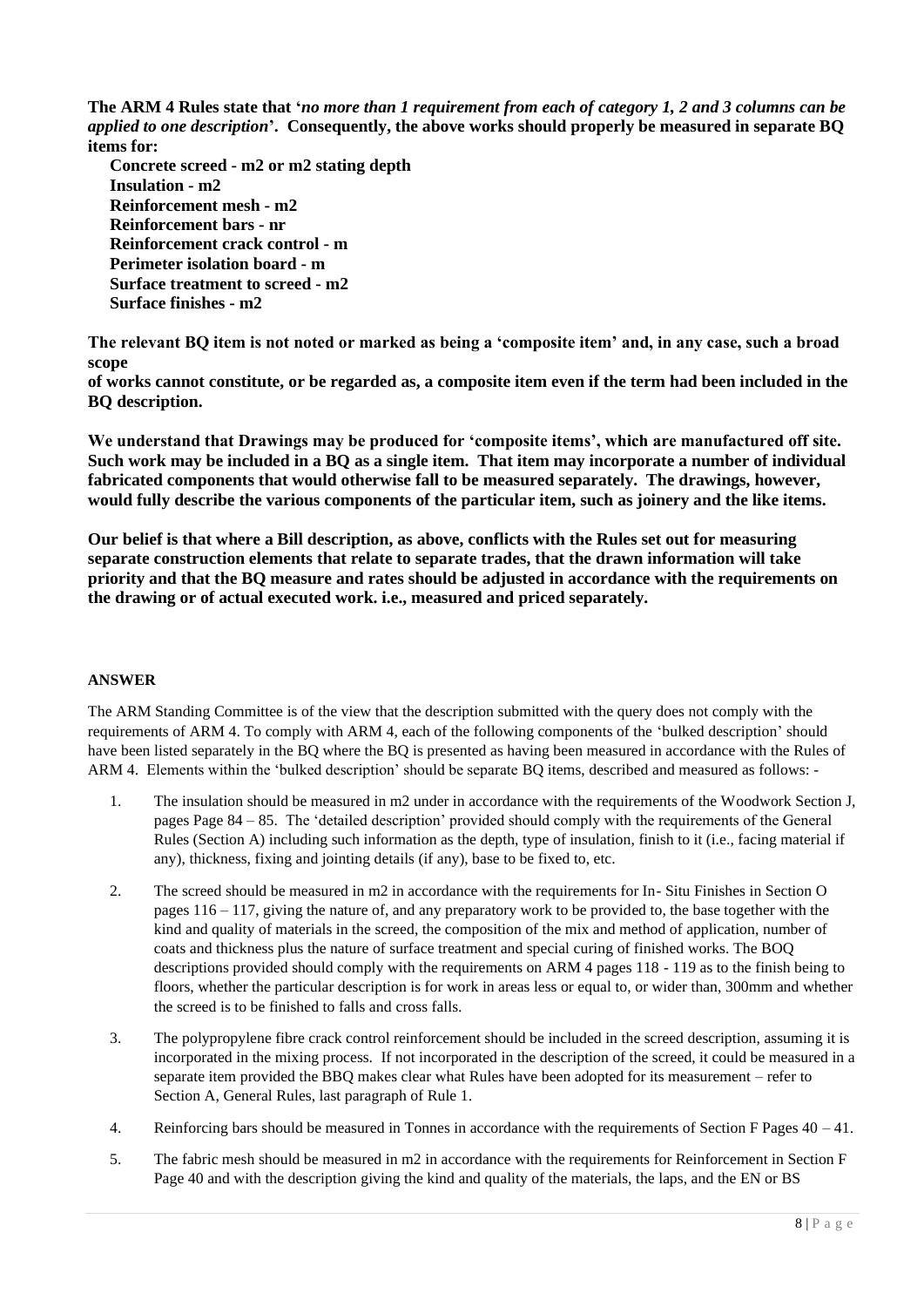**The ARM 4 Rules state that '*no more than 1 requirement from each of category 1, 2 and 3 columns can be applied to one description*'. Consequently, the above works should properly be measured in separate BQ items for:**

**Concrete screed - m2 or m2 stating depth**
**Insulation - m2**
**Reinforcement mesh - m2**
**Reinforcement bars - nr**
**Reinforcement crack control - m**
**Perimeter isolation board - m**
**Surface treatment to screed - m2**
**Surface finishes - m2**

**The relevant BQ item is not noted or marked as being a 'composite item' and, in any case, such a broad scope**
**of works cannot constitute, or be regarded as, a composite item even if the term had been included in the BQ description.**

**We understand that Drawings may be produced for 'composite items', which are manufactured off site. Such work may be included in a BQ as a single item. That item may incorporate a number of individual fabricated components that would otherwise fall to be measured separately. The drawings, however, would fully describe the various components of the particular item, such as joinery and the like items.**

**Our belief is that where a Bill description, as above, conflicts with the Rules set out for measuring separate construction elements that relate to separate trades, that the drawn information will take priority and that the BQ measure and rates should be adjusted in accordance with the requirements on the drawing or of actual executed work. i.e., measured and priced separately.**

**ANSWER**

The ARM Standing Committee is of the view that the description submitted with the query does not comply with the requirements of ARM 4. To comply with ARM 4, each of the following components of the 'bulked description' should have been listed separately in the BQ where the BQ is presented as having been measured in accordance with the Rules of ARM 4. Elements within the 'bulked description' should be separate BQ items, described and measured as follows: -

1. The insulation should be measured in m2 under in accordance with the requirements of the Woodwork Section J, pages Page 84 – 85. The 'detailed description' provided should comply with the requirements of the General Rules (Section A) including such information as the depth, type of insulation, finish to it (i.e., facing material if any), thickness, fixing and jointing details (if any), base to be fixed to, etc.
2. The screed should be measured in m2 in accordance with the requirements for In- Situ Finishes in Section O pages 116 – 117, giving the nature of, and any preparatory work to be provided to, the base together with the kind and quality of materials in the screed, the composition of the mix and method of application, number of coats and thickness plus the nature of surface treatment and special curing of finished works. The BOQ descriptions provided should comply with the requirements on ARM 4 pages 118 - 119 as to the finish being to floors, whether the particular description is for work in areas less or equal to, or wider than, 300mm and whether the screed is to be finished to falls and cross falls.
3. The polypropylene fibre crack control reinforcement should be included in the screed description, assuming it is incorporated in the mixing process. If not incorporated in the description of the screed, it could be measured in a separate item provided the BBQ makes clear what Rules have been adopted for its measurement – refer to Section A, General Rules, last paragraph of Rule 1.
4. Reinforcing bars should be measured in Tonnes in accordance with the requirements of Section F Pages 40 – 41.
5. The fabric mesh should be measured in m2 in accordance with the requirements for Reinforcement in Section F Page 40 and with the description giving the kind and quality of the materials, the laps, and the EN or BS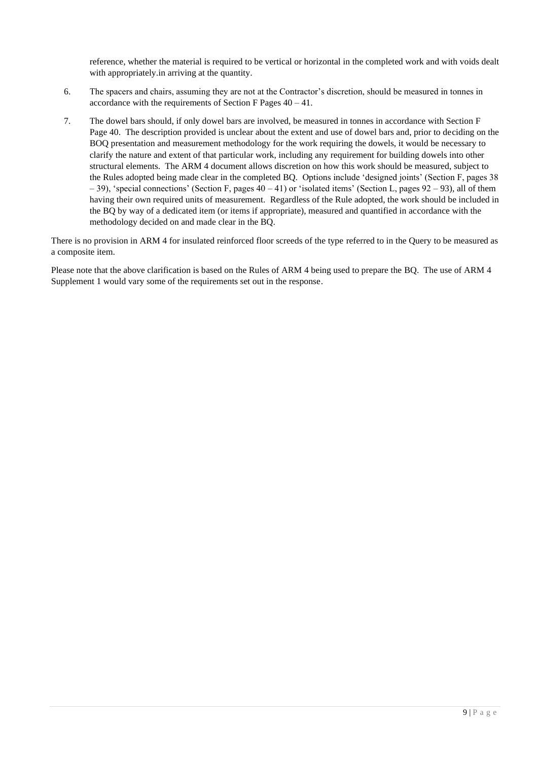reference, whether the material is required to be vertical or horizontal in the completed work and with voids dealt with appropriately.in arriving at the quantity.

6. The spacers and chairs, assuming they are not at the Contractor's discretion, should be measured in tonnes in accordance with the requirements of Section F Pages 40 – 41.

7. The dowel bars should, if only dowel bars are involved, be measured in tonnes in accordance with Section F Page 40. The description provided is unclear about the extent and use of dowel bars and, prior to deciding on the BOQ presentation and measurement methodology for the work requiring the dowels, it would be necessary to clarify the nature and extent of that particular work, including any requirement for building dowels into other structural elements. The ARM 4 document allows discretion on how this work should be measured, subject to the Rules adopted being made clear in the completed BQ. Options include 'designed joints' (Section F, pages 38 – 39), 'special connections' (Section F, pages 40 – 41) or 'isolated items' (Section L, pages 92 – 93), all of them having their own required units of measurement. Regardless of the Rule adopted, the work should be included in the BQ by way of a dedicated item (or items if appropriate), measured and quantified in accordance with the methodology decided on and made clear in the BQ.

There is no provision in ARM 4 for insulated reinforced floor screeds of the type referred to in the Query to be measured as a composite item.

Please note that the above clarification is based on the Rules of ARM 4 being used to prepare the BQ. The use of ARM 4 Supplement 1 would vary some of the requirements set out in the response.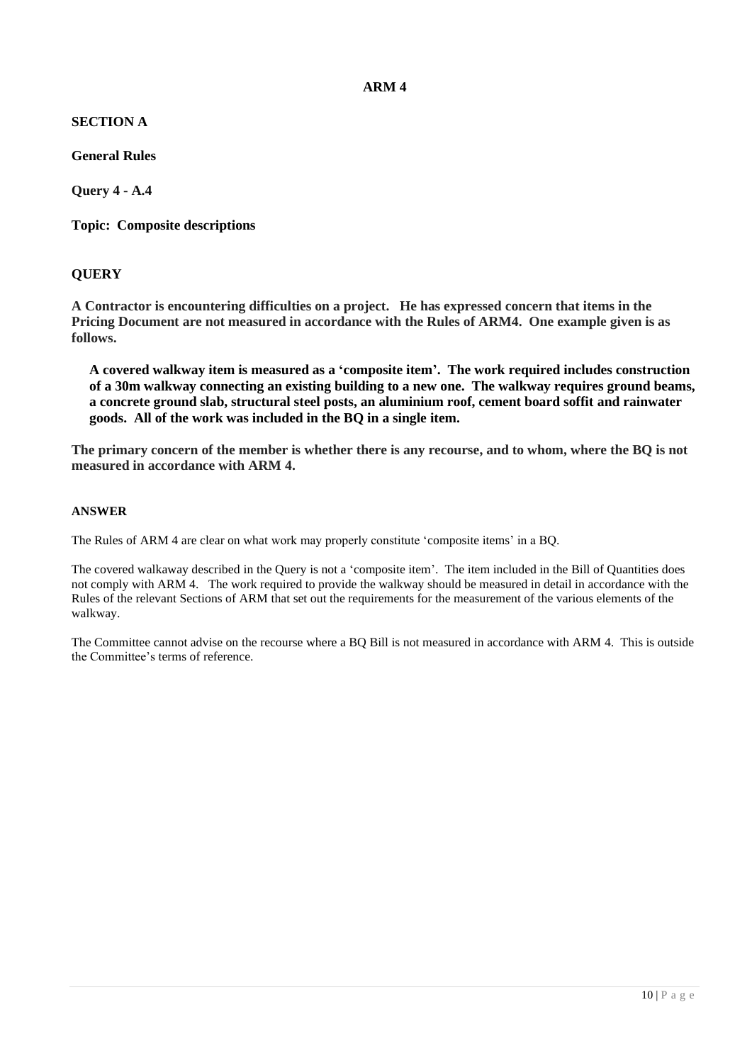# ARM 4

## SECTION A

**General Rules**

**Query 4 - A.4**

**Topic: Composite descriptions**

## QUERY

**A Contractor is encountering difficulties on a project. He has expressed concern that items in the Pricing Document are not measured in accordance with the Rules of ARM4. One example given is as follows.**

> **A covered walkway item is measured as a 'composite item'. The work required includes construction of a 30m walkway connecting an existing building to a new one. The walkway requires ground beams, a concrete ground slab, structural steel posts, an aluminium roof, cement board soffit and rainwater goods. All of the work was included in the BQ in a single item.**

**The primary concern of the member is whether there is any recourse, and to whom, where the BQ is not measured in accordance with ARM 4.**

### ANSWER

The Rules of ARM 4 are clear on what work may properly constitute 'composite items' in a BQ.

The covered walkaway described in the Query is not a 'composite item'. The item included in the Bill of Quantities does not comply with ARM 4. The work required to provide the walkway should be measured in detail in accordance with the Rules of the relevant Sections of ARM that set out the requirements for the measurement of the various elements of the walkway.

The Committee cannot advise on the recourse where a BQ Bill is not measured in accordance with ARM 4. This is outside the Committee's terms of reference.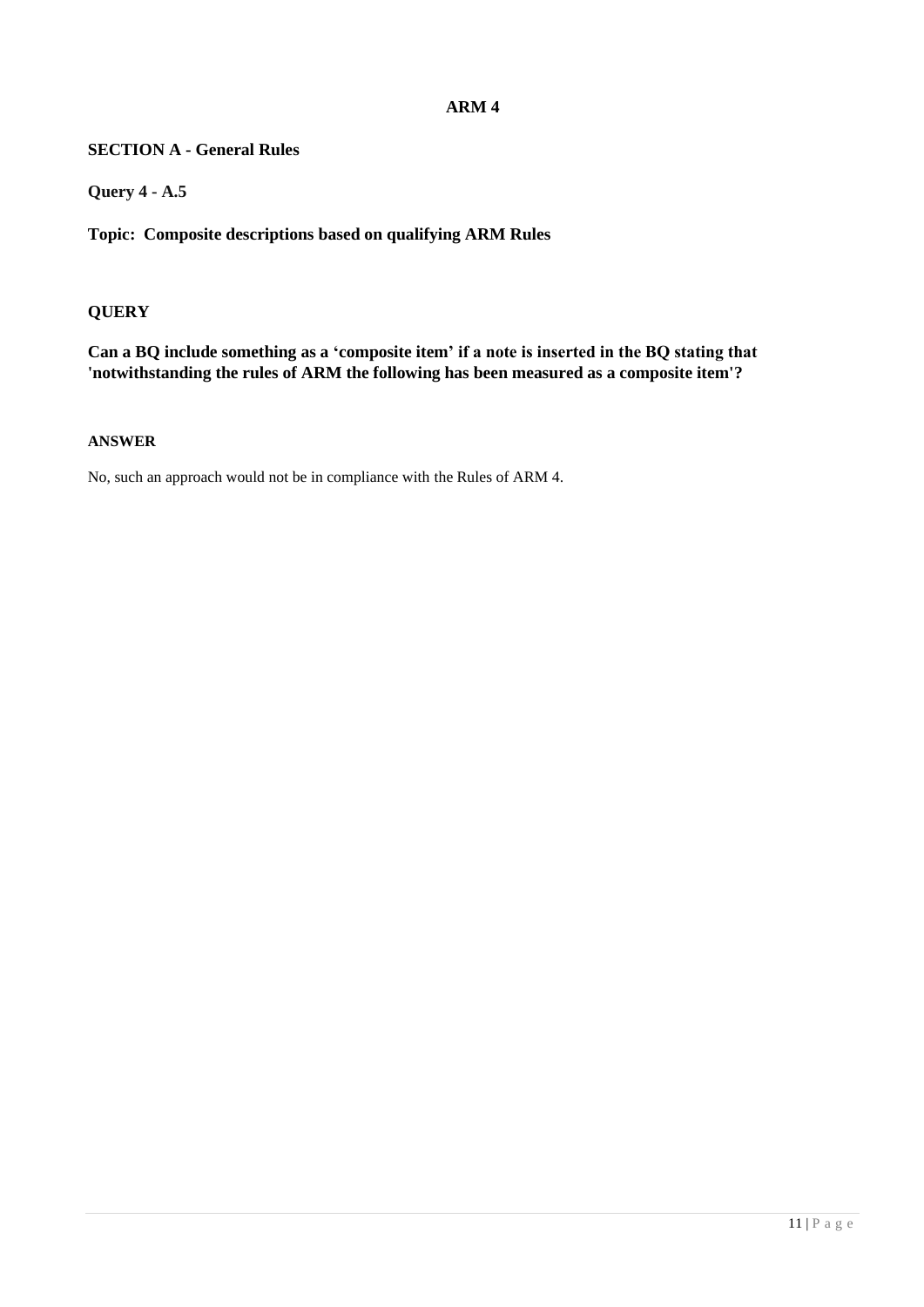# ARM 4

## SECTION A - General Rules

**Query 4 - A.5**

**Topic: Composite descriptions based on qualifying ARM Rules**

### QUERY

**Can a BQ include something as a 'composite item' if a note is inserted in the BQ stating that 'notwithstanding the rules of ARM the following has been measured as a composite item'?**

### ANSWER

No, such an approach would not be in compliance with the Rules of ARM 4.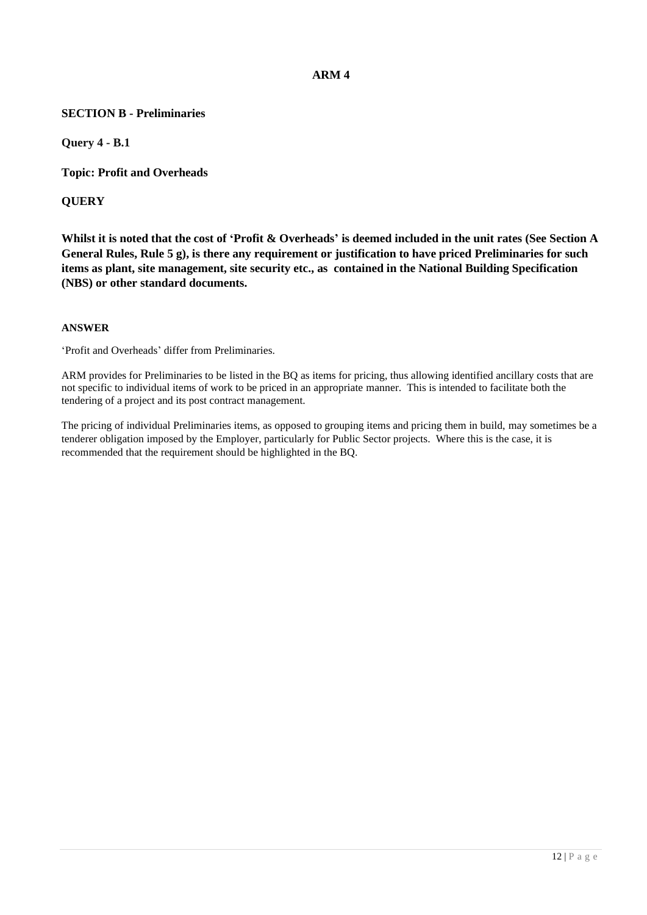# ARM 4

**SECTION B - Preliminaries**

**Query 4 - B.1**

**Topic: Profit and Overheads**

**QUERY**

**Whilst it is noted that the cost of 'Profit & Overheads' is deemed included in the unit rates (See Section A General Rules, Rule 5 g), is there any requirement or justification to have priced Preliminaries for such items as plant, site management, site security etc., as contained in the National Building Specification (NBS) or other standard documents.**

**ANSWER**

'Profit and Overheads' differ from Preliminaries.

ARM provides for Preliminaries to be listed in the BQ as items for pricing, thus allowing identified ancillary costs that are not specific to individual items of work to be priced in an appropriate manner. This is intended to facilitate both the tendering of a project and its post contract management.

The pricing of individual Preliminaries items, as opposed to grouping items and pricing them in build, may sometimes be a tenderer obligation imposed by the Employer, particularly for Public Sector projects. Where this is the case, it is recommended that the requirement should be highlighted in the BQ.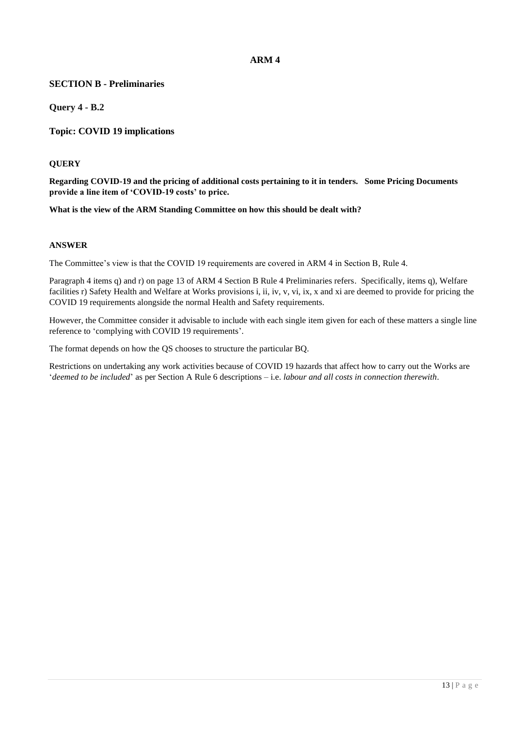# ARM 4

## SECTION B - Preliminaries

### Query 4 - B.2

### Topic: COVID 19 implications

**QUERY**

**Regarding COVID-19 and the pricing of additional costs pertaining to it in tenders. Some Pricing Documents provide a line item of 'COVID-19 costs' to price.**

**What is the view of the ARM Standing Committee on how this should be dealt with?**

**ANSWER**

The Committee's view is that the COVID 19 requirements are covered in ARM 4 in Section B, Rule 4.

Paragraph 4 items q) and r) on page 13 of ARM 4 Section B Rule 4 Preliminaries refers. Specifically, items q), Welfare facilities r) Safety Health and Welfare at Works provisions i, ii, iv, v, vi, ix, x and xi are deemed to provide for pricing the COVID 19 requirements alongside the normal Health and Safety requirements.

However, the Committee consider it advisable to include with each single item given for each of these matters a single line reference to 'complying with COVID 19 requirements'.

The format depends on how the QS chooses to structure the particular BQ.

Restrictions on undertaking any work activities because of COVID 19 hazards that affect how to carry out the Works are '*deemed to be included*' as per Section A Rule 6 descriptions – i.e. *labour and all costs in connection therewith*.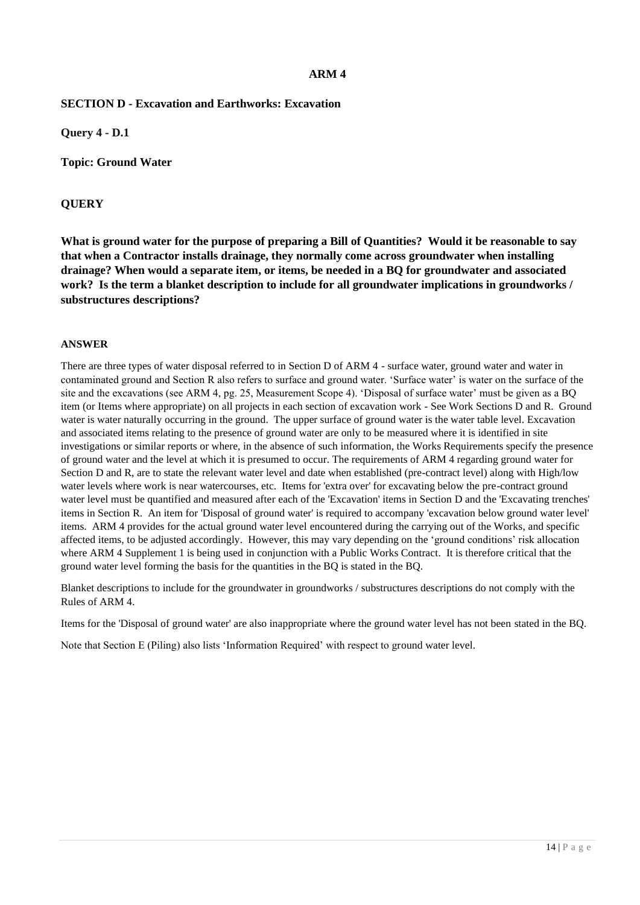# ARM 4

**SECTION D - Excavation and Earthworks: Excavation**

**Query 4 - D.1**

**Topic: Ground Water**

**QUERY**

**What is ground water for the purpose of preparing a Bill of Quantities? Would it be reasonable to say that when a Contractor installs drainage, they normally come across groundwater when installing drainage? When would a separate item, or items, be needed in a BQ for groundwater and associated work? Is the term a blanket description to include for all groundwater implications in groundworks / substructures descriptions?**

**ANSWER**

There are three types of water disposal referred to in Section D of ARM 4 - surface water, ground water and water in contaminated ground and Section R also refers to surface and ground water. 'Surface water' is water on the surface of the site and the excavations (see ARM 4, pg. 25, Measurement Scope 4). 'Disposal of surface water' must be given as a BQ item (or Items where appropriate) on all projects in each section of excavation work - See Work Sections D and R. Ground water is water naturally occurring in the ground. The upper surface of ground water is the water table level. Excavation and associated items relating to the presence of ground water are only to be measured where it is identified in site investigations or similar reports or where, in the absence of such information, the Works Requirements specify the presence of ground water and the level at which it is presumed to occur. The requirements of ARM 4 regarding ground water for Section D and R, are to state the relevant water level and date when established (pre-contract level) along with High/low water levels where work is near watercourses, etc. Items for 'extra over' for excavating below the pre-contract ground water level must be quantified and measured after each of the 'Excavation' items in Section D and the 'Excavating trenches' items in Section R. An item for 'Disposal of ground water' is required to accompany 'excavation below ground water level' items. ARM 4 provides for the actual ground water level encountered during the carrying out of the Works, and specific affected items, to be adjusted accordingly. However, this may vary depending on the 'ground conditions' risk allocation where ARM 4 Supplement 1 is being used in conjunction with a Public Works Contract. It is therefore critical that the ground water level forming the basis for the quantities in the BQ is stated in the BQ.

Blanket descriptions to include for the groundwater in groundworks / substructures descriptions do not comply with the Rules of ARM 4.

Items for the 'Disposal of ground water' are also inappropriate where the ground water level has not been stated in the BQ.

Note that Section E (Piling) also lists 'Information Required' with respect to ground water level.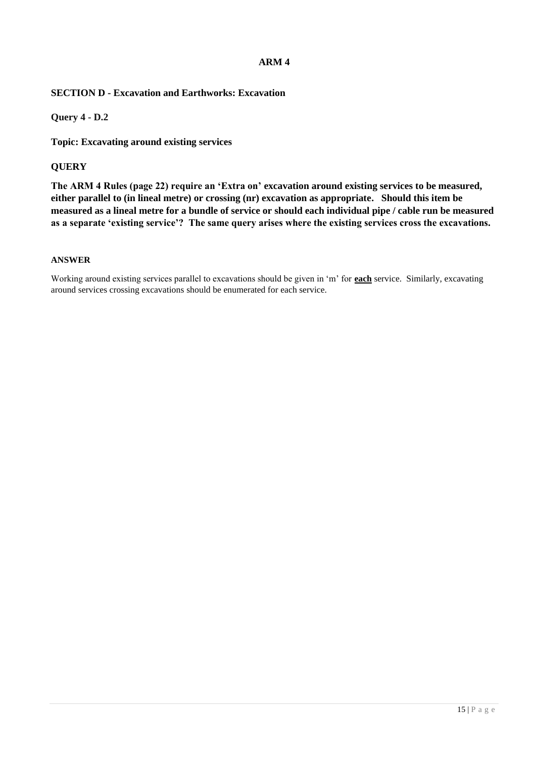# ARM 4

## SECTION D - Excavation and Earthworks: Excavation

**Query 4 - D.2**

**Topic: Excavating around existing services**

### QUERY

**The ARM 4 Rules (page 22) require an 'Extra on' excavation around existing services to be measured, either parallel to (in lineal metre) or crossing (nr) excavation as appropriate. Should this item be measured as a lineal metre for a bundle of service or should each individual pipe / cable run be measured as a separate 'existing service'? The same query arises where the existing services cross the excavations.**

#### ANSWER

Working around existing services parallel to excavations should be given in 'm' for <u>**each**</u> service. Similarly, excavating around services crossing excavations should be enumerated for each service.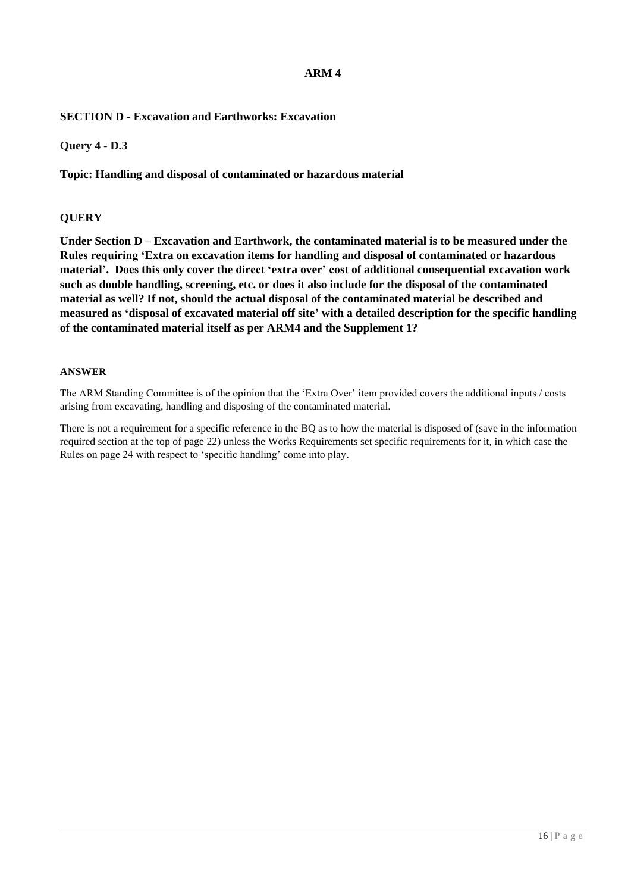# ARM 4

## SECTION D - Excavation and Earthworks: Excavation

**Query 4 - D.3**

**Topic: Handling and disposal of contaminated or hazardous material**

### QUERY

**Under Section D – Excavation and Earthwork, the contaminated material is to be measured under the Rules requiring 'Extra on excavation items for handling and disposal of contaminated or hazardous material'. Does this only cover the direct 'extra over' cost of additional consequential excavation work such as double handling, screening, etc. or does it also include for the disposal of the contaminated material as well? If not, should the actual disposal of the contaminated material be described and measured as 'disposal of excavated material off site' with a detailed description for the specific handling of the contaminated material itself as per ARM4 and the Supplement 1?**

### ANSWER

The ARM Standing Committee is of the opinion that the 'Extra Over' item provided covers the additional inputs / costs arising from excavating, handling and disposing of the contaminated material.

There is not a requirement for a specific reference in the BQ as to how the material is disposed of (save in the information required section at the top of page 22) unless the Works Requirements set specific requirements for it, in which case the Rules on page 24 with respect to 'specific handling' come into play.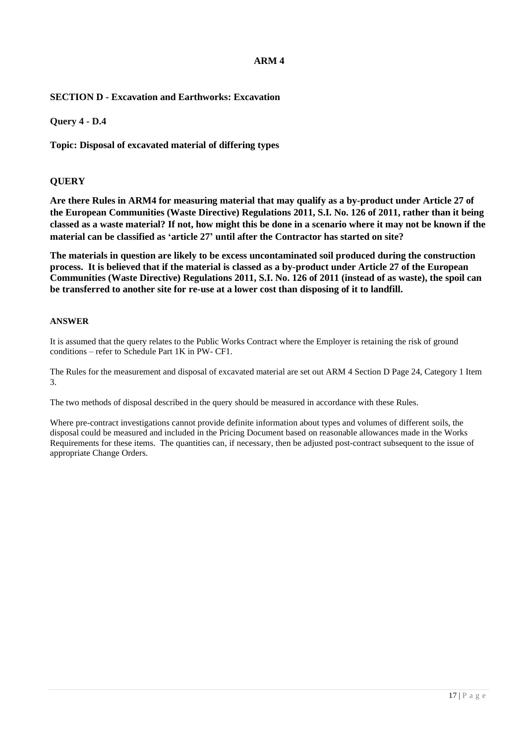# ARM 4

**SECTION D - Excavation and Earthworks: Excavation**

**Query 4 - D.4**

**Topic: Disposal of excavated material of differing types**

## QUERY

**Are there Rules in ARM4 for measuring material that may qualify as a by-product under Article 27 of the European Communities (Waste Directive) Regulations 2011, S.I. No. 126 of 2011, rather than it being classed as a waste material? If not, how might this be done in a scenario where it may not be known if the material can be classified as 'article 27' until after the Contractor has started on site?**

**The materials in question are likely to be excess uncontaminated soil produced during the construction process. It is believed that if the material is classed as a by-product under Article 27 of the European Communities (Waste Directive) Regulations 2011, S.I. No. 126 of 2011 (instead of as waste), the spoil can be transferred to another site for re-use at a lower cost than disposing of it to landfill.**

## ANSWER

It is assumed that the query relates to the Public Works Contract where the Employer is retaining the risk of ground conditions – refer to Schedule Part 1K in PW- CF1.

The Rules for the measurement and disposal of excavated material are set out ARM 4 Section D Page 24, Category 1 Item 3.

The two methods of disposal described in the query should be measured in accordance with these Rules.

Where pre-contract investigations cannot provide definite information about types and volumes of different soils, the disposal could be measured and included in the Pricing Document based on reasonable allowances made in the Works Requirements for these items. The quantities can, if necessary, then be adjusted post-contract subsequent to the issue of appropriate Change Orders.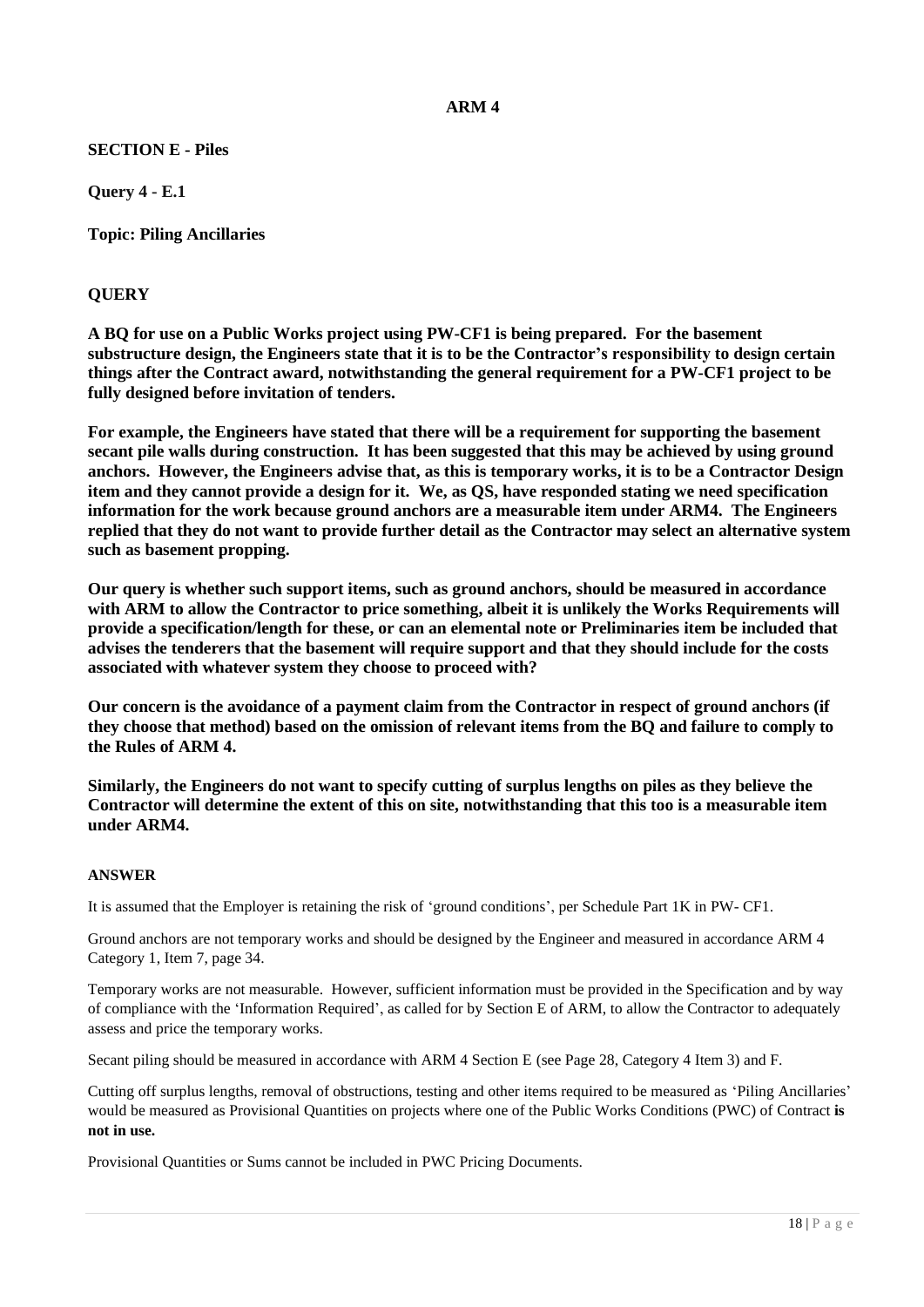## ARM 4

**SECTION E - Piles**

**Query 4 - E.1**

**Topic: Piling Ancillaries**

**QUERY**

**A BQ for use on a Public Works project using PW-CF1 is being prepared. For the basement substructure design, the Engineers state that it is to be the Contractor's responsibility to design certain things after the Contract award, notwithstanding the general requirement for a PW-CF1 project to be fully designed before invitation of tenders.**

**For example, the Engineers have stated that there will be a requirement for supporting the basement secant pile walls during construction. It has been suggested that this may be achieved by using ground anchors. However, the Engineers advise that, as this is temporary works, it is to be a Contractor Design item and they cannot provide a design for it. We, as QS, have responded stating we need specification information for the work because ground anchors are a measurable item under ARM4. The Engineers replied that they do not want to provide further detail as the Contractor may select an alternative system such as basement propping.**

**Our query is whether such support items, such as ground anchors, should be measured in accordance with ARM to allow the Contractor to price something, albeit it is unlikely the Works Requirements will provide a specification/length for these, or can an elemental note or Preliminaries item be included that advises the tenderers that the basement will require support and that they should include for the costs associated with whatever system they choose to proceed with?**

**Our concern is the avoidance of a payment claim from the Contractor in respect of ground anchors (if they choose that method) based on the omission of relevant items from the BQ and failure to comply to the Rules of ARM 4.**

**Similarly, the Engineers do not want to specify cutting of surplus lengths on piles as they believe the Contractor will determine the extent of this on site, notwithstanding that this too is a measurable item under ARM4.**

**ANSWER**

It is assumed that the Employer is retaining the risk of 'ground conditions', per Schedule Part 1K in PW- CF1.

Ground anchors are not temporary works and should be designed by the Engineer and measured in accordance ARM 4 Category 1, Item 7, page 34.

Temporary works are not measurable. However, sufficient information must be provided in the Specification and by way of compliance with the 'Information Required', as called for by Section E of ARM, to allow the Contractor to adequately assess and price the temporary works.

Secant piling should be measured in accordance with ARM 4 Section E (see Page 28, Category 4 Item 3) and F.

Cutting off surplus lengths, removal of obstructions, testing and other items required to be measured as 'Piling Ancillaries' would be measured as Provisional Quantities on projects where one of the Public Works Conditions (PWC) of Contract **is not in use.**

Provisional Quantities or Sums cannot be included in PWC Pricing Documents.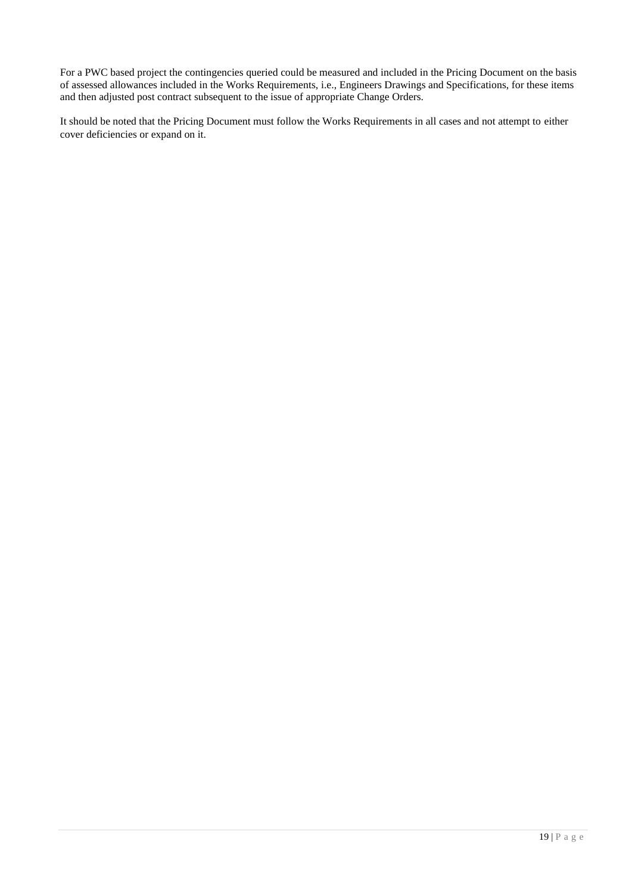For a PWC based project the contingencies queried could be measured and included in the Pricing Document on the basis of assessed allowances included in the Works Requirements, i.e., Engineers Drawings and Specifications, for these items and then adjusted post contract subsequent to the issue of appropriate Change Orders.

It should be noted that the Pricing Document must follow the Works Requirements in all cases and not attempt to either cover deficiencies or expand on it.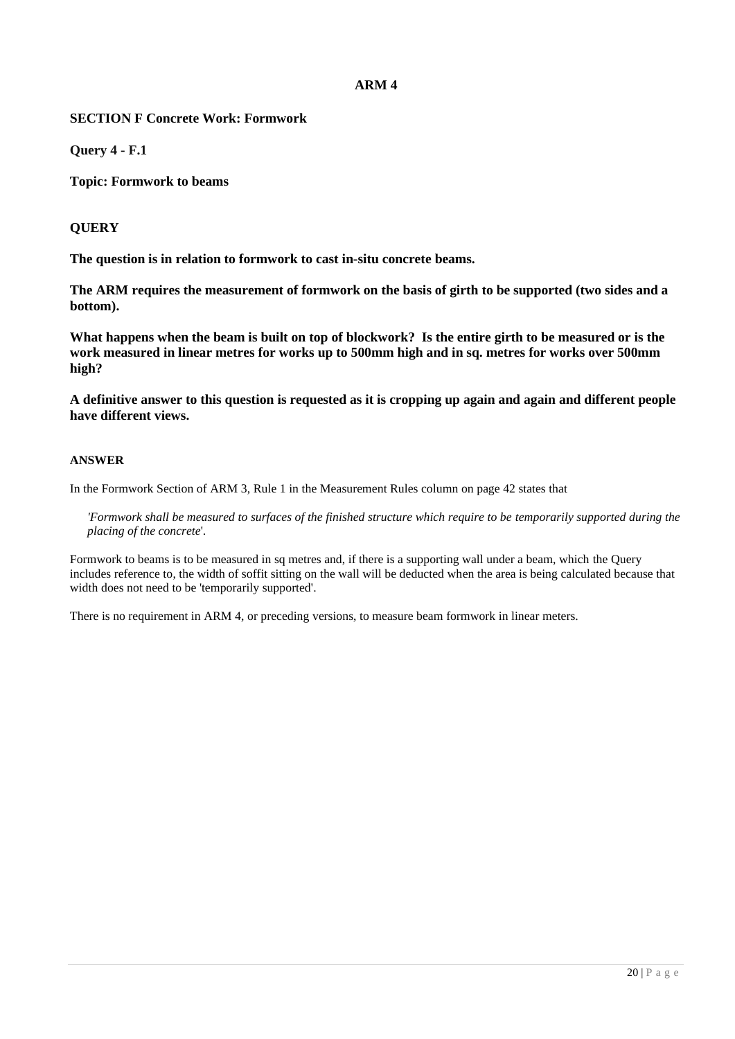# ARM 4

## SECTION F Concrete Work: Formwork

**Query 4 - F.1**

**Topic: Formwork to beams**

### QUERY

**The question is in relation to formwork to cast in-situ concrete beams.**

**The ARM requires the measurement of formwork on the basis of girth to be supported (two sides and a bottom).**

**What happens when the beam is built on top of blockwork? Is the entire girth to be measured or is the work measured in linear metres for works up to 500mm high and in sq. metres for works over 500mm high?**

**A definitive answer to this question is requested as it is cropping up again and again and different people have different views.**

### ANSWER

In the Formwork Section of ARM 3, Rule 1 in the Measurement Rules column on page 42 states that

> *'Formwork shall be measured to surfaces of the finished structure which require to be temporarily supported during the placing of the concrete*'.

Formwork to beams is to be measured in sq metres and, if there is a supporting wall under a beam, which the Query includes reference to, the width of soffit sitting on the wall will be deducted when the area is being calculated because that width does not need to be 'temporarily supported'.

There is no requirement in ARM 4, or preceding versions, to measure beam formwork in linear meters.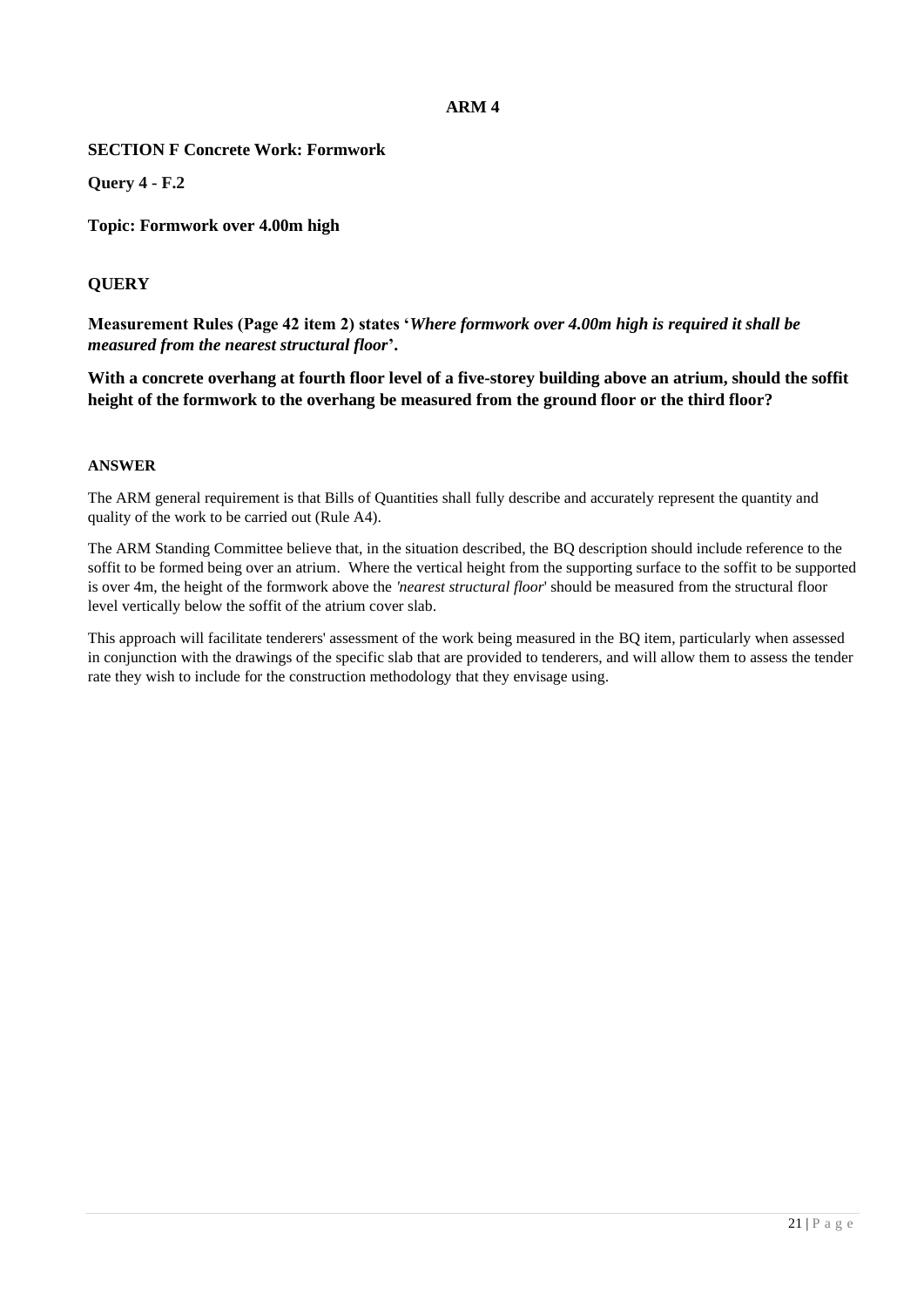**ARM 4**

**SECTION F Concrete Work: Formwork**

**Query 4 - F.2**

**Topic: Formwork over 4.00m high**

**QUERY**

**Measurement Rules (Page 42 item 2) states '*Where formwork over 4.00m high is required it shall be measured from the nearest structural floor*'.**

**With a concrete overhang at fourth floor level of a five-storey building above an atrium, should the soffit height of the formwork to the overhang be measured from the ground floor or the third floor?**

**ANSWER**

The ARM general requirement is that Bills of Quantities shall fully describe and accurately represent the quantity and quality of the work to be carried out (Rule A4).

The ARM Standing Committee believe that, in the situation described, the BQ description should include reference to the soffit to be formed being over an atrium. Where the vertical height from the supporting surface to the soffit to be supported is over 4m, the height of the formwork above the *'nearest structural floor'* should be measured from the structural floor level vertically below the soffit of the atrium cover slab.

This approach will facilitate tenderers' assessment of the work being measured in the BQ item, particularly when assessed in conjunction with the drawings of the specific slab that are provided to tenderers, and will allow them to assess the tender rate they wish to include for the construction methodology that they envisage using.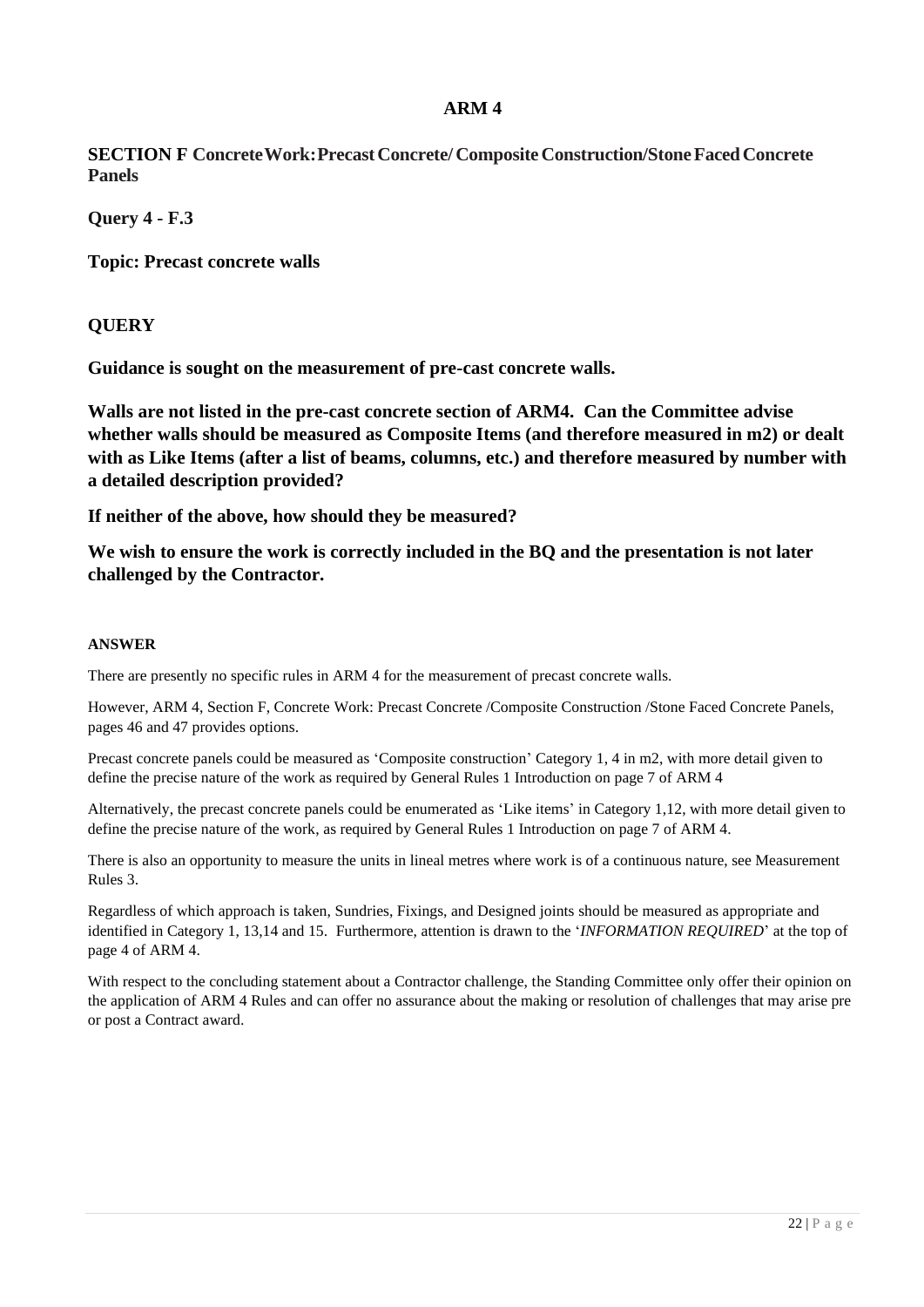# ARM 4

## SECTION F Concrete Work: Precast Concrete/ Composite Construction/Stone Faced Concrete Panels

**Query 4 - F.3**

**Topic: Precast concrete walls**

## QUERY

**Guidance is sought on the measurement of pre-cast concrete walls.**

**Walls are not listed in the pre-cast concrete section of ARM4. Can the Committee advise whether walls should be measured as Composite Items (and therefore measured in m2) or dealt with as Like Items (after a list of beams, columns, etc.) and therefore measured by number with a detailed description provided?**

**If neither of the above, how should they be measured?**

**We wish to ensure the work is correctly included in the BQ and the presentation is not later challenged by the Contractor.**

**ANSWER**

There are presently no specific rules in ARM 4 for the measurement of precast concrete walls.

However, ARM 4, Section F, Concrete Work: Precast Concrete /Composite Construction /Stone Faced Concrete Panels, pages 46 and 47 provides options.

Precast concrete panels could be measured as 'Composite construction' Category 1, 4 in m2, with more detail given to define the precise nature of the work as required by General Rules 1 Introduction on page 7 of ARM 4

Alternatively, the precast concrete panels could be enumerated as 'Like items' in Category 1,12, with more detail given to define the precise nature of the work, as required by General Rules 1 Introduction on page 7 of ARM 4.

There is also an opportunity to measure the units in lineal metres where work is of a continuous nature, see Measurement Rules 3.

Regardless of which approach is taken, Sundries, Fixings, and Designed joints should be measured as appropriate and identified in Category 1, 13,14 and 15. Furthermore, attention is drawn to the '*INFORMATION REQUIRED*' at the top of page 4 of ARM 4.

With respect to the concluding statement about a Contractor challenge, the Standing Committee only offer their opinion on the application of ARM 4 Rules and can offer no assurance about the making or resolution of challenges that may arise pre or post a Contract award.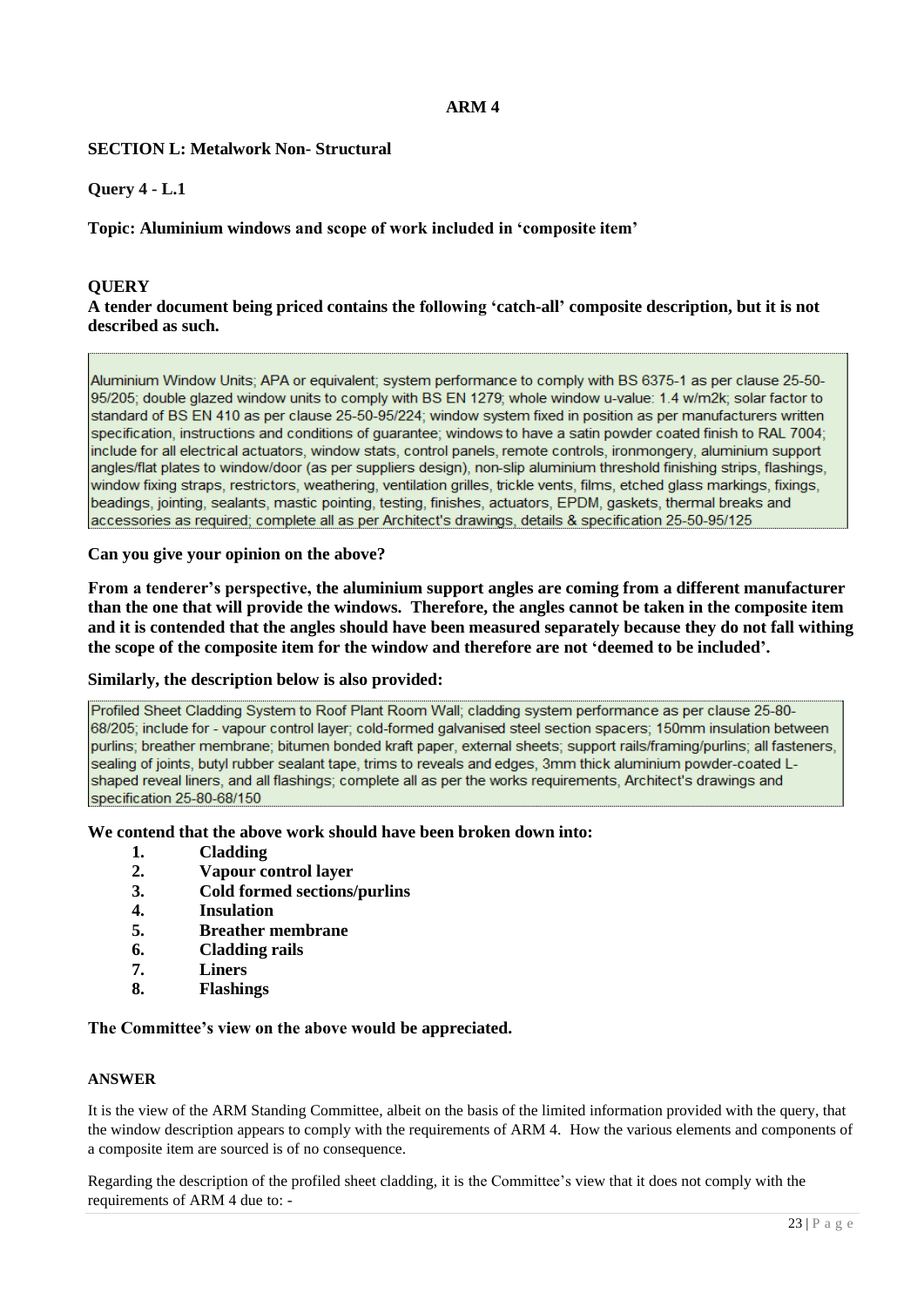**ARM 4**

**SECTION L: Metalwork Non- Structural**

**Query 4 - L.1**

**Topic: Aluminium windows and scope of work included in 'composite item'**

**QUERY**

**A tender document being priced contains the following 'catch-all' composite description, but it is not described as such.**

> Aluminium Window Units; APA or equivalent; system performance to comply with BS 6375-1 as per clause 25-50-95/205; double glazed window units to comply with BS EN 1279; whole window u-value: 1.4 w/m2k; solar factor to standard of BS EN 410 as per clause 25-50-95/224; window system fixed in position as per manufacturers written specification, instructions and conditions of guarantee; windows to have a satin powder coated finish to RAL 7004; include for all electrical actuators, window stats, control panels, remote controls, ironmongery, aluminium support angles/flat plates to window/door (as per suppliers design), non-slip aluminium threshold finishing strips, flashings, window fixing straps, restrictors, weathering, ventilation grilles, trickle vents, films, etched glass markings, fixings, beadings, jointing, sealants, mastic pointing, testing, finishes, actuators, EPDM, gaskets, thermal breaks and accessories as required; complete all as per Architect's drawings, details & specification 25-50-95/125

**Can you give your opinion on the above?**

**From a tenderer's perspective, the aluminium support angles are coming from a different manufacturer than the one that will provide the windows. Therefore, the angles cannot be taken in the composite item and it is contended that the angles should have been measured separately because they do not fall withing the scope of the composite item for the window and therefore are not 'deemed to be included'.**

**Similarly, the description below is also provided:**

> Profiled Sheet Cladding System to Roof Plant Room Wall; cladding system performance as per clause 25-80-68/205; include for - vapour control layer; cold-formed galvanised steel section spacers; 150mm insulation between purlins; breather membrane; bitumen bonded kraft paper, external sheets; support rails/framing/purlins; all fasteners, sealing of joints, butyl rubber sealant tape, trims to reveals and edges, 3mm thick aluminium powder-coated L-shaped reveal liners, and all flashings; complete all as per the works requirements, Architect's drawings and specification 25-80-68/150

**We contend that the above work should have been broken down into:**

1. **Cladding**
2. **Vapour control layer**
3. **Cold formed sections/purlins**
4. **Insulation**
5. **Breather membrane**
6. **Cladding rails**
7. **Liners**
8. **Flashings**

**The Committee's view on the above would be appreciated.**

**ANSWER**

It is the view of the ARM Standing Committee, albeit on the basis of the limited information provided with the query, that the window description appears to comply with the requirements of ARM 4. How the various elements and components of a composite item are sourced is of no consequence.

Regarding the description of the profiled sheet cladding, it is the Committee's view that it does not comply with the requirements of ARM 4 due to: -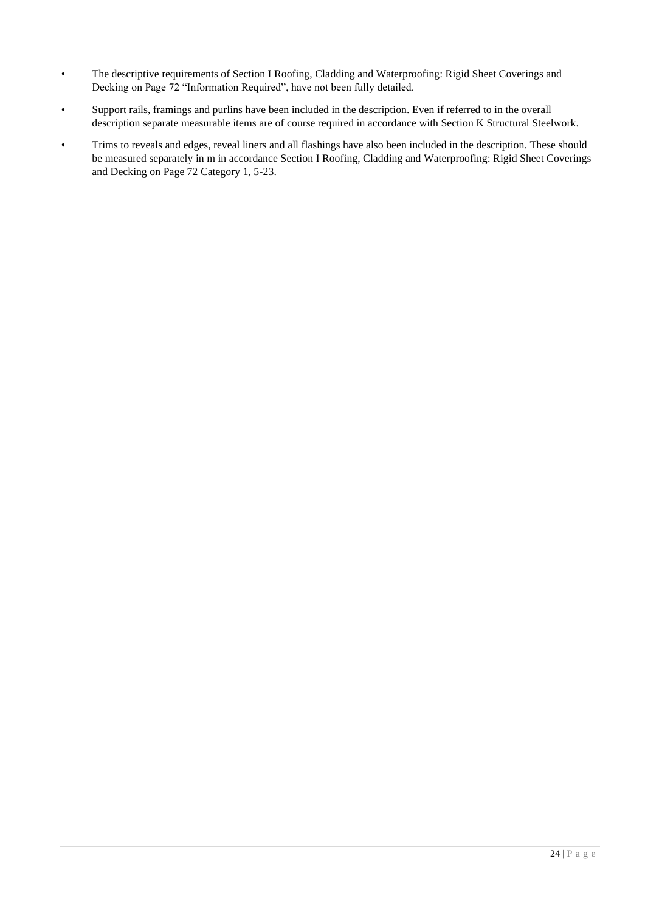- The descriptive requirements of Section I Roofing, Cladding and Waterproofing: Rigid Sheet Coverings and Decking on Page 72 "Information Required", have not been fully detailed.
- Support rails, framings and purlins have been included in the description. Even if referred to in the overall description separate measurable items are of course required in accordance with Section K Structural Steelwork.
- Trims to reveals and edges, reveal liners and all flashings have also been included in the description. These should be measured separately in m in accordance Section I Roofing, Cladding and Waterproofing: Rigid Sheet Coverings and Decking on Page 72 Category 1, 5-23.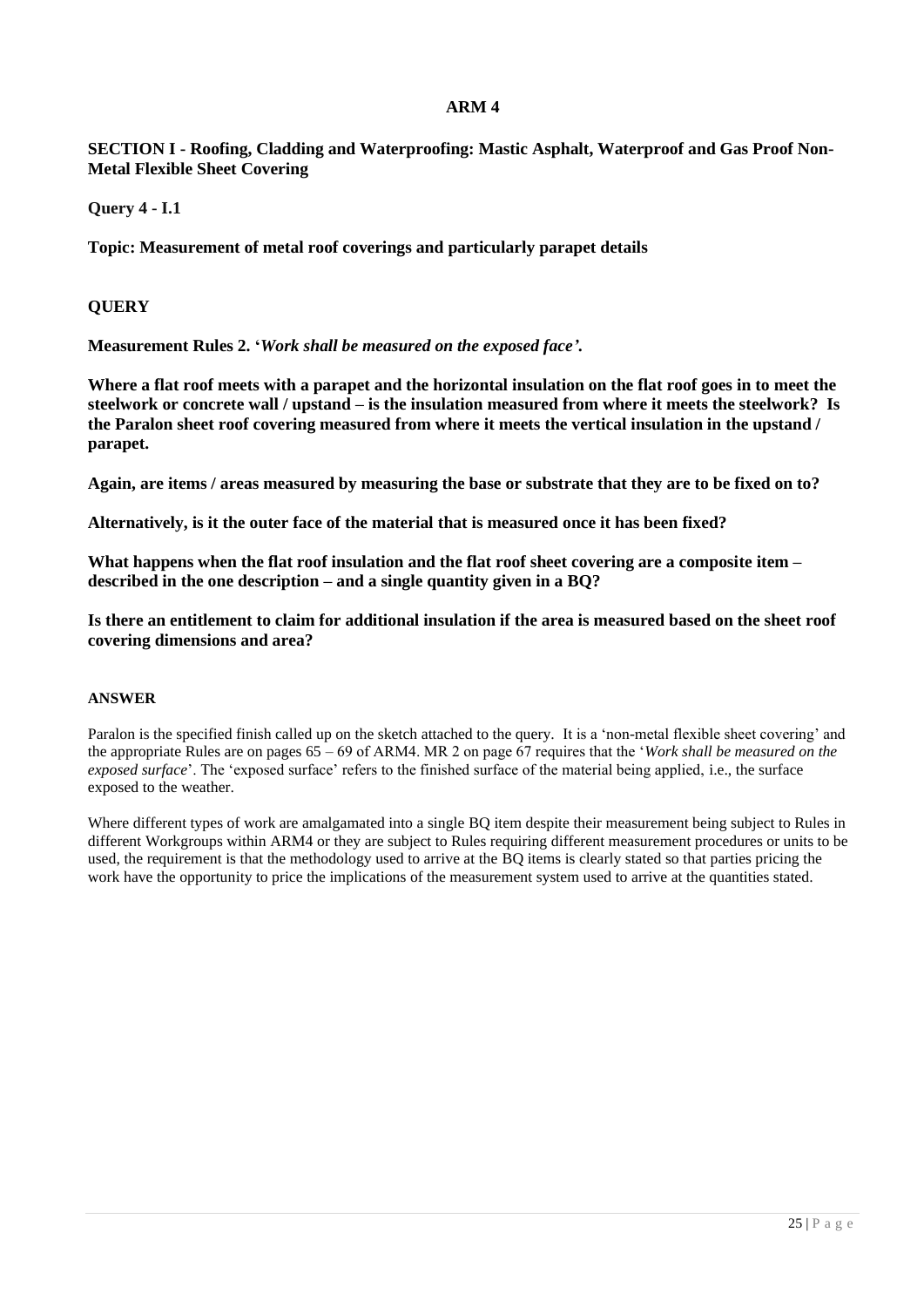# ARM 4

**SECTION I - Roofing, Cladding and Waterproofing: Mastic Asphalt, Waterproof and Gas Proof Non-Metal Flexible Sheet Covering**

**Query 4 - I.1**

**Topic: Measurement of metal roof coverings and particularly parapet details**

## QUERY

**Measurement Rules 2. '*Work shall be measured on the exposed face'*.**

**Where a flat roof meets with a parapet and the horizontal insulation on the flat roof goes in to meet the steelwork or concrete wall / upstand – is the insulation measured from where it meets the steelwork? Is the Paralon sheet roof covering measured from where it meets the vertical insulation in the upstand / parapet.**

**Again, are items / areas measured by measuring the base or substrate that they are to be fixed on to?**

**Alternatively, is it the outer face of the material that is measured once it has been fixed?**

**What happens when the flat roof insulation and the flat roof sheet covering are a composite item – described in the one description – and a single quantity given in a BQ?**

**Is there an entitlement to claim for additional insulation if the area is measured based on the sheet roof covering dimensions and area?**

## ANSWER

Paralon is the specified finish called up on the sketch attached to the query. It is a 'non-metal flexible sheet covering' and the appropriate Rules are on pages 65 – 69 of ARM4. MR 2 on page 67 requires that the '*Work shall be measured on the exposed surface*'. The 'exposed surface' refers to the finished surface of the material being applied, i.e., the surface exposed to the weather.

Where different types of work are amalgamated into a single BQ item despite their measurement being subject to Rules in different Workgroups within ARM4 or they are subject to Rules requiring different measurement procedures or units to be used, the requirement is that the methodology used to arrive at the BQ items is clearly stated so that parties pricing the work have the opportunity to price the implications of the measurement system used to arrive at the quantities stated.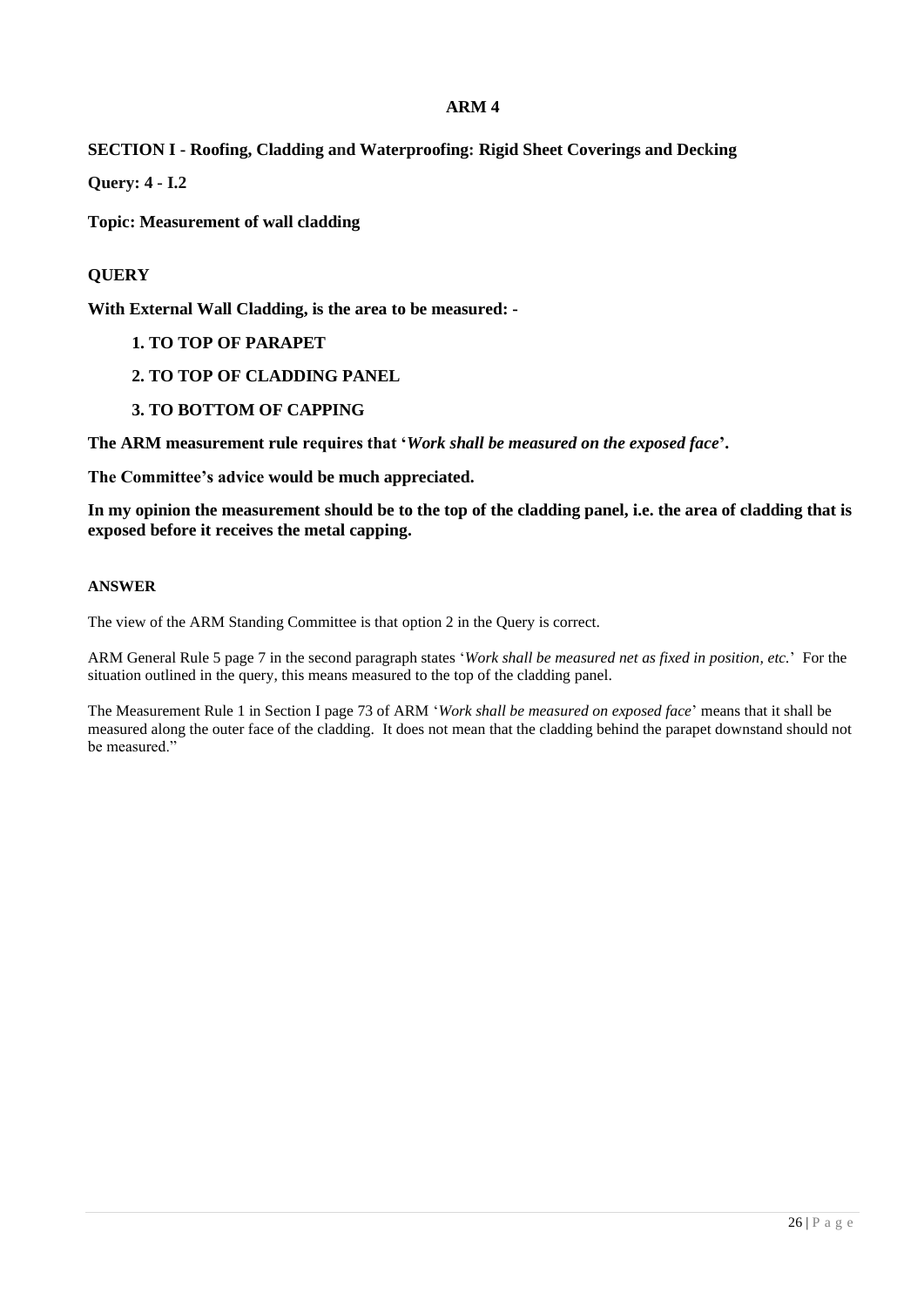# ARM 4

**SECTION I - Roofing, Cladding and Waterproofing: Rigid Sheet Coverings and Decking**

**Query: 4 - I.2**

**Topic: Measurement of wall cladding**

## QUERY

**With External Wall Cladding, is the area to be measured: -**

1. **TO TOP OF PARAPET**
2. **TO TOP OF CLADDING PANEL**
3. **TO BOTTOM OF CAPPING**

**The ARM measurement rule requires that '*Work shall be measured on the exposed face*'.**

**The Committee's advice would be much appreciated.**

**In my opinion the measurement should be to the top of the cladding panel, i.e. the area of cladding that is exposed before it receives the metal capping.**

## ANSWER

The view of the ARM Standing Committee is that option 2 in the Query is correct.

ARM General Rule 5 page 7 in the second paragraph states '*Work shall be measured net as fixed in position, etc.*' For the situation outlined in the query, this means measured to the top of the cladding panel.

The Measurement Rule 1 in Section I page 73 of ARM '*Work shall be measured on exposed face*' means that it shall be measured along the outer face of the cladding. It does not mean that the cladding behind the parapet downstand should not be measured."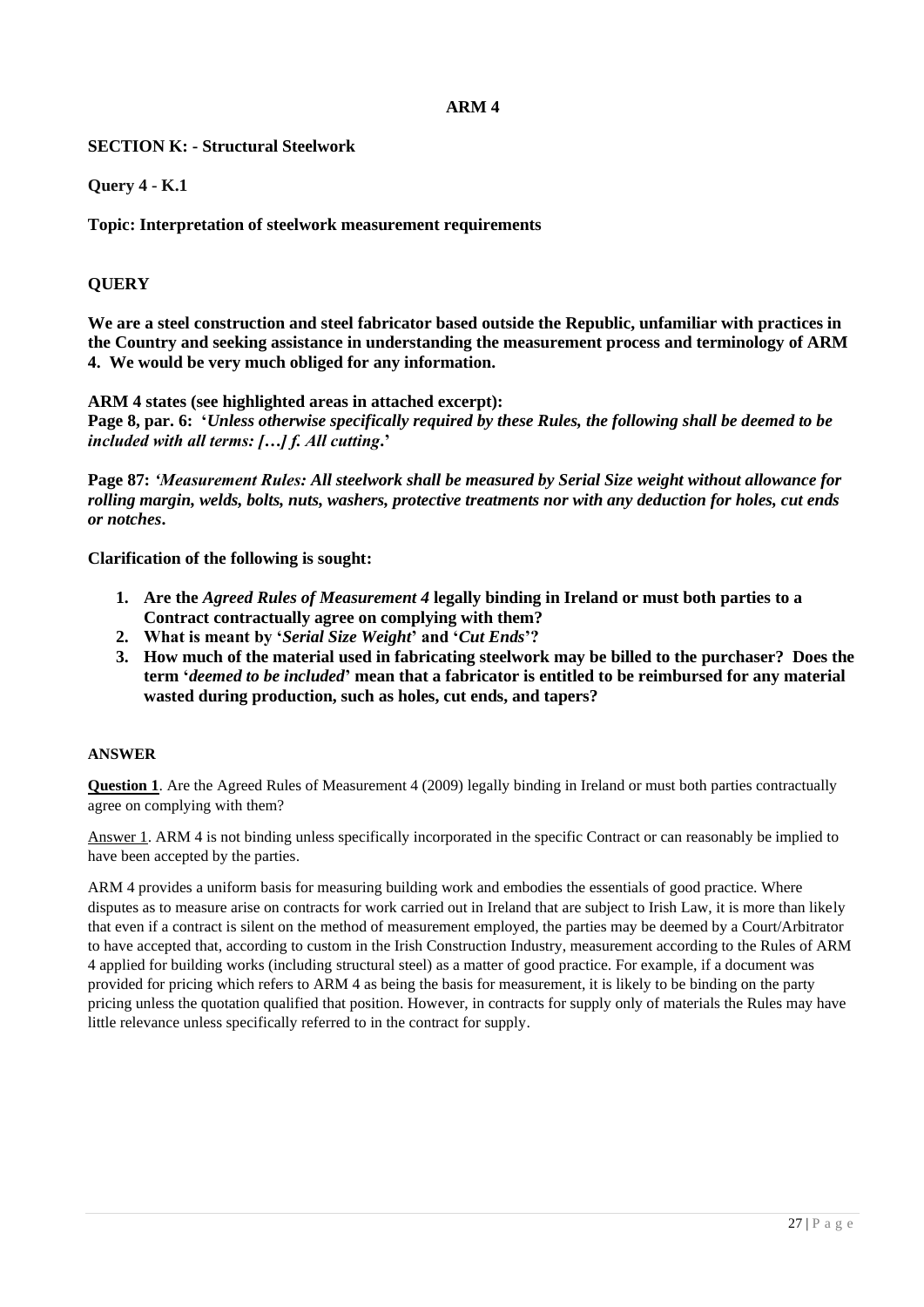**ARM 4**

**SECTION K: - Structural Steelwork**

**Query 4 - K.1**

**Topic: Interpretation of steelwork measurement requirements**

**QUERY**

**We are a steel construction and steel fabricator based outside the Republic, unfamiliar with practices in the Country and seeking assistance in understanding the measurement process and terminology of ARM 4. We would be very much obliged for any information.**

**ARM 4 states (see highlighted areas in attached excerpt):**
**Page 8, par. 6: '*Unless otherwise specifically required by these Rules, the following shall be deemed to be included with all terms: […] f. All cutting*.'**

**Page 87: *'Measurement Rules: All steelwork shall be measured by Serial Size weight without allowance for rolling margin, welds, bolts, nuts, washers, protective treatments nor with any deduction for holes, cut ends or notches*.**

**Clarification of the following is sought:**

1. **Are the *Agreed Rules of Measurement 4* legally binding in Ireland or must both parties to a Contract contractually agree on complying with them?**
2. **What is meant by '*Serial Size Weight*' and '*Cut Ends*'?**
3. **How much of the material used in fabricating steelwork may be billed to the purchaser? Does the term '*deemed to be included*' mean that a fabricator is entitled to be reimbursed for any material wasted during production, such as holes, cut ends, and tapers?**

**ANSWER**

**Question 1**. Are the Agreed Rules of Measurement 4 (2009) legally binding in Ireland or must both parties contractually agree on complying with them?

Answer 1. ARM 4 is not binding unless specifically incorporated in the specific Contract or can reasonably be implied to have been accepted by the parties.

ARM 4 provides a uniform basis for measuring building work and embodies the essentials of good practice. Where disputes as to measure arise on contracts for work carried out in Ireland that are subject to Irish Law, it is more than likely that even if a contract is silent on the method of measurement employed, the parties may be deemed by a Court/Arbitrator to have accepted that, according to custom in the Irish Construction Industry, measurement according to the Rules of ARM 4 applied for building works (including structural steel) as a matter of good practice. For example, if a document was provided for pricing which refers to ARM 4 as being the basis for measurement, it is likely to be binding on the party pricing unless the quotation qualified that position. However, in contracts for supply only of materials the Rules may have little relevance unless specifically referred to in the contract for supply.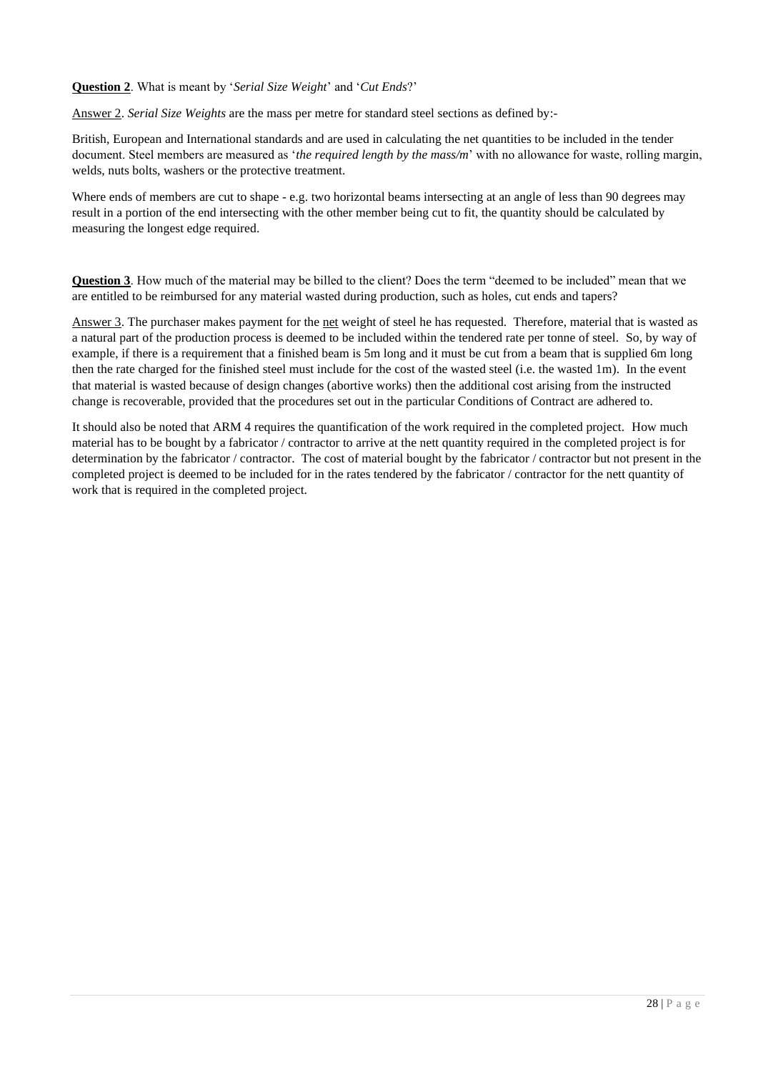**Question 2**. What is meant by '*Serial Size Weight*' and '*Cut Ends*?'

Answer 2. *Serial Size Weights* are the mass per metre for standard steel sections as defined by:-

British, European and International standards and are used in calculating the net quantities to be included in the tender document. Steel members are measured as '*the required length by the mass/m*' with no allowance for waste, rolling margin, welds, nuts bolts, washers or the protective treatment.

Where ends of members are cut to shape - e.g. two horizontal beams intersecting at an angle of less than 90 degrees may result in a portion of the end intersecting with the other member being cut to fit, the quantity should be calculated by measuring the longest edge required.

**Question 3**. How much of the material may be billed to the client? Does the term "deemed to be included" mean that we are entitled to be reimbursed for any material wasted during production, such as holes, cut ends and tapers?

Answer 3. The purchaser makes payment for the net weight of steel he has requested. Therefore, material that is wasted as a natural part of the production process is deemed to be included within the tendered rate per tonne of steel. So, by way of example, if there is a requirement that a finished beam is 5m long and it must be cut from a beam that is supplied 6m long then the rate charged for the finished steel must include for the cost of the wasted steel (i.e. the wasted 1m). In the event that material is wasted because of design changes (abortive works) then the additional cost arising from the instructed change is recoverable, provided that the procedures set out in the particular Conditions of Contract are adhered to.

It should also be noted that ARM 4 requires the quantification of the work required in the completed project. How much material has to be bought by a fabricator / contractor to arrive at the nett quantity required in the completed project is for determination by the fabricator / contractor. The cost of material bought by the fabricator / contractor but not present in the completed project is deemed to be included for in the rates tendered by the fabricator / contractor for the nett quantity of work that is required in the completed project.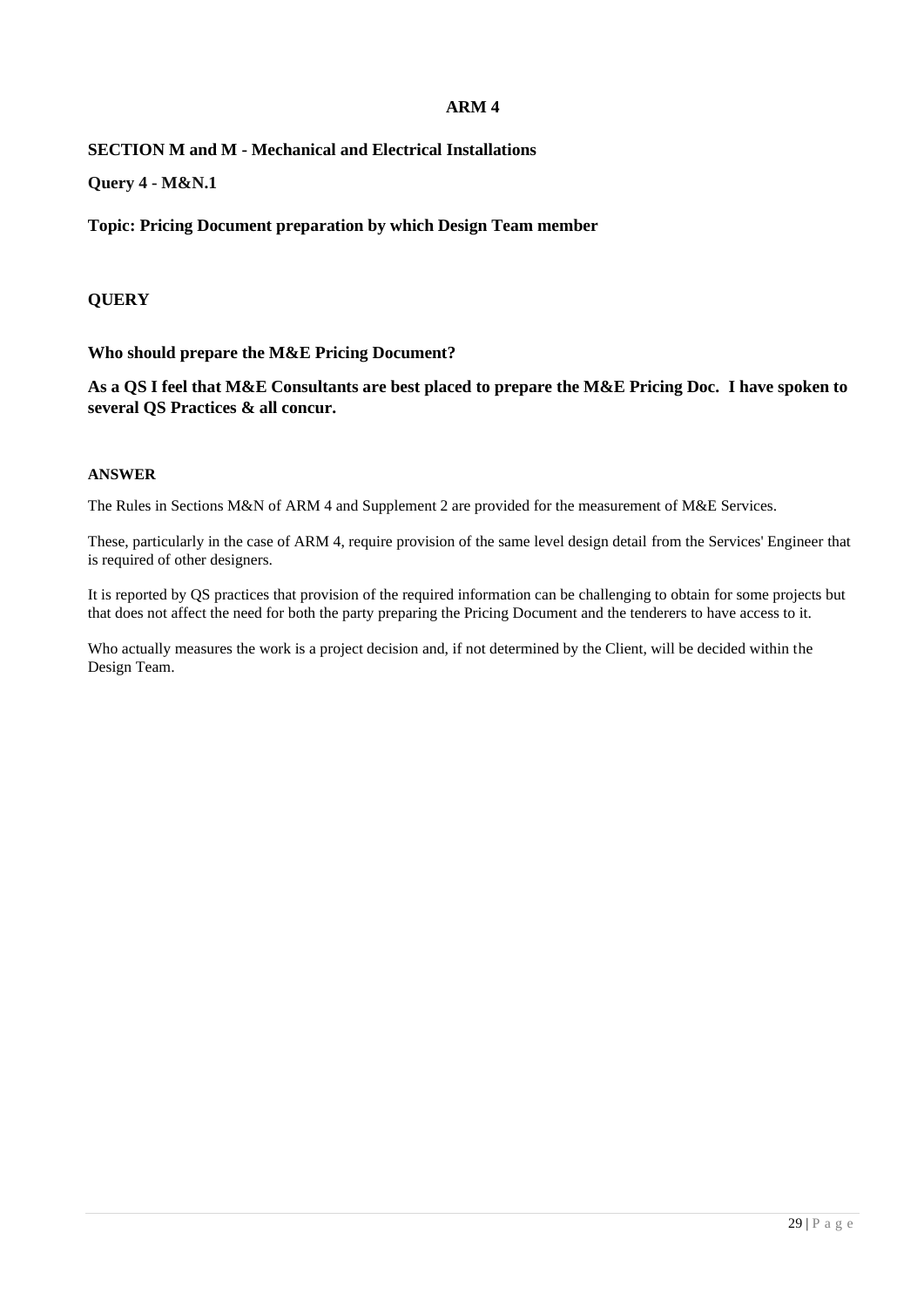# ARM 4

## SECTION M and M - Mechanical and Electrical Installations

**Query 4 - M&N.1**

**Topic: Pricing Document preparation by which Design Team member**

### QUERY

**Who should prepare the M&E Pricing Document?**

**As a QS I feel that M&E Consultants are best placed to prepare the M&E Pricing Doc. I have spoken to several QS Practices & all concur.**

#### ANSWER

The Rules in Sections M&N of ARM 4 and Supplement 2 are provided for the measurement of M&E Services.

These, particularly in the case of ARM 4, require provision of the same level design detail from the Services' Engineer that is required of other designers.

It is reported by QS practices that provision of the required information can be challenging to obtain for some projects but that does not affect the need for both the party preparing the Pricing Document and the tenderers to have access to it.

Who actually measures the work is a project decision and, if not determined by the Client, will be decided within the Design Team.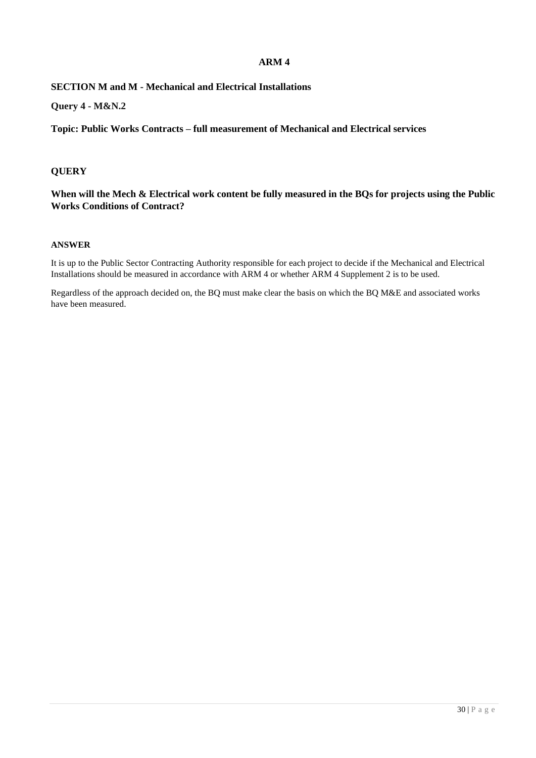# ARM 4

## SECTION M and M - Mechanical and Electrical Installations

### Query 4 - M&N.2

### Topic: Public Works Contracts – full measurement of Mechanical and Electrical services

## QUERY

**When will the Mech & Electrical work content be fully measured in the BQs for projects using the Public Works Conditions of Contract?**

### ANSWER

It is up to the Public Sector Contracting Authority responsible for each project to decide if the Mechanical and Electrical Installations should be measured in accordance with ARM 4 or whether ARM 4 Supplement 2 is to be used.

Regardless of the approach decided on, the BQ must make clear the basis on which the BQ M&E and associated works have been measured.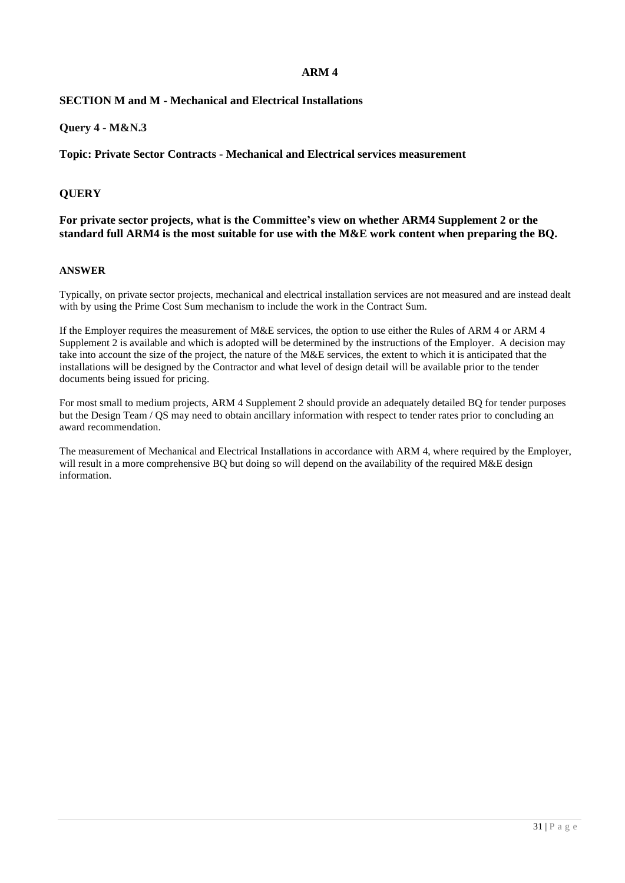# ARM 4

## SECTION M and M - Mechanical and Electrical Installations

### Query 4 - M&N.3

### Topic: Private Sector Contracts - Mechanical and Electrical services measurement

## QUERY

**For private sector projects, what is the Committee's view on whether ARM4 Supplement 2 or the standard full ARM4 is the most suitable for use with the M&E work content when preparing the BQ.**

**ANSWER**

Typically, on private sector projects, mechanical and electrical installation services are not measured and are instead dealt with by using the Prime Cost Sum mechanism to include the work in the Contract Sum.

If the Employer requires the measurement of M&E services, the option to use either the Rules of ARM 4 or ARM 4 Supplement 2 is available and which is adopted will be determined by the instructions of the Employer. A decision may take into account the size of the project, the nature of the M&E services, the extent to which it is anticipated that the installations will be designed by the Contractor and what level of design detail will be available prior to the tender documents being issued for pricing.

For most small to medium projects, ARM 4 Supplement 2 should provide an adequately detailed BQ for tender purposes but the Design Team / QS may need to obtain ancillary information with respect to tender rates prior to concluding an award recommendation.

The measurement of Mechanical and Electrical Installations in accordance with ARM 4, where required by the Employer, will result in a more comprehensive BQ but doing so will depend on the availability of the required M&E design information.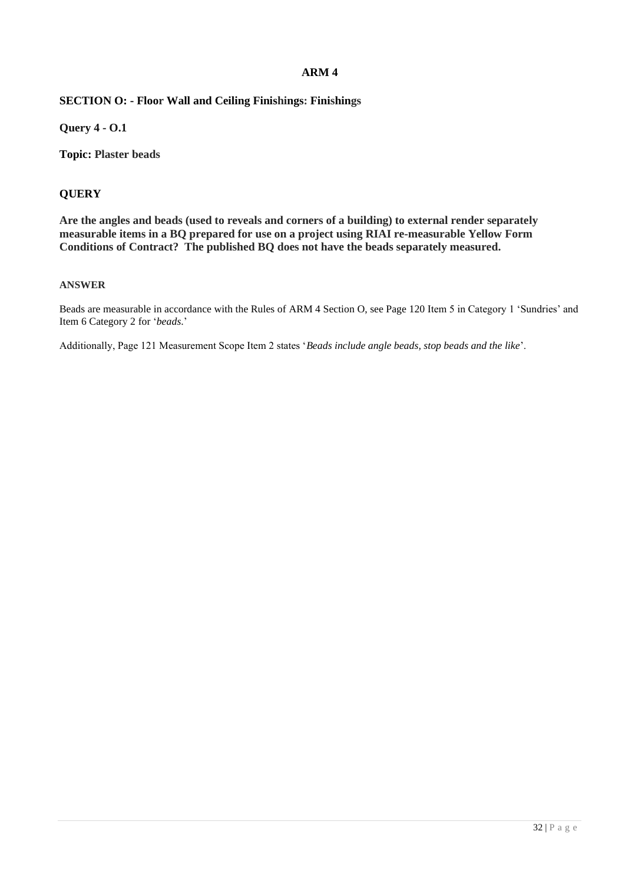# ARM 4

## SECTION O: - Floor Wall and Ceiling Finishings: Finishings

**Query 4 - O.1**

**Topic: Plaster beads**

### QUERY

**Are the angles and beads (used to reveals and corners of a building) to external render separately measurable items in a BQ prepared for use on a project using RIAI re-measurable Yellow Form Conditions of Contract? The published BQ does not have the beads separately measured.**

#### ANSWER

Beads are measurable in accordance with the Rules of ARM 4 Section O, see Page 120 Item 5 in Category 1 'Sundries' and Item 6 Category 2 for '*beads*.'

Additionally, Page 121 Measurement Scope Item 2 states '*Beads include angle beads, stop beads and the like*'.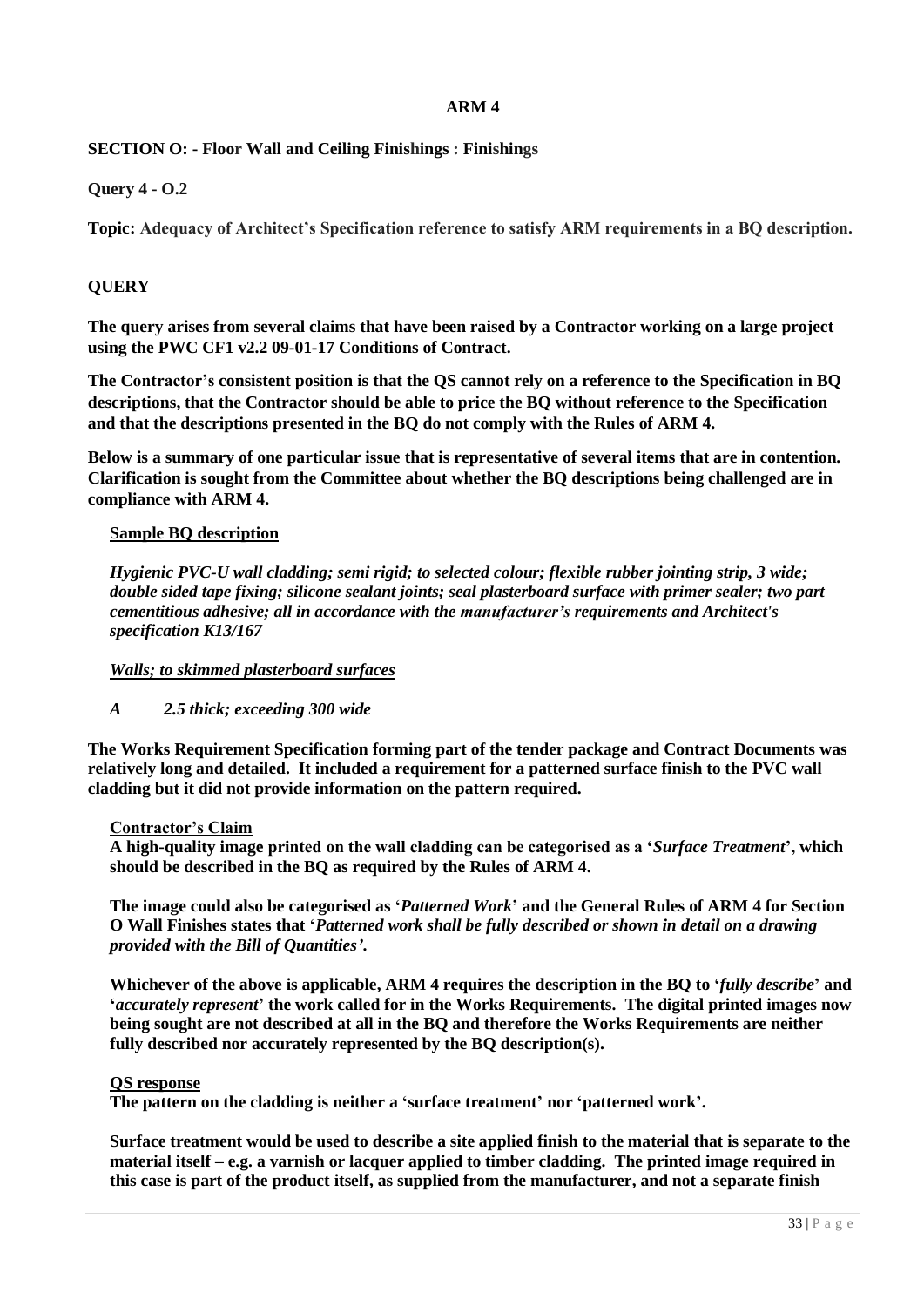**ARM 4**

**SECTION O: - Floor Wall and Ceiling Finishings : Finishings**

**Query 4 - O.2**

**Topic: Adequacy of Architect's Specification reference to satisfy ARM requirements in a BQ description.**

**QUERY**

**The query arises from several claims that have been raised by a Contractor working on a large project using the PWC CF1 v2.2 09-01-17 Conditions of Contract.**

**The Contractor's consistent position is that the QS cannot rely on a reference to the Specification in BQ descriptions, that the Contractor should be able to price the BQ without reference to the Specification and that the descriptions presented in the BQ do not comply with the Rules of ARM 4.**

**Below is a summary of one particular issue that is representative of several items that are in contention. Clarification is sought from the Committee about whether the BQ descriptions being challenged are in compliance with ARM 4.**

**Sample BQ description**

***Hygienic PVC-U wall cladding; semi rigid; to selected colour; flexible rubber jointing strip, 3 wide; double sided tape fixing; silicone sealant joints; seal plasterboard surface with primer sealer; two part cementitious adhesive; all in accordance with the manufacturer's requirements and Architect's specification K13/167***

***Walls; to skimmed plasterboard surfaces***

***A 2.5 thick; exceeding 300 wide***

**The Works Requirement Specification forming part of the tender package and Contract Documents was relatively long and detailed. It included a requirement for a patterned surface finish to the PVC wall cladding but it did not provide information on the pattern required.**

**Contractor's Claim**

**A high-quality image printed on the wall cladding can be categorised as a '*Surface Treatment*', which should be described in the BQ as required by the Rules of ARM 4.**

**The image could also be categorised as '*Patterned Work*' and the General Rules of ARM 4 for Section O Wall Finishes states that '*Patterned work shall be fully described or shown in detail on a drawing provided with the Bill of Quantities'*.**

**Whichever of the above is applicable, ARM 4 requires the description in the BQ to '*fully describe*' and '*accurately represent*' the work called for in the Works Requirements. The digital printed images now being sought are not described at all in the BQ and therefore the Works Requirements are neither fully described nor accurately represented by the BQ description(s).**

**QS response**

**The pattern on the cladding is neither a 'surface treatment' nor 'patterned work'.**

**Surface treatment would be used to describe a site applied finish to the material that is separate to the material itself – e.g. a varnish or lacquer applied to timber cladding. The printed image required in this case is part of the product itself, as supplied from the manufacturer, and not a separate finish**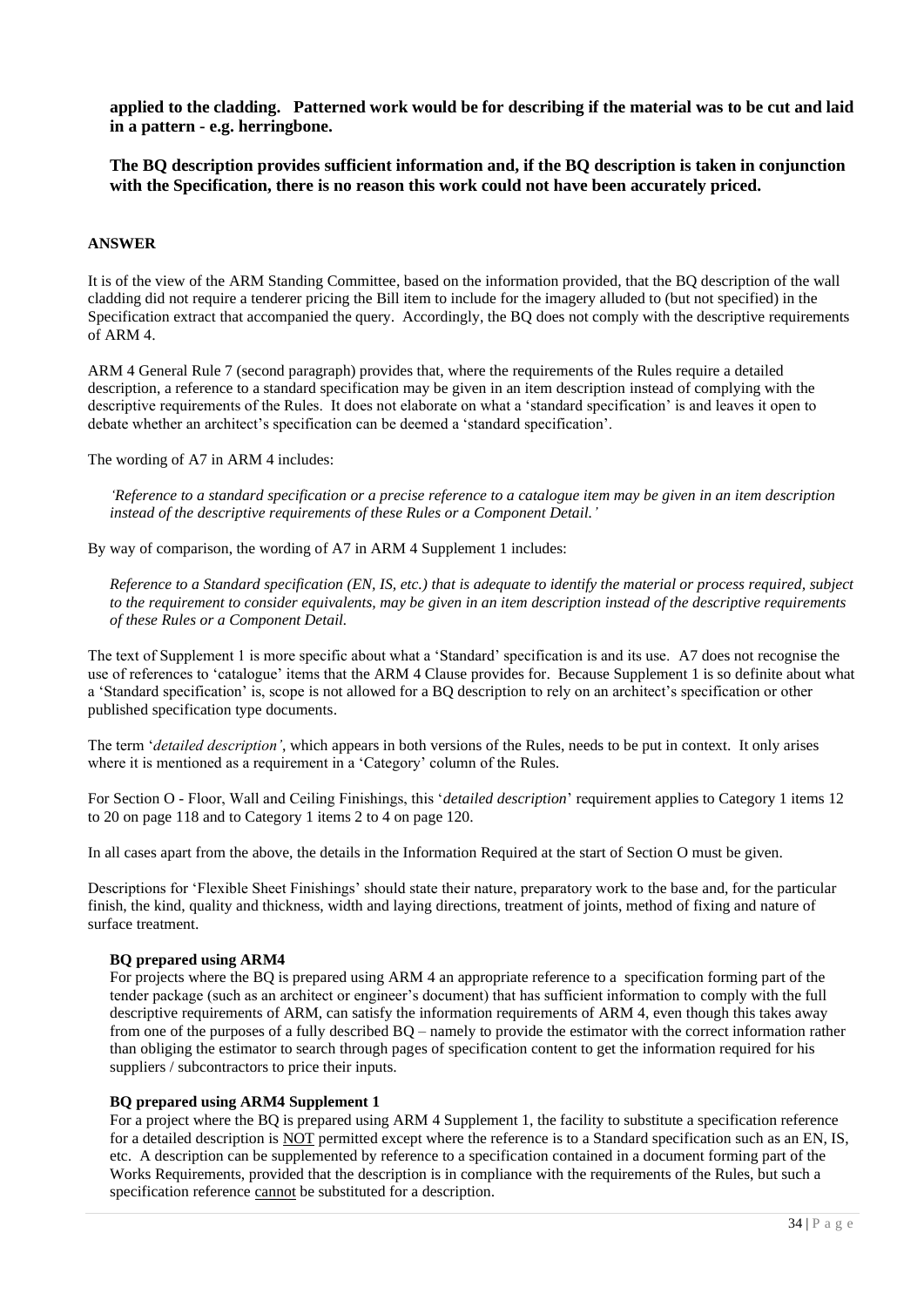**applied to the cladding. Patterned work would be for describing if the material was to be cut and laid in a pattern - e.g. herringbone.**

**The BQ description provides sufficient information and, if the BQ description is taken in conjunction with the Specification, there is no reason this work could not have been accurately priced.**

**ANSWER**

It is of the view of the ARM Standing Committee, based on the information provided, that the BQ description of the wall cladding did not require a tenderer pricing the Bill item to include for the imagery alluded to (but not specified) in the Specification extract that accompanied the query. Accordingly, the BQ does not comply with the descriptive requirements of ARM 4.

ARM 4 General Rule 7 (second paragraph) provides that, where the requirements of the Rules require a detailed description, a reference to a standard specification may be given in an item description instead of complying with the descriptive requirements of the Rules. It does not elaborate on what a 'standard specification' is and leaves it open to debate whether an architect's specification can be deemed a 'standard specification'.

The wording of A7 in ARM 4 includes:

> *'Reference to a standard specification or a precise reference to a catalogue item may be given in an item description instead of the descriptive requirements of these Rules or a Component Detail.'*

By way of comparison, the wording of A7 in ARM 4 Supplement 1 includes:

> *Reference to a Standard specification (EN, IS, etc.) that is adequate to identify the material or process required, subject to the requirement to consider equivalents, may be given in an item description instead of the descriptive requirements of these Rules or a Component Detail.*

The text of Supplement 1 is more specific about what a 'Standard' specification is and its use. A7 does not recognise the use of references to 'catalogue' items that the ARM 4 Clause provides for. Because Supplement 1 is so definite about what a 'Standard specification' is, scope is not allowed for a BQ description to rely on an architect's specification or other published specification type documents.

The term '*detailed description'*, which appears in both versions of the Rules, needs to be put in context. It only arises where it is mentioned as a requirement in a 'Category' column of the Rules.

For Section O - Floor, Wall and Ceiling Finishings, this '*detailed description*' requirement applies to Category 1 items 12 to 20 on page 118 and to Category 1 items 2 to 4 on page 120.

In all cases apart from the above, the details in the Information Required at the start of Section O must be given.

Descriptions for 'Flexible Sheet Finishings' should state their nature, preparatory work to the base and, for the particular finish, the kind, quality and thickness, width and laying directions, treatment of joints, method of fixing and nature of surface treatment.

**BQ prepared using ARM4**

For projects where the BQ is prepared using ARM 4 an appropriate reference to a specification forming part of the tender package (such as an architect or engineer's document) that has sufficient information to comply with the full descriptive requirements of ARM, can satisfy the information requirements of ARM 4, even though this takes away from one of the purposes of a fully described BQ – namely to provide the estimator with the correct information rather than obliging the estimator to search through pages of specification content to get the information required for his suppliers / subcontractors to price their inputs.

**BQ prepared using ARM4 Supplement 1**

For a project where the BQ is prepared using ARM 4 Supplement 1, the facility to substitute a specification reference for a detailed description is NOT permitted except where the reference is to a Standard specification such as an EN, IS, etc. A description can be supplemented by reference to a specification contained in a document forming part of the Works Requirements, provided that the description is in compliance with the requirements of the Rules, but such a specification reference cannot be substituted for a description.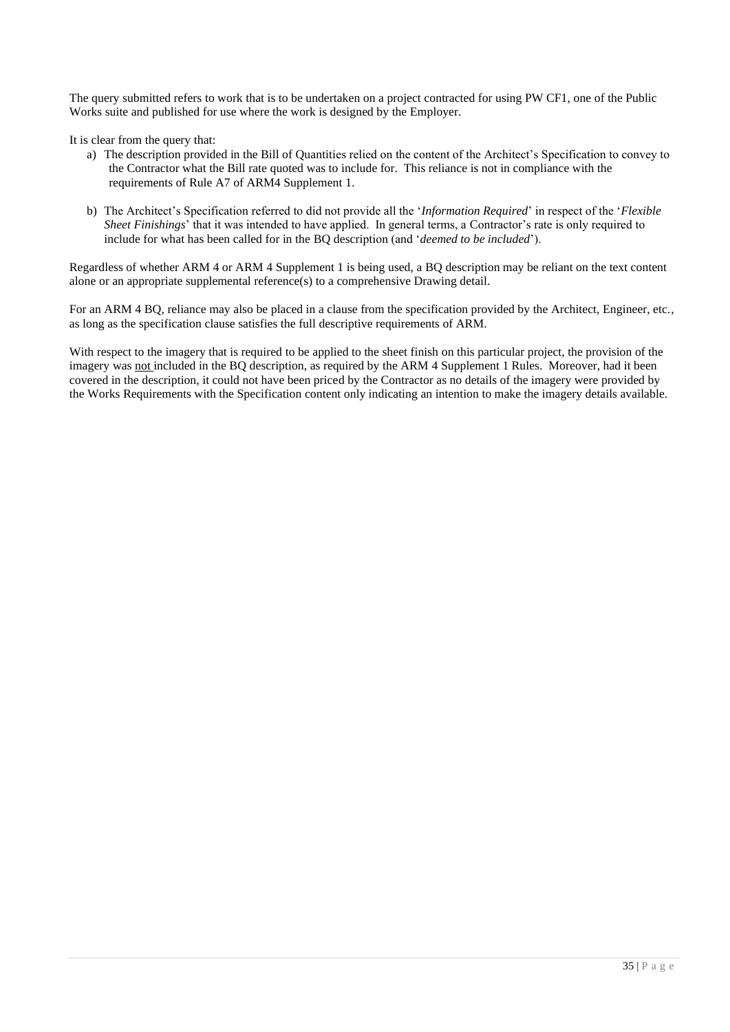The query submitted refers to work that is to be undertaken on a project contracted for using PW CF1, one of the Public Works suite and published for use where the work is designed by the Employer.

It is clear from the query that:

a) The description provided in the Bill of Quantities relied on the content of the Architect's Specification to convey to the Contractor what the Bill rate quoted was to include for. This reliance is not in compliance with the requirements of Rule A7 of ARM4 Supplement 1.

b) The Architect's Specification referred to did not provide all the '*Information Required*' in respect of the '*Flexible Sheet Finishings*' that it was intended to have applied. In general terms, a Contractor's rate is only required to include for what has been called for in the BQ description (and '*deemed to be included*').

Regardless of whether ARM 4 or ARM 4 Supplement 1 is being used, a BQ description may be reliant on the text content alone or an appropriate supplemental reference(s) to a comprehensive Drawing detail.

For an ARM 4 BQ, reliance may also be placed in a clause from the specification provided by the Architect, Engineer, etc., as long as the specification clause satisfies the full descriptive requirements of ARM.

With respect to the imagery that is required to be applied to the sheet finish on this particular project, the provision of the imagery was <u>not</u> included in the BQ description, as required by the ARM 4 Supplement 1 Rules. Moreover, had it been covered in the description, it could not have been priced by the Contractor as no details of the imagery were provided by the Works Requirements with the Specification content only indicating an intention to make the imagery details available.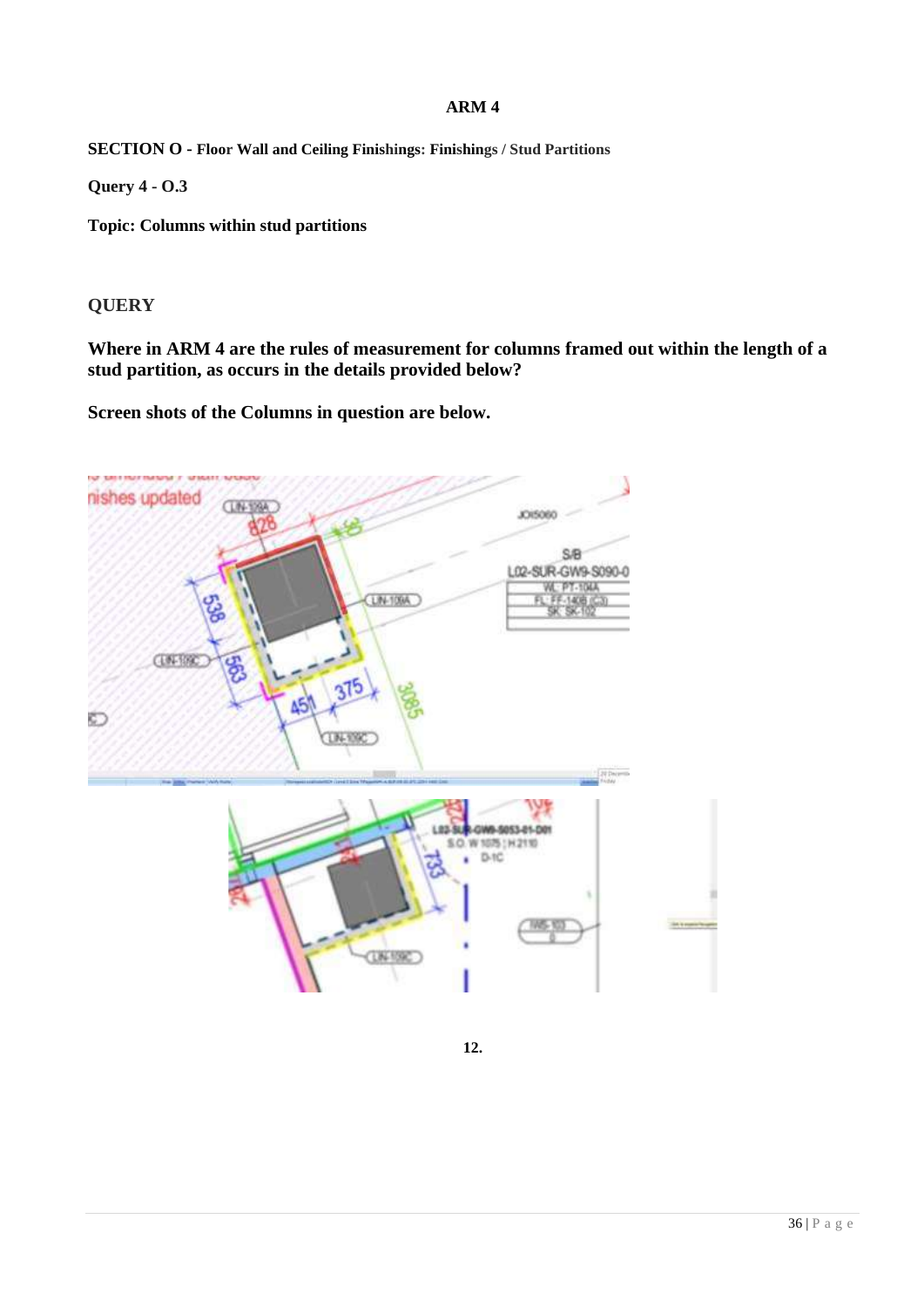**ARM 4**

**SECTION O - Floor Wall and Ceiling Finishings: Finishings / Stud Partitions**

**Query 4 - O.3**

**Topic: Columns within stud partitions**

## QUERY

**Where in ARM 4 are the rules of measurement for columns framed out within the length of a stud partition, as occurs in the details provided below?**

**Screen shots of the Columns in question are below.**

**12.**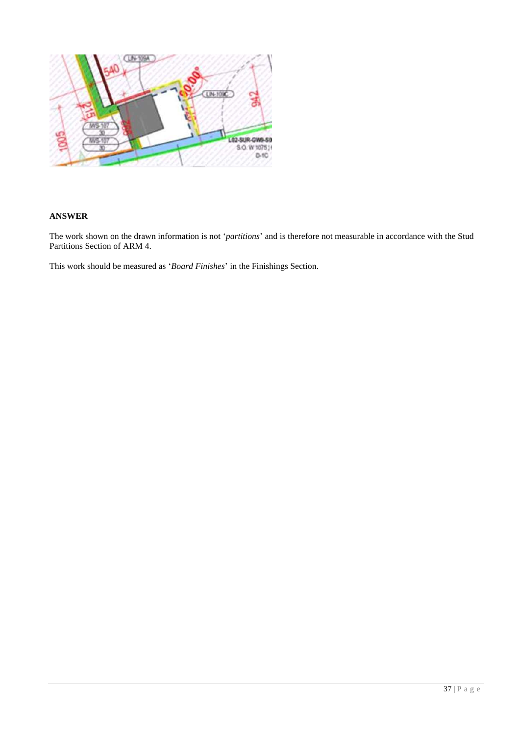**ANSWER**

The work shown on the drawn information is not '*partitions*' and is therefore not measurable in accordance with the Stud Partitions Section of ARM 4.

This work should be measured as '*Board Finishes*' in the Finishings Section.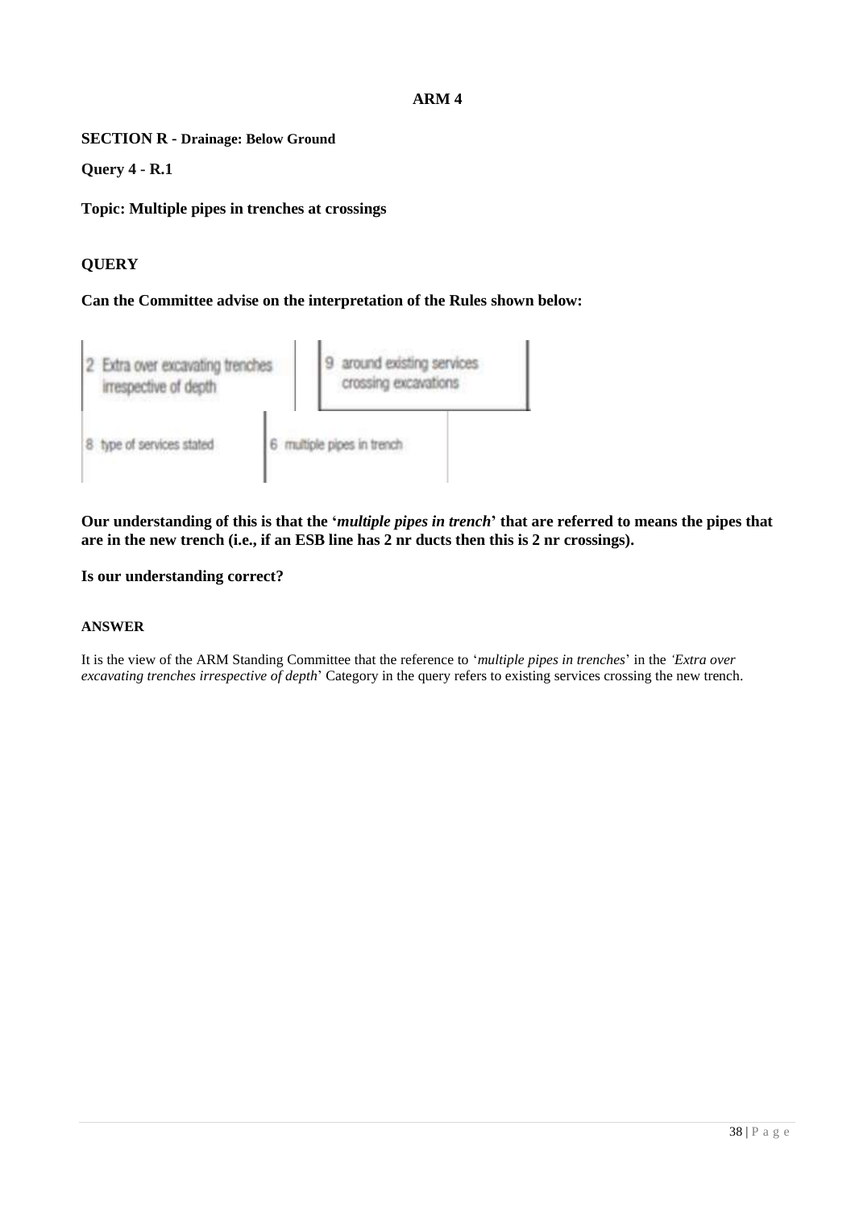# ARM 4

**SECTION R - Drainage: Below Ground**

**Query 4 - R.1**

**Topic: Multiple pipes in trenches at crossings**

**QUERY**

**Can the Committee advise on the interpretation of the Rules shown below:**

| 2 Extra over excavating trenches irrespective of depth | 9 around existing services crossing excavations | |
|---|---|---|
| 8 type of services stated | 6 multiple pipes in trench | |

**Our understanding of this is that the '*multiple pipes in trench*' that are referred to means the pipes that are in the new trench (i.e., if an ESB line has 2 nr ducts then this is 2 nr crossings).**

**Is our understanding correct?**

**ANSWER**

It is the view of the ARM Standing Committee that the reference to '*multiple pipes in trenches*' in the *'Extra over excavating trenches irrespective of depth*' Category in the query refers to existing services crossing the new trench.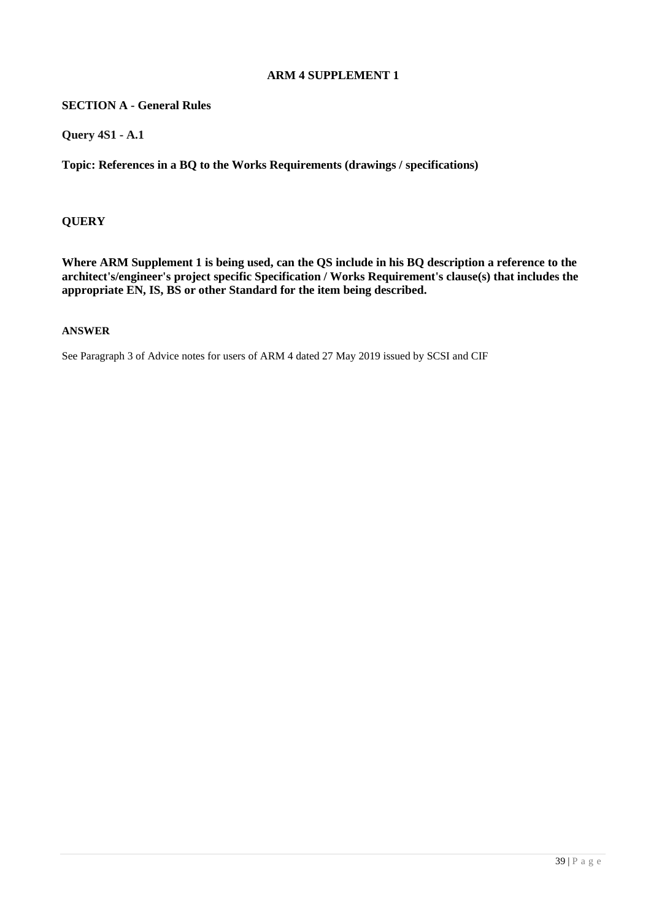# ARM 4 SUPPLEMENT 1

**SECTION A - General Rules**

**Query 4S1 - A.1**

**Topic: References in a BQ to the Works Requirements (drawings / specifications)**

**QUERY**

**Where ARM Supplement 1 is being used, can the QS include in his BQ description a reference to the architect's/engineer's project specific Specification / Works Requirement's clause(s) that includes the appropriate EN, IS, BS or other Standard for the item being described.**

**ANSWER**

See Paragraph 3 of Advice notes for users of ARM 4 dated 27 May 2019 issued by SCSI and CIF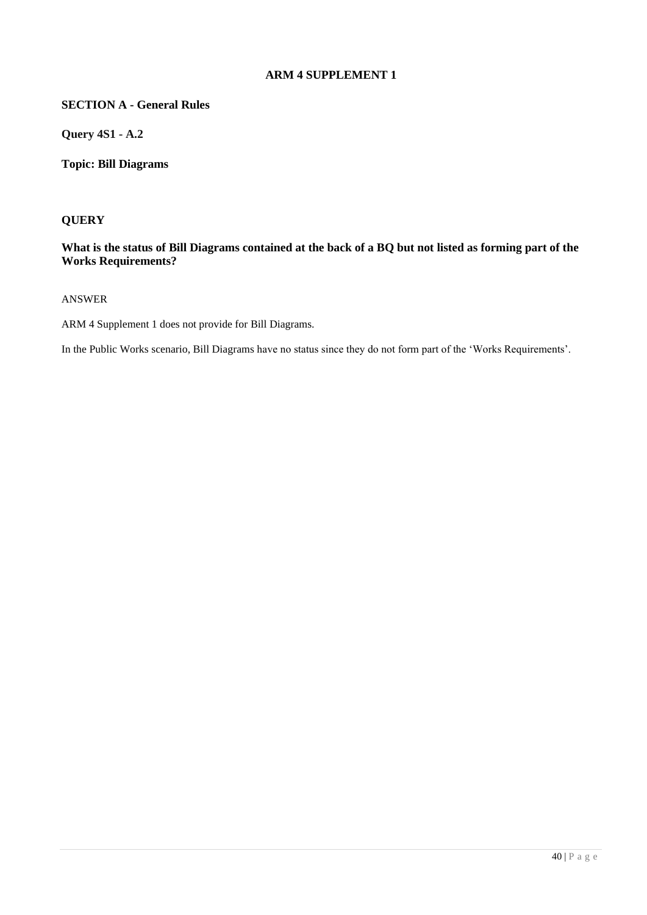## ARM 4 SUPPLEMENT 1

**SECTION A - General Rules**

**Query 4S1 - A.2**

**Topic: Bill Diagrams**

### QUERY

**What is the status of Bill Diagrams contained at the back of a BQ but not listed as forming part of the Works Requirements?**

ANSWER

ARM 4 Supplement 1 does not provide for Bill Diagrams.

In the Public Works scenario, Bill Diagrams have no status since they do not form part of the 'Works Requirements'.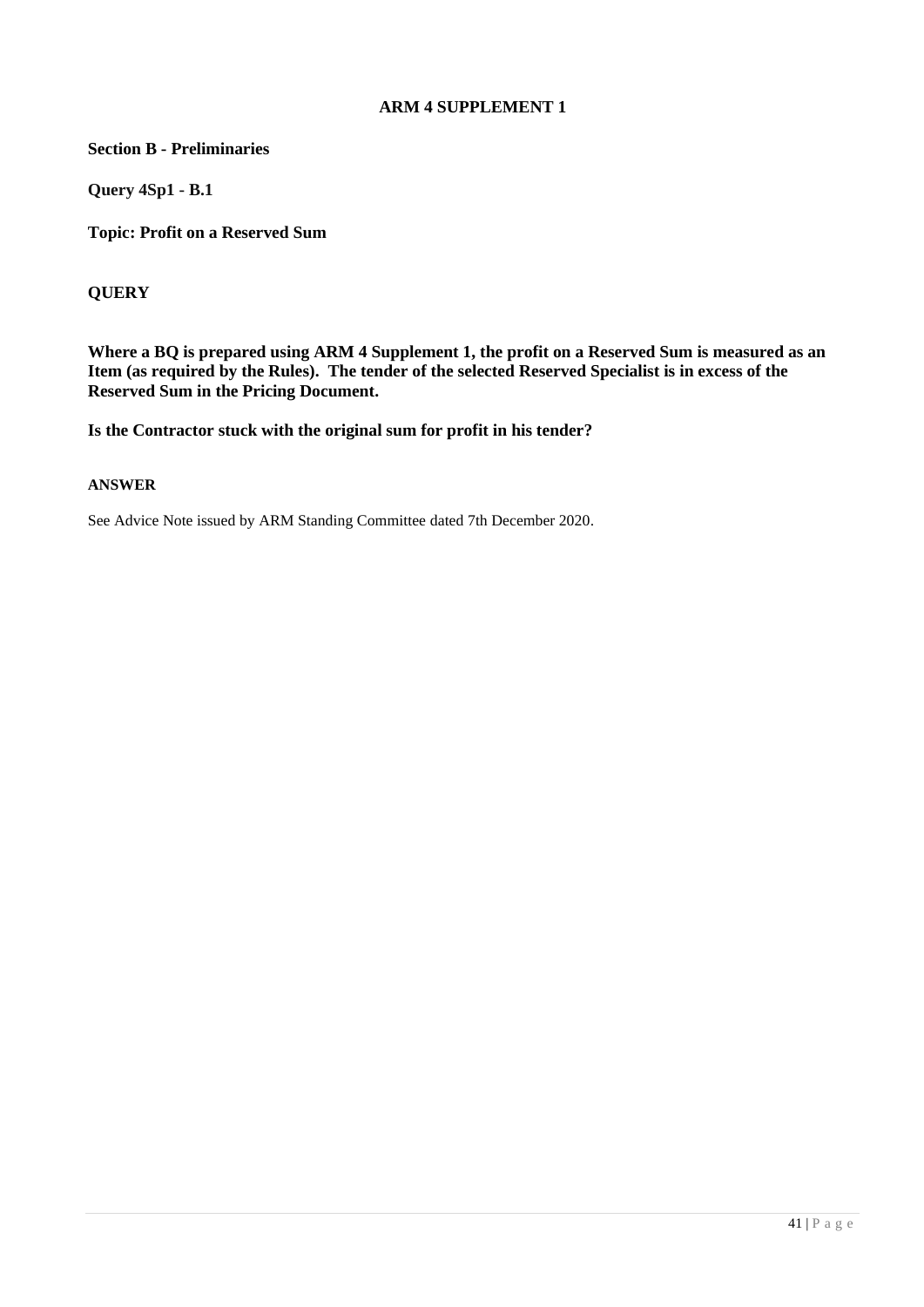## ARM 4 SUPPLEMENT 1

**Section B - Preliminaries**

**Query 4Sp1 - B.1**

**Topic: Profit on a Reserved Sum**

**QUERY**

**Where a BQ is prepared using ARM 4 Supplement 1, the profit on a Reserved Sum is measured as an Item (as required by the Rules). The tender of the selected Reserved Specialist is in excess of the Reserved Sum in the Pricing Document.**

**Is the Contractor stuck with the original sum for profit in his tender?**

**ANSWER**

See Advice Note issued by ARM Standing Committee dated 7th December 2020.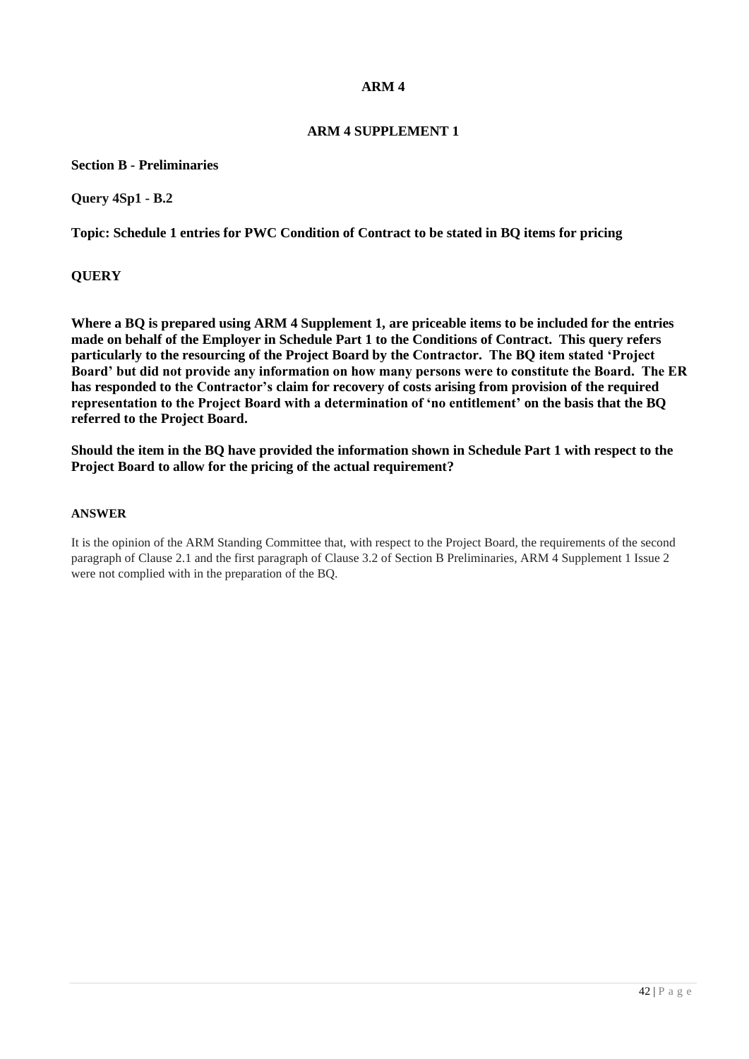# ARM 4

## ARM 4 SUPPLEMENT 1

**Section B - Preliminaries**

**Query 4Sp1 - B.2**

**Topic: Schedule 1 entries for PWC Condition of Contract to be stated in BQ items for pricing**

**QUERY**

**Where a BQ is prepared using ARM 4 Supplement 1, are priceable items to be included for the entries made on behalf of the Employer in Schedule Part 1 to the Conditions of Contract. This query refers particularly to the resourcing of the Project Board by the Contractor. The BQ item stated 'Project Board' but did not provide any information on how many persons were to constitute the Board. The ER has responded to the Contractor's claim for recovery of costs arising from provision of the required representation to the Project Board with a determination of 'no entitlement' on the basis that the BQ referred to the Project Board.**

**Should the item in the BQ have provided the information shown in Schedule Part 1 with respect to the Project Board to allow for the pricing of the actual requirement?**

**ANSWER**

It is the opinion of the ARM Standing Committee that, with respect to the Project Board, the requirements of the second paragraph of Clause 2.1 and the first paragraph of Clause 3.2 of Section B Preliminaries, ARM 4 Supplement 1 Issue 2 were not complied with in the preparation of the BQ.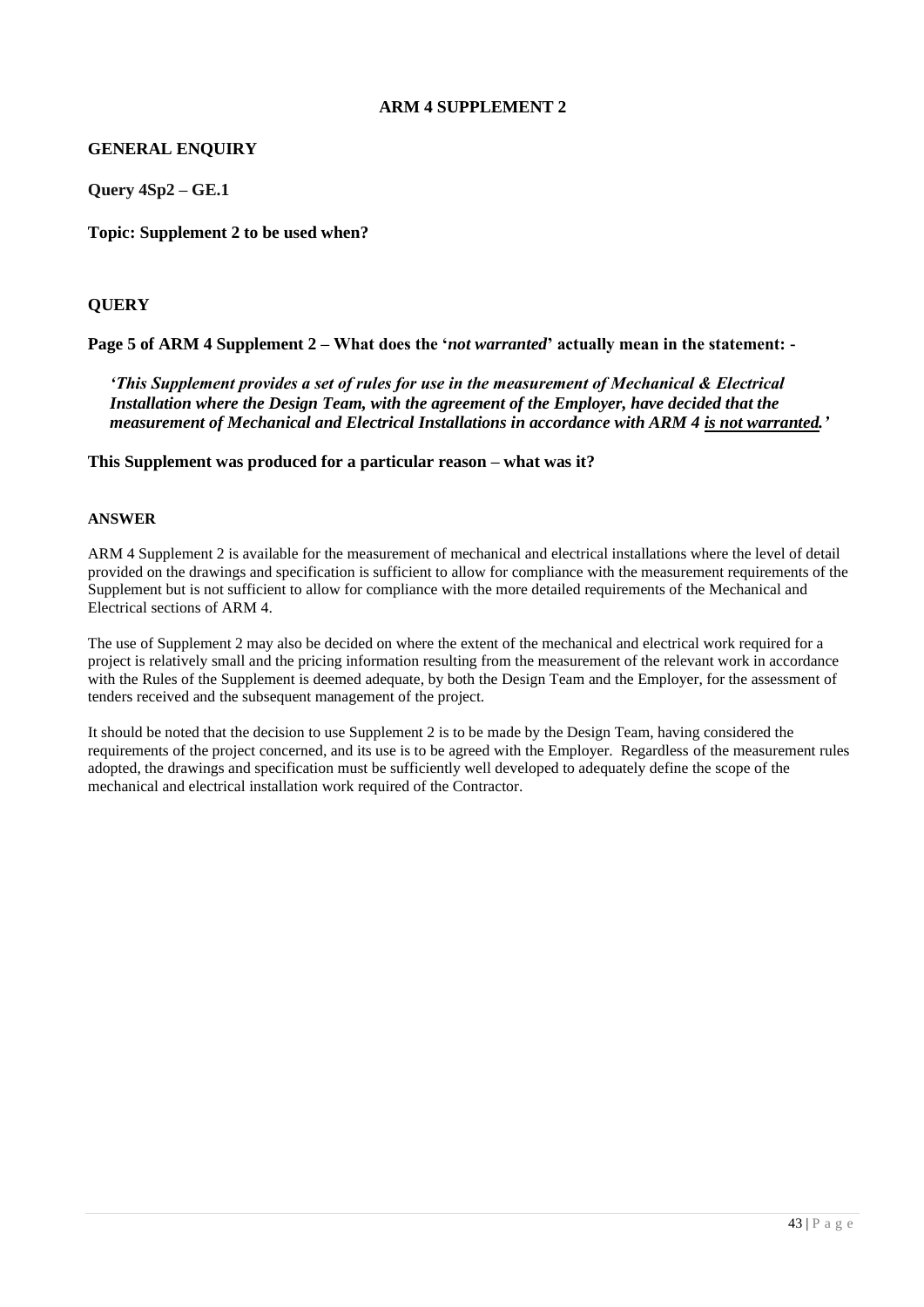## ARM 4 SUPPLEMENT 2

### GENERAL ENQUIRY

**Query 4Sp2 – GE.1**

**Topic: Supplement 2 to be used when?**

### QUERY

**Page 5 of ARM 4 Supplement 2 – What does the '*not warranted*' actually mean in the statement: -**

> ***'This Supplement provides a set of rules for use in the measurement of Mechanical & Electrical Installation where the Design Team, with the agreement of the Employer, have decided that the measurement of Mechanical and Electrical Installations in accordance with ARM 4 is not warranted.'***

**This Supplement was produced for a particular reason – what was it?**

#### ANSWER

ARM 4 Supplement 2 is available for the measurement of mechanical and electrical installations where the level of detail provided on the drawings and specification is sufficient to allow for compliance with the measurement requirements of the Supplement but is not sufficient to allow for compliance with the more detailed requirements of the Mechanical and Electrical sections of ARM 4.

The use of Supplement 2 may also be decided on where the extent of the mechanical and electrical work required for a project is relatively small and the pricing information resulting from the measurement of the relevant work in accordance with the Rules of the Supplement is deemed adequate, by both the Design Team and the Employer, for the assessment of tenders received and the subsequent management of the project.

It should be noted that the decision to use Supplement 2 is to be made by the Design Team, having considered the requirements of the project concerned, and its use is to be agreed with the Employer. Regardless of the measurement rules adopted, the drawings and specification must be sufficiently well developed to adequately define the scope of the mechanical and electrical installation work required of the Contractor.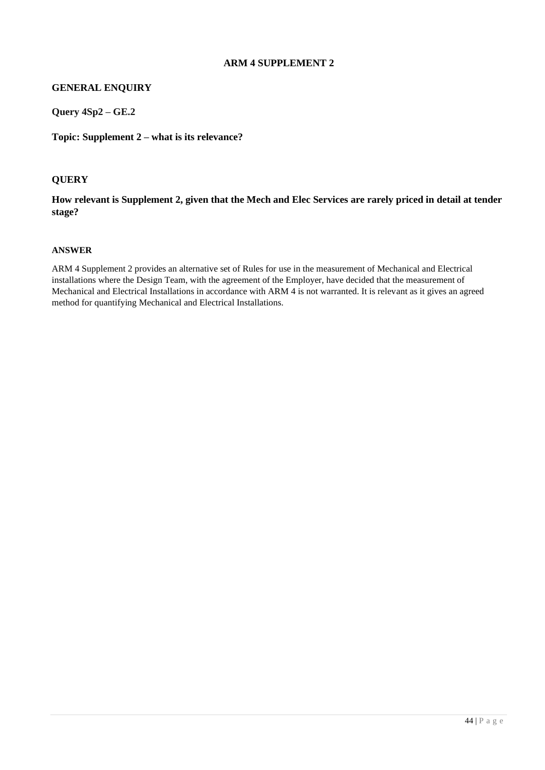## ARM 4 SUPPLEMENT 2

### GENERAL ENQUIRY

**Query 4Sp2 – GE.2**

**Topic: Supplement 2 – what is its relevance?**

### QUERY

**How relevant is Supplement 2, given that the Mech and Elec Services are rarely priced in detail at tender stage?**

#### ANSWER

ARM 4 Supplement 2 provides an alternative set of Rules for use in the measurement of Mechanical and Electrical installations where the Design Team, with the agreement of the Employer, have decided that the measurement of Mechanical and Electrical Installations in accordance with ARM 4 is not warranted. It is relevant as it gives an agreed method for quantifying Mechanical and Electrical Installations.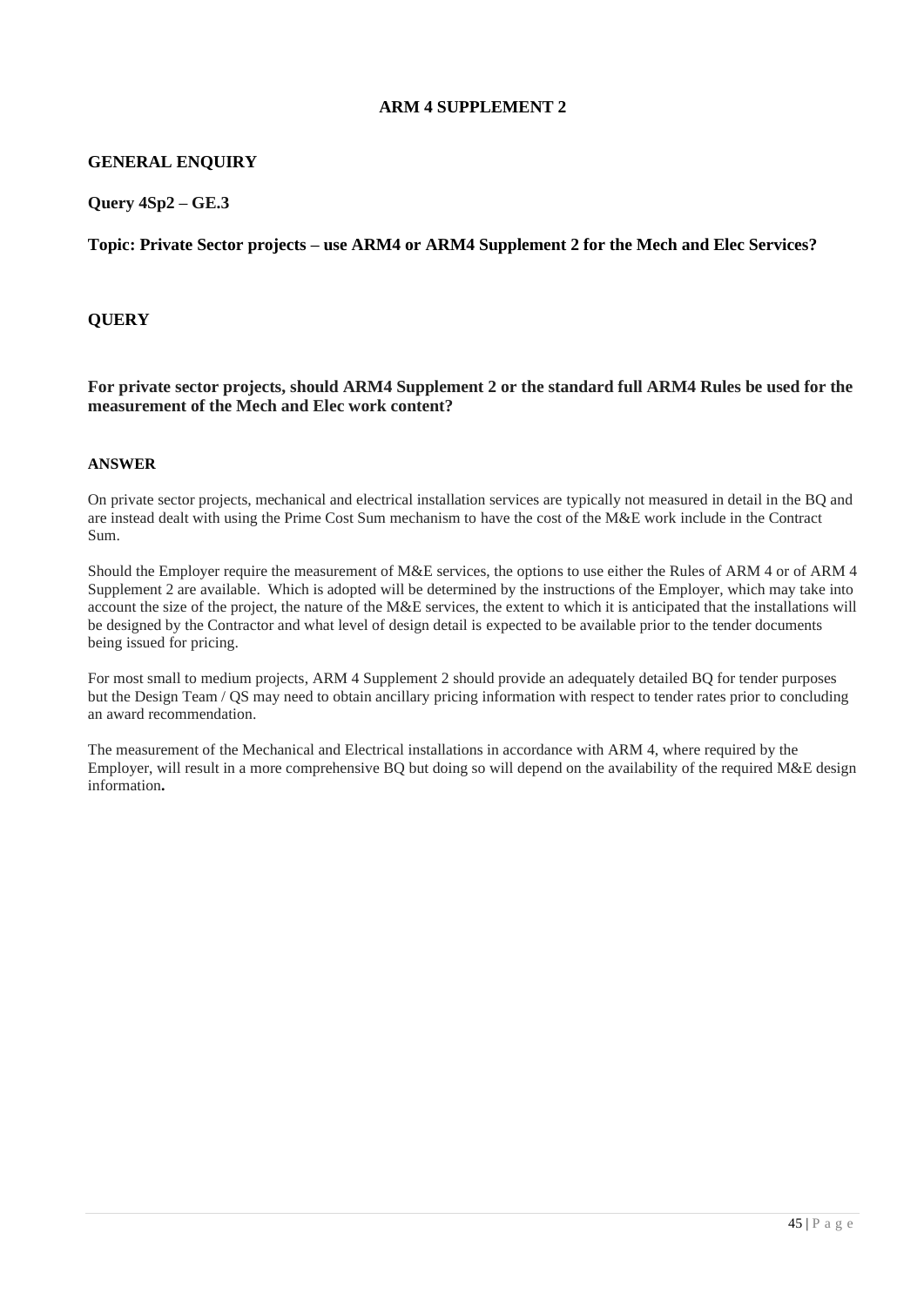## ARM 4 SUPPLEMENT 2

### GENERAL ENQUIRY

**Query 4Sp2 – GE.3**

**Topic: Private Sector projects – use ARM4 or ARM4 Supplement 2 for the Mech and Elec Services?**

### QUERY

**For private sector projects, should ARM4 Supplement 2 or the standard full ARM4 Rules be used for the measurement of the Mech and Elec work content?**

**ANSWER**

On private sector projects, mechanical and electrical installation services are typically not measured in detail in the BQ and are instead dealt with using the Prime Cost Sum mechanism to have the cost of the M&E work include in the Contract Sum.

Should the Employer require the measurement of M&E services, the options to use either the Rules of ARM 4 or of ARM 4 Supplement 2 are available. Which is adopted will be determined by the instructions of the Employer, which may take into account the size of the project, the nature of the M&E services, the extent to which it is anticipated that the installations will be designed by the Contractor and what level of design detail is expected to be available prior to the tender documents being issued for pricing.

For most small to medium projects, ARM 4 Supplement 2 should provide an adequately detailed BQ for tender purposes but the Design Team / QS may need to obtain ancillary pricing information with respect to tender rates prior to concluding an award recommendation.

The measurement of the Mechanical and Electrical installations in accordance with ARM 4, where required by the Employer, will result in a more comprehensive BQ but doing so will depend on the availability of the required M&E design information**.**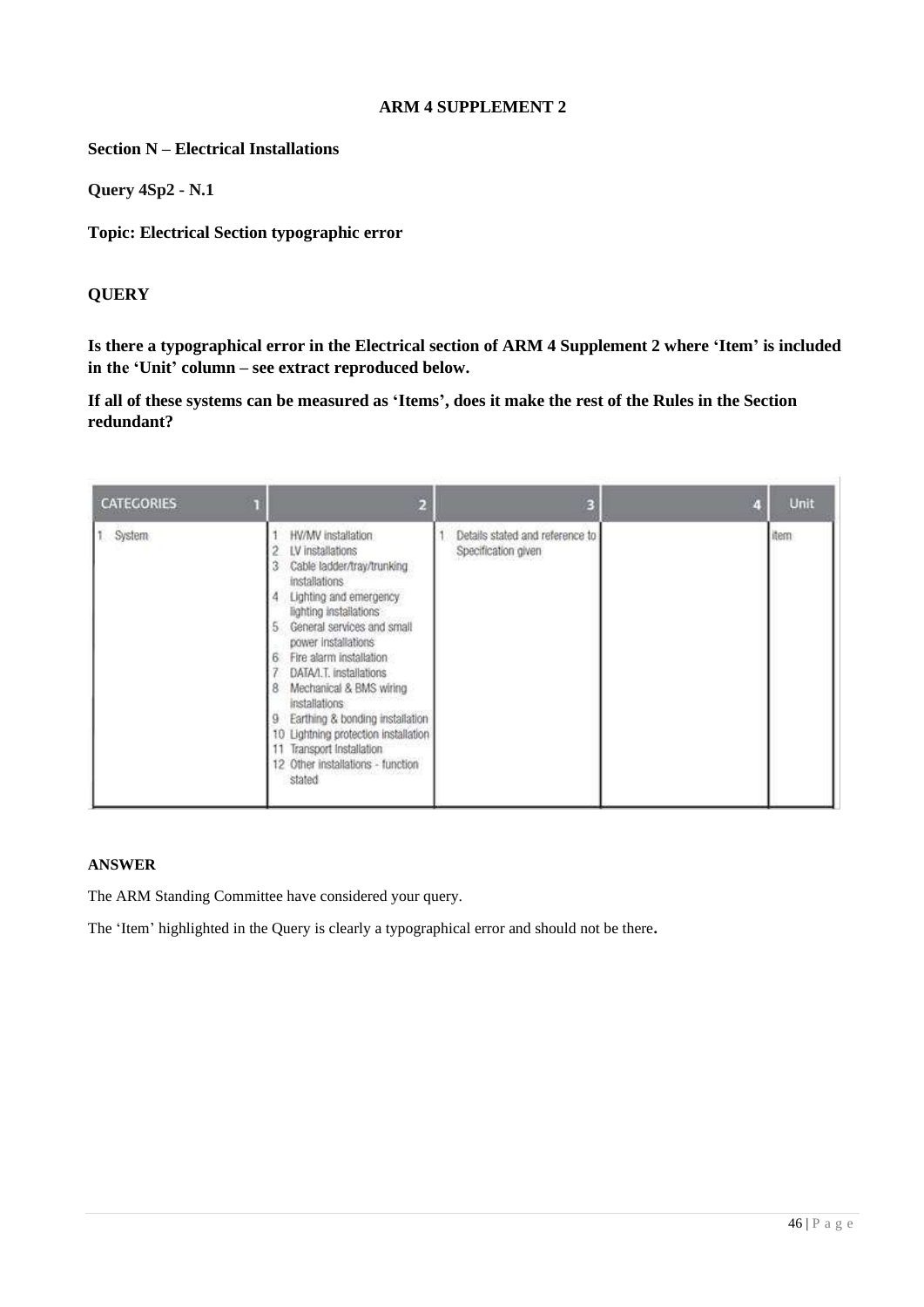**ARM 4 SUPPLEMENT 2**

**Section N – Electrical Installations**

**Query 4Sp2 - N.1**

**Topic: Electrical Section typographic error**

**QUERY**

**Is there a typographical error in the Electrical section of ARM 4 Supplement 2 where 'Item' is included in the 'Unit' column – see extract reproduced below.**

**If all of these systems can be measured as 'Items', does it make the rest of the Rules in the Section redundant?**

| CATEGORIES 1 | 2 | 3 | 4 | Unit |
|---|---|---|---|---|
| 1 System | 1 HV/MV installation<br>2 LV installations<br>3 Cable ladder/tray/trunking installations<br>4 Lighting and emergency lighting installations<br>5 General services and small power installations<br>6 Fire alarm installation<br>7 DATA/I.T. installations<br>8 Mechanical & BMS wiring installations<br>9 Earthing & bonding installation<br>10 Lightning protection installation<br>11 Transport Installation<br>12 Other installations - function stated | 1 Details stated and reference to Specification given | | item |

**ANSWER**

The ARM Standing Committee have considered your query.

The 'Item' highlighted in the Query is clearly a typographical error and should not be there.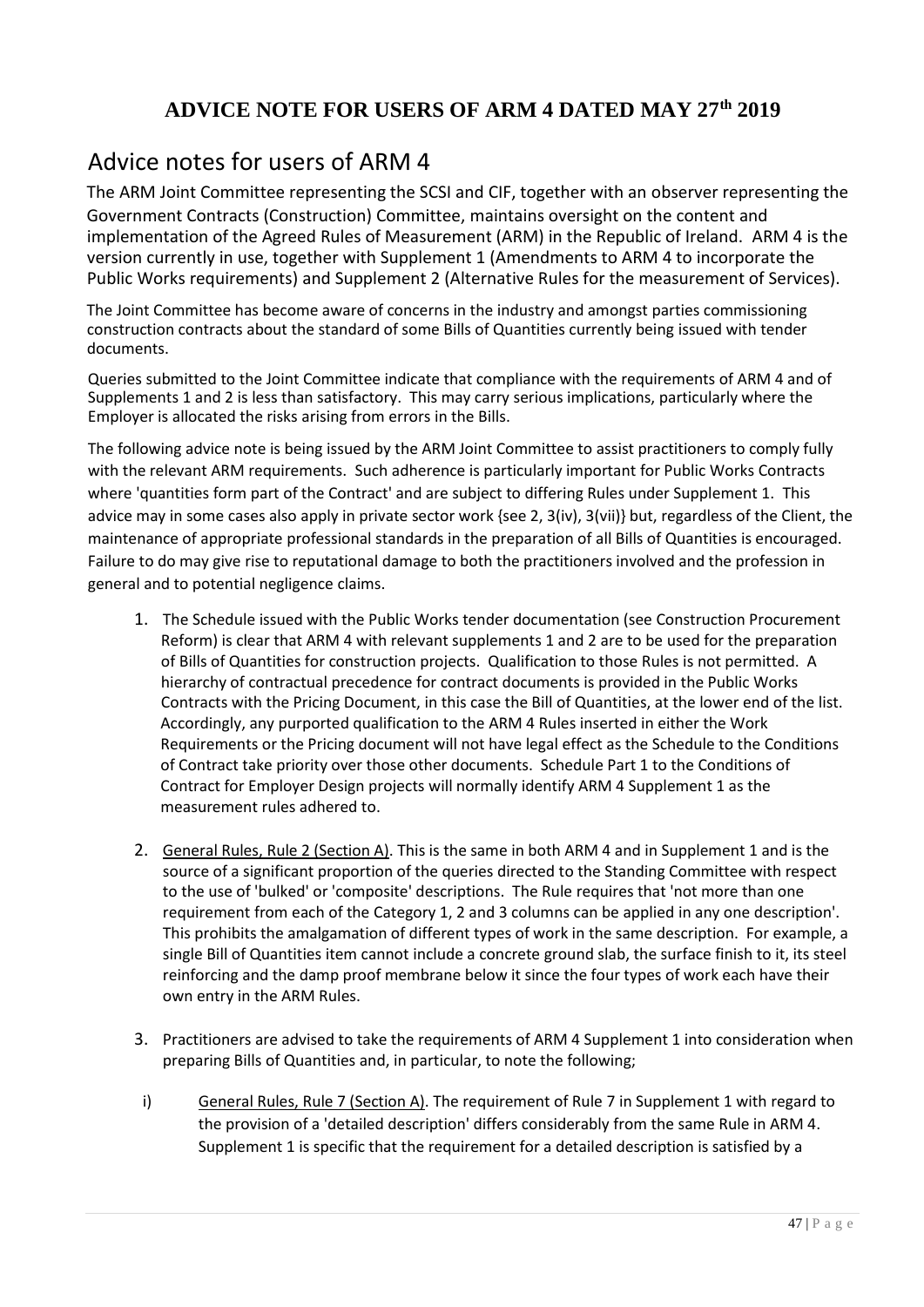# ADVICE NOTE FOR USERS OF ARM 4 DATED MAY 27th 2019

## Advice notes for users of ARM 4

The ARM Joint Committee representing the SCSI and CIF, together with an observer representing the Government Contracts (Construction) Committee, maintains oversight on the content and implementation of the Agreed Rules of Measurement (ARM) in the Republic of Ireland. ARM 4 is the version currently in use, together with Supplement 1 (Amendments to ARM 4 to incorporate the Public Works requirements) and Supplement 2 (Alternative Rules for the measurement of Services).

The Joint Committee has become aware of concerns in the industry and amongst parties commissioning construction contracts about the standard of some Bills of Quantities currently being issued with tender documents.

Queries submitted to the Joint Committee indicate that compliance with the requirements of ARM 4 and of Supplements 1 and 2 is less than satisfactory. This may carry serious implications, particularly where the Employer is allocated the risks arising from errors in the Bills.

The following advice note is being issued by the ARM Joint Committee to assist practitioners to comply fully with the relevant ARM requirements. Such adherence is particularly important for Public Works Contracts where 'quantities form part of the Contract' and are subject to differing Rules under Supplement 1. This advice may in some cases also apply in private sector work {see 2, 3(iv), 3(vii)} but, regardless of the Client, the maintenance of appropriate professional standards in the preparation of all Bills of Quantities is encouraged. Failure to do may give rise to reputational damage to both the practitioners involved and the profession in general and to potential negligence claims.

1. The Schedule issued with the Public Works tender documentation (see Construction Procurement Reform) is clear that ARM 4 with relevant supplements 1 and 2 are to be used for the preparation of Bills of Quantities for construction projects. Qualification to those Rules is not permitted. A hierarchy of contractual precedence for contract documents is provided in the Public Works Contracts with the Pricing Document, in this case the Bill of Quantities, at the lower end of the list. Accordingly, any purported qualification to the ARM 4 Rules inserted in either the Work Requirements or the Pricing document will not have legal effect as the Schedule to the Conditions of Contract take priority over those other documents. Schedule Part 1 to the Conditions of Contract for Employer Design projects will normally identify ARM 4 Supplement 1 as the measurement rules adhered to.

2. General Rules, Rule 2 (Section A). This is the same in both ARM 4 and in Supplement 1 and is the source of a significant proportion of the queries directed to the Standing Committee with respect to the use of 'bulked' or 'composite' descriptions. The Rule requires that 'not more than one requirement from each of the Category 1, 2 and 3 columns can be applied in any one description'. This prohibits the amalgamation of different types of work in the same description. For example, a single Bill of Quantities item cannot include a concrete ground slab, the surface finish to it, its steel reinforcing and the damp proof membrane below it since the four types of work each have their own entry in the ARM Rules.

3. Practitioners are advised to take the requirements of ARM 4 Supplement 1 into consideration when preparing Bills of Quantities and, in particular, to note the following;

   i) General Rules, Rule 7 (Section A). The requirement of Rule 7 in Supplement 1 with regard to the provision of a 'detailed description' differs considerably from the same Rule in ARM 4. Supplement 1 is specific that the requirement for a detailed description is satisfied by a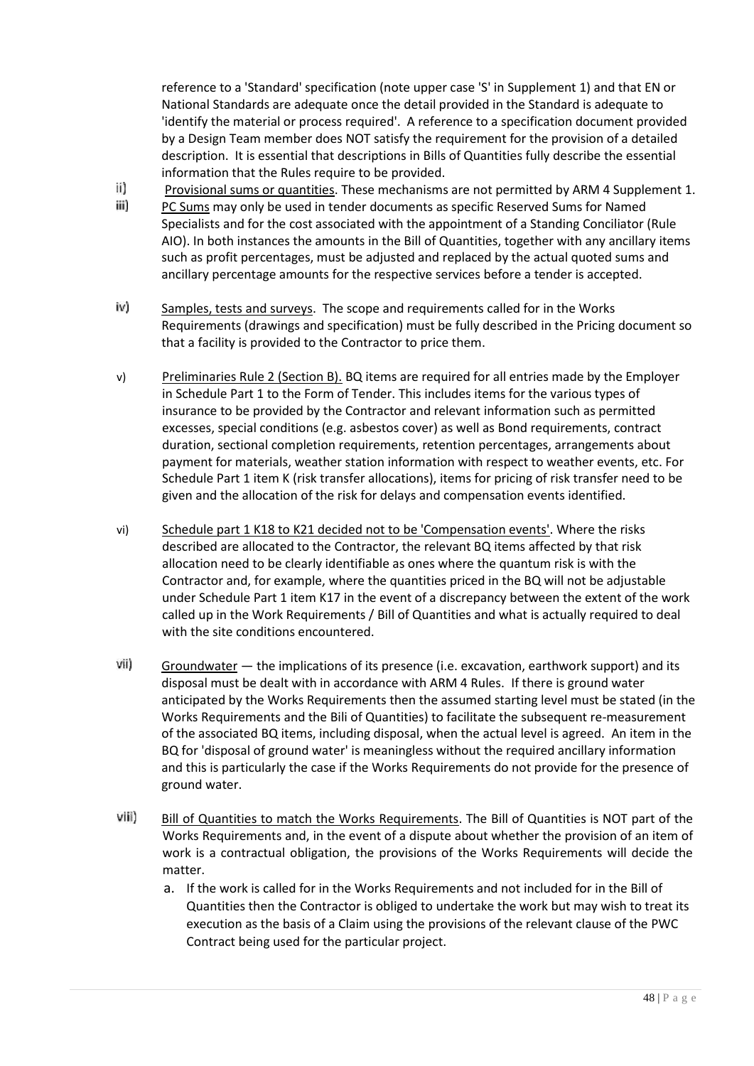reference to a 'Standard' specification (note upper case 'S' in Supplement 1) and that EN or National Standards are adequate once the detail provided in the Standard is adequate to 'identify the material or process required'. A reference to a specification document provided by a Design Team member does NOT satisfy the requirement for the provision of a detailed description. It is essential that descriptions in Bills of Quantities fully describe the essential information that the Rules require to be provided.

ii) Provisional sums or quantities. These mechanisms are not permitted by ARM 4 Supplement 1.

iii) PC Sums may only be used in tender documents as specific Reserved Sums for Named Specialists and for the cost associated with the appointment of a Standing Conciliator (Rule AIO). In both instances the amounts in the Bill of Quantities, together with any ancillary items such as profit percentages, must be adjusted and replaced by the actual quoted sums and ancillary percentage amounts for the respective services before a tender is accepted.

iv) Samples, tests and surveys. The scope and requirements called for in the Works Requirements (drawings and specification) must be fully described in the Pricing document so that a facility is provided to the Contractor to price them.

v) Preliminaries Rule 2 (Section B). BQ items are required for all entries made by the Employer in Schedule Part 1 to the Form of Tender. This includes items for the various types of insurance to be provided by the Contractor and relevant information such as permitted excesses, special conditions (e.g. asbestos cover) as well as Bond requirements, contract duration, sectional completion requirements, retention percentages, arrangements about payment for materials, weather station information with respect to weather events, etc. For Schedule Part 1 item K (risk transfer allocations), items for pricing of risk transfer need to be given and the allocation of the risk for delays and compensation events identified.

vi) Schedule part 1 K18 to K21 decided not to be 'Compensation events'. Where the risks described are allocated to the Contractor, the relevant BQ items affected by that risk allocation need to be clearly identifiable as ones where the quantum risk is with the Contractor and, for example, where the quantities priced in the BQ will not be adjustable under Schedule Part 1 item K17 in the event of a discrepancy between the extent of the work called up in the Work Requirements / Bill of Quantities and what is actually required to deal with the site conditions encountered.

vii) Groundwater — the implications of its presence (i.e. excavation, earthwork support) and its disposal must be dealt with in accordance with ARM 4 Rules. If there is ground water anticipated by the Works Requirements then the assumed starting level must be stated (in the Works Requirements and the Bili of Quantities) to facilitate the subsequent re-measurement of the associated BQ items, including disposal, when the actual level is agreed. An item in the BQ for 'disposal of ground water' is meaningless without the required ancillary information and this is particularly the case if the Works Requirements do not provide for the presence of ground water.

viii) Bill of Quantities to match the Works Requirements. The Bill of Quantities is NOT part of the Works Requirements and, in the event of a dispute about whether the provision of an item of work is a contractual obligation, the provisions of the Works Requirements will decide the matter.

   a. If the work is called for in the Works Requirements and not included for in the Bill of Quantities then the Contractor is obliged to undertake the work but may wish to treat its execution as the basis of a Claim using the provisions of the relevant clause of the PWC Contract being used for the particular project.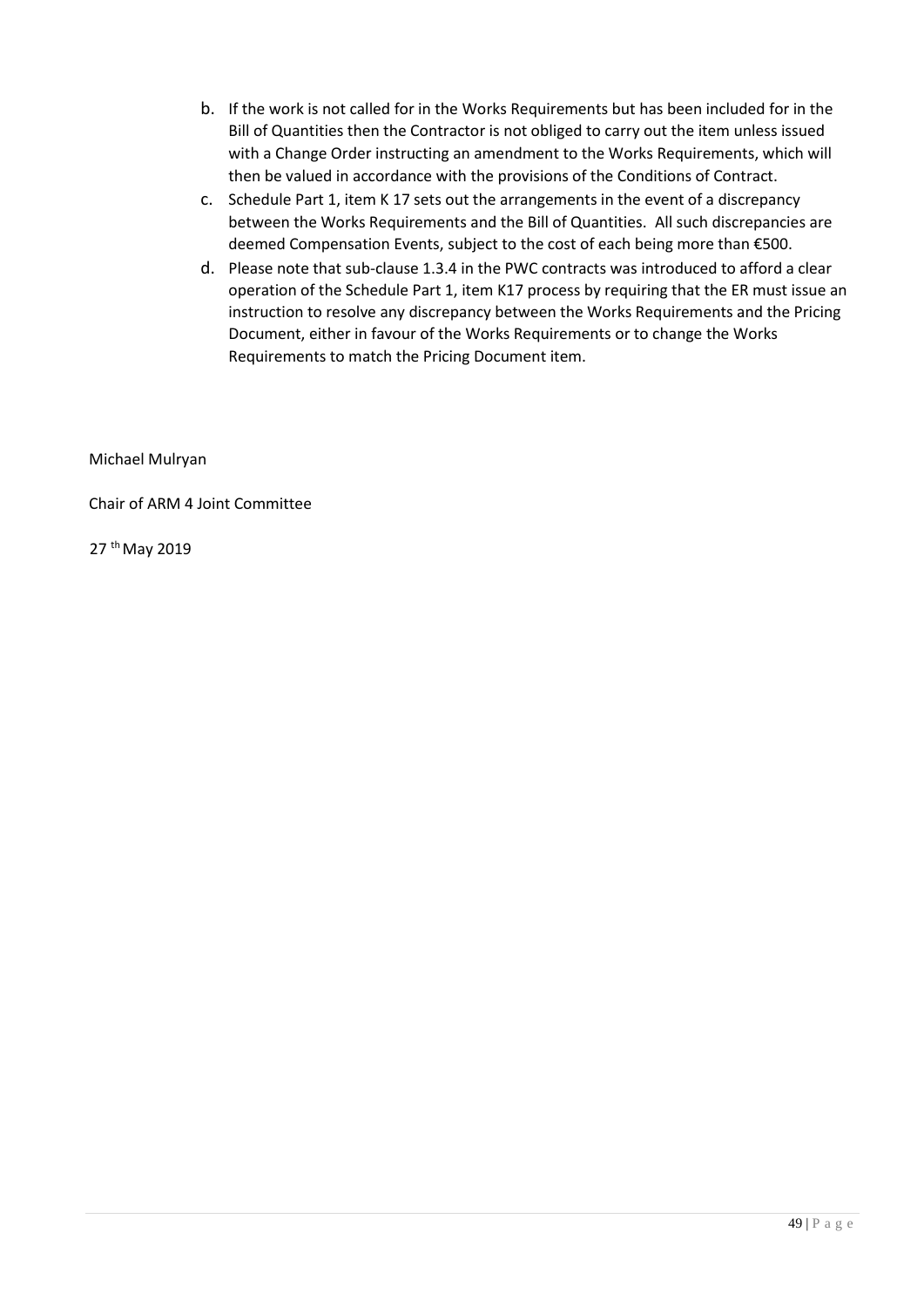b. If the work is not called for in the Works Requirements but has been included for in the Bill of Quantities then the Contractor is not obliged to carry out the item unless issued with a Change Order instructing an amendment to the Works Requirements, which will then be valued in accordance with the provisions of the Conditions of Contract.

c. Schedule Part 1, item K 17 sets out the arrangements in the event of a discrepancy between the Works Requirements and the Bill of Quantities. All such discrepancies are deemed Compensation Events, subject to the cost of each being more than €500.

d. Please note that sub-clause 1.3.4 in the PWC contracts was introduced to afford a clear operation of the Schedule Part 1, item K17 process by requiring that the ER must issue an instruction to resolve any discrepancy between the Works Requirements and the Pricing Document, either in favour of the Works Requirements or to change the Works Requirements to match the Pricing Document item.

Michael Mulryan

Chair of ARM 4 Joint Committee

27th May 2019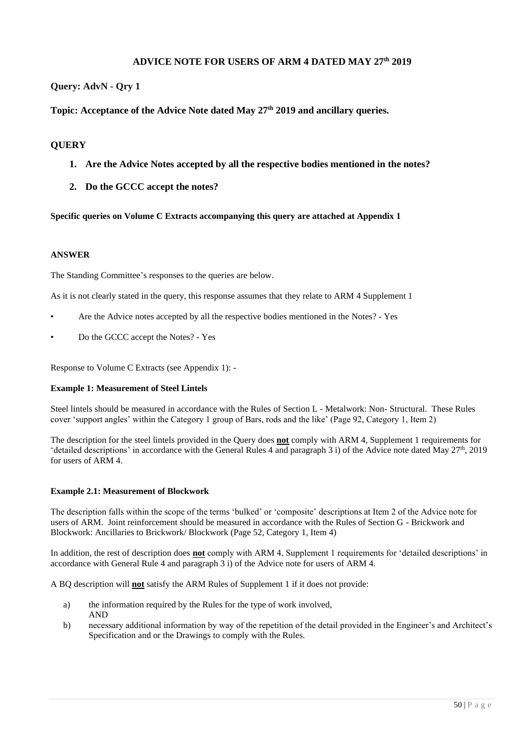## ADVICE NOTE FOR USERS OF ARM 4 DATED MAY 27th 2019

### Query: AdvN - Qry 1

### Topic: Acceptance of the Advice Note dated May 27th 2019 and ancillary queries.

## QUERY

1. **Are the Advice Notes accepted by all the respective bodies mentioned in the notes?**
2. **Do the GCCC accept the notes?**

**Specific queries on Volume C Extracts accompanying this query are attached at Appendix 1**

**ANSWER**

The Standing Committee's responses to the queries are below.

As it is not clearly stated in the query, this response assumes that they relate to ARM 4 Supplement 1

- Are the Advice notes accepted by all the respective bodies mentioned in the Notes? - Yes
- Do the GCCC accept the Notes? - Yes

Response to Volume C Extracts (see Appendix 1): -

**Example 1: Measurement of Steel Lintels**

Steel lintels should be measured in accordance with the Rules of Section L - Metalwork: Non- Structural. These Rules cover 'support angles' within the Category 1 group of Bars, rods and the like' (Page 92, Category 1, Item 2)

The description for the steel lintels provided in the Query does **not** comply with ARM 4, Supplement 1 requirements for 'detailed descriptions' in accordance with the General Rules 4 and paragraph 3 i) of the Advice note dated May 27th, 2019 for users of ARM 4.

**Example 2.1: Measurement of Blockwork**

The description falls within the scope of the terms 'bulked' or 'composite' descriptions at Item 2 of the Advice note for users of ARM. Joint reinforcement should be measured in accordance with the Rules of Section G - Brickwork and Blockwork: Ancillaries to Brickwork/ Blockwork (Page 52, Category 1, Item 4)

In addition, the rest of description does **not** comply with ARM 4, Supplement 1 requirements for 'detailed descriptions' in accordance with General Rule 4 and paragraph 3 i) of the Advice note for users of ARM 4.

A BQ description will **not** satisfy the ARM Rules of Supplement 1 if it does not provide:

a) the information required by the Rules for the type of work involved,
   AND
b) necessary additional information by way of the repetition of the detail provided in the Engineer's and Architect's Specification and or the Drawings to comply with the Rules.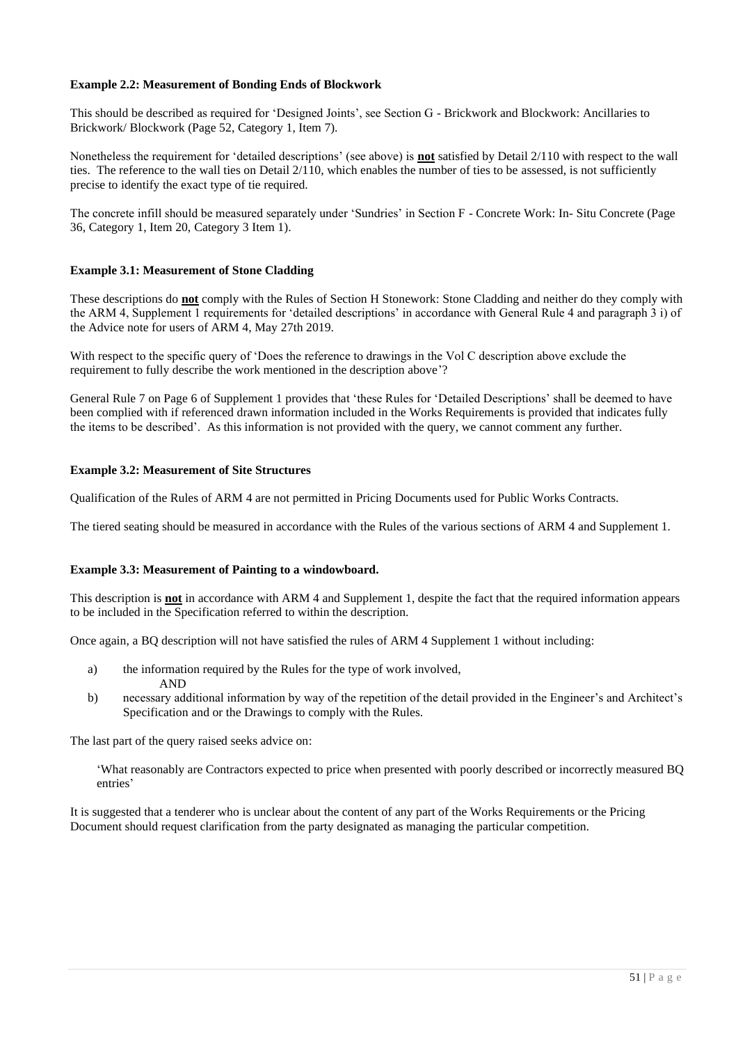**Example 2.2: Measurement of Bonding Ends of Blockwork**

This should be described as required for 'Designed Joints', see Section G - Brickwork and Blockwork: Ancillaries to Brickwork/ Blockwork (Page 52, Category 1, Item 7).

Nonetheless the requirement for 'detailed descriptions' (see above) is **not** satisfied by Detail 2/110 with respect to the wall ties. The reference to the wall ties on Detail 2/110, which enables the number of ties to be assessed, is not sufficiently precise to identify the exact type of tie required.

The concrete infill should be measured separately under 'Sundries' in Section F - Concrete Work: In- Situ Concrete (Page 36, Category 1, Item 20, Category 3 Item 1).

**Example 3.1: Measurement of Stone Cladding**

These descriptions do **not** comply with the Rules of Section H Stonework: Stone Cladding and neither do they comply with the ARM 4, Supplement 1 requirements for 'detailed descriptions' in accordance with General Rule 4 and paragraph 3 i) of the Advice note for users of ARM 4, May 27th 2019.

With respect to the specific query of 'Does the reference to drawings in the Vol C description above exclude the requirement to fully describe the work mentioned in the description above'?

General Rule 7 on Page 6 of Supplement 1 provides that 'these Rules for 'Detailed Descriptions' shall be deemed to have been complied with if referenced drawn information included in the Works Requirements is provided that indicates fully the items to be described'. As this information is not provided with the query, we cannot comment any further.

**Example 3.2: Measurement of Site Structures**

Qualification of the Rules of ARM 4 are not permitted in Pricing Documents used for Public Works Contracts.

The tiered seating should be measured in accordance with the Rules of the various sections of ARM 4 and Supplement 1.

**Example 3.3: Measurement of Painting to a windowboard.**

This description is **not** in accordance with ARM 4 and Supplement 1, despite the fact that the required information appears to be included in the Specification referred to within the description.

Once again, a BQ description will not have satisfied the rules of ARM 4 Supplement 1 without including:

a) the information required by the Rules for the type of work involved,
   AND
b) necessary additional information by way of the repetition of the detail provided in the Engineer's and Architect's Specification and or the Drawings to comply with the Rules.

The last part of the query raised seeks advice on:

> 'What reasonably are Contractors expected to price when presented with poorly described or incorrectly measured BQ entries'

It is suggested that a tenderer who is unclear about the content of any part of the Works Requirements or the Pricing Document should request clarification from the party designated as managing the particular competition.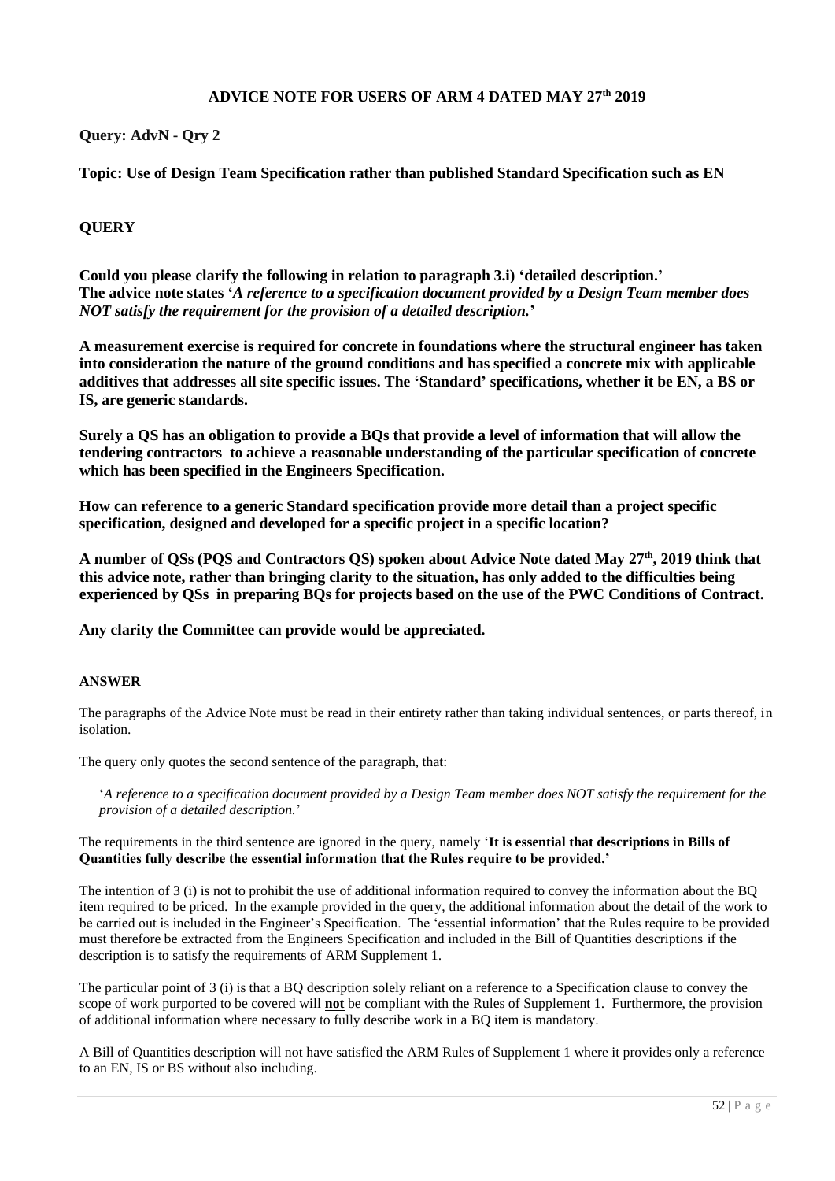**ADVICE NOTE FOR USERS OF ARM 4 DATED MAY 27th 2019**

**Query: AdvN - Qry 2**

**Topic: Use of Design Team Specification rather than published Standard Specification such as EN**

## QUERY

**Could you please clarify the following in relation to paragraph 3.i) 'detailed description.' The advice note states '*A reference to a specification document provided by a Design Team member does NOT satisfy the requirement for the provision of a detailed description.*'**

**A measurement exercise is required for concrete in foundations where the structural engineer has taken into consideration the nature of the ground conditions and has specified a concrete mix with applicable additives that addresses all site specific issues. The 'Standard' specifications, whether it be EN, a BS or IS, are generic standards.**

**Surely a QS has an obligation to provide a BQs that provide a level of information that will allow the tendering contractors to achieve a reasonable understanding of the particular specification of concrete which has been specified in the Engineers Specification.**

**How can reference to a generic Standard specification provide more detail than a project specific specification, designed and developed for a specific project in a specific location?**

**A number of QSs (PQS and Contractors QS) spoken about Advice Note dated May 27th, 2019 think that this advice note, rather than bringing clarity to the situation, has only added to the difficulties being experienced by QSs in preparing BQs for projects based on the use of the PWC Conditions of Contract.**

**Any clarity the Committee can provide would be appreciated.**

## ANSWER

The paragraphs of the Advice Note must be read in their entirety rather than taking individual sentences, or parts thereof, in isolation.

The query only quotes the second sentence of the paragraph, that:

> '*A reference to a specification document provided by a Design Team member does NOT satisfy the requirement for the provision of a detailed description.*'

The requirements in the third sentence are ignored in the query, namely '**It is essential that descriptions in Bills of Quantities fully describe the essential information that the Rules require to be provided.**'

The intention of 3 (i) is not to prohibit the use of additional information required to convey the information about the BQ item required to be priced. In the example provided in the query, the additional information about the detail of the work to be carried out is included in the Engineer's Specification. The 'essential information' that the Rules require to be provided must therefore be extracted from the Engineers Specification and included in the Bill of Quantities descriptions if the description is to satisfy the requirements of ARM Supplement 1.

The particular point of 3 (i) is that a BQ description solely reliant on a reference to a Specification clause to convey the scope of work purported to be covered will **not** be compliant with the Rules of Supplement 1. Furthermore, the provision of additional information where necessary to fully describe work in a BQ item is mandatory.

A Bill of Quantities description will not have satisfied the ARM Rules of Supplement 1 where it provides only a reference to an EN, IS or BS without also including.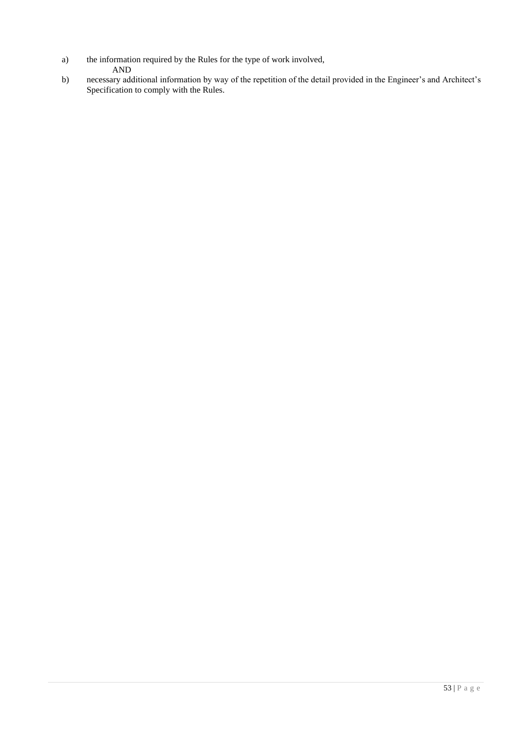a) the information required by the Rules for the type of work involved,

   AND

b) necessary additional information by way of the repetition of the detail provided in the Engineer's and Architect's Specification to comply with the Rules.